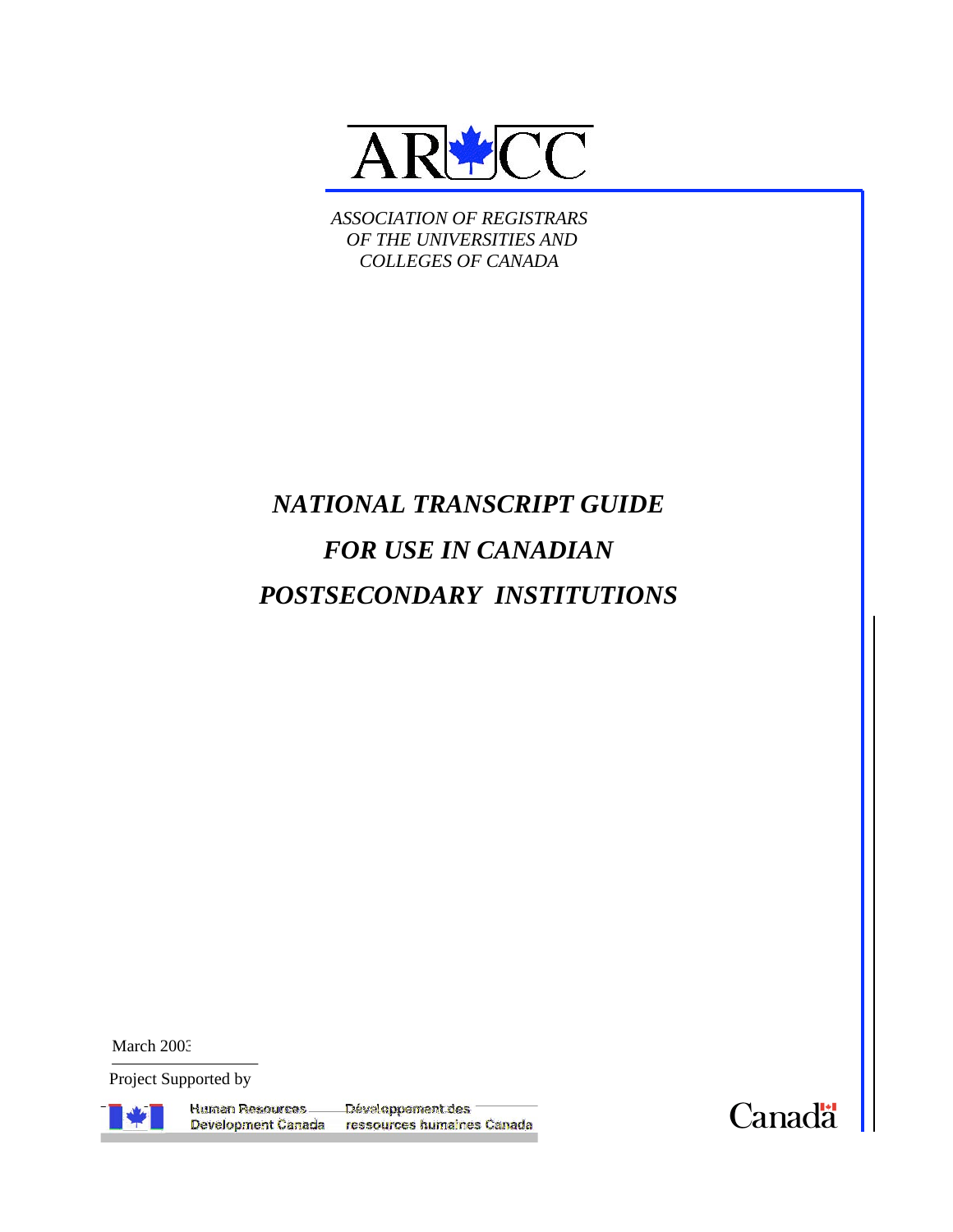ARCC

*ASSOCIATION OF REGISTRARS OF THE UNIVERSITIES AND COLLEGES OF CANADA*

# *NATIONAL TRANSCRIPT GUIDE FOR USE IN CANADIAN POSTSECONDARY INSTITUTIONS*

March 2003

Project Supported by

Human Resources Development Canada — Développement des ressources humaines Canada

Canada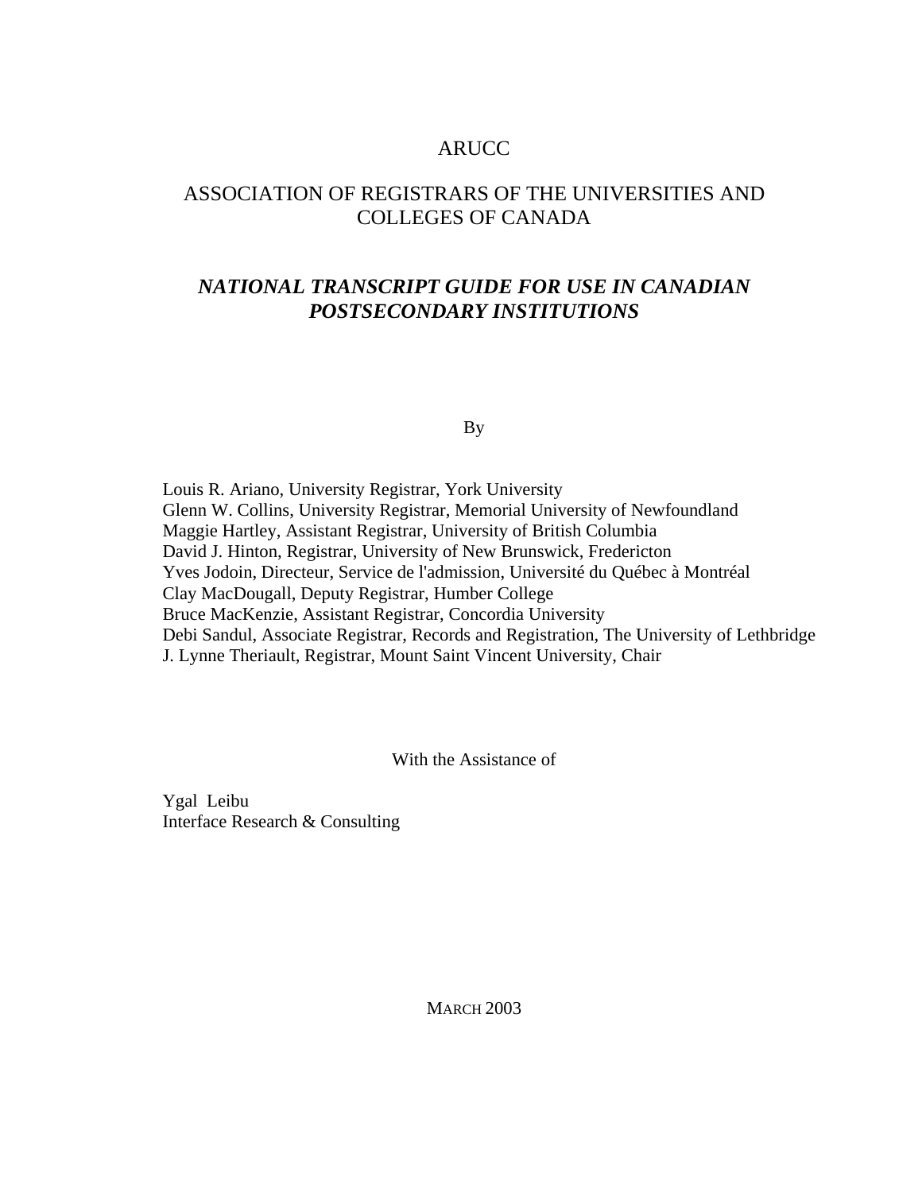# ARUCC

## ASSOCIATION OF REGISTRARS OF THE UNIVERSITIES AND COLLEGES OF CANADA

## *NATIONAL TRANSCRIPT GUIDE FOR USE IN CANADIAN POSTSECONDARY INSTITUTIONS*

By

Louis R. Ariano, University Registrar, York University
Glenn W. Collins, University Registrar, Memorial University of Newfoundland
Maggie Hartley, Assistant Registrar, University of British Columbia
David J. Hinton, Registrar, University of New Brunswick, Fredericton
Yves Jodoin, Directeur, Service de l'admission, Université du Québec à Montréal
Clay MacDougall, Deputy Registrar, Humber College
Bruce MacKenzie, Assistant Registrar, Concordia University
Debi Sandul, Associate Registrar, Records and Registration, The University of Lethbridge
J. Lynne Theriault, Registrar, Mount Saint Vincent University, Chair

With the Assistance of

Ygal Leibu
Interface Research & Consulting

MARCH 2003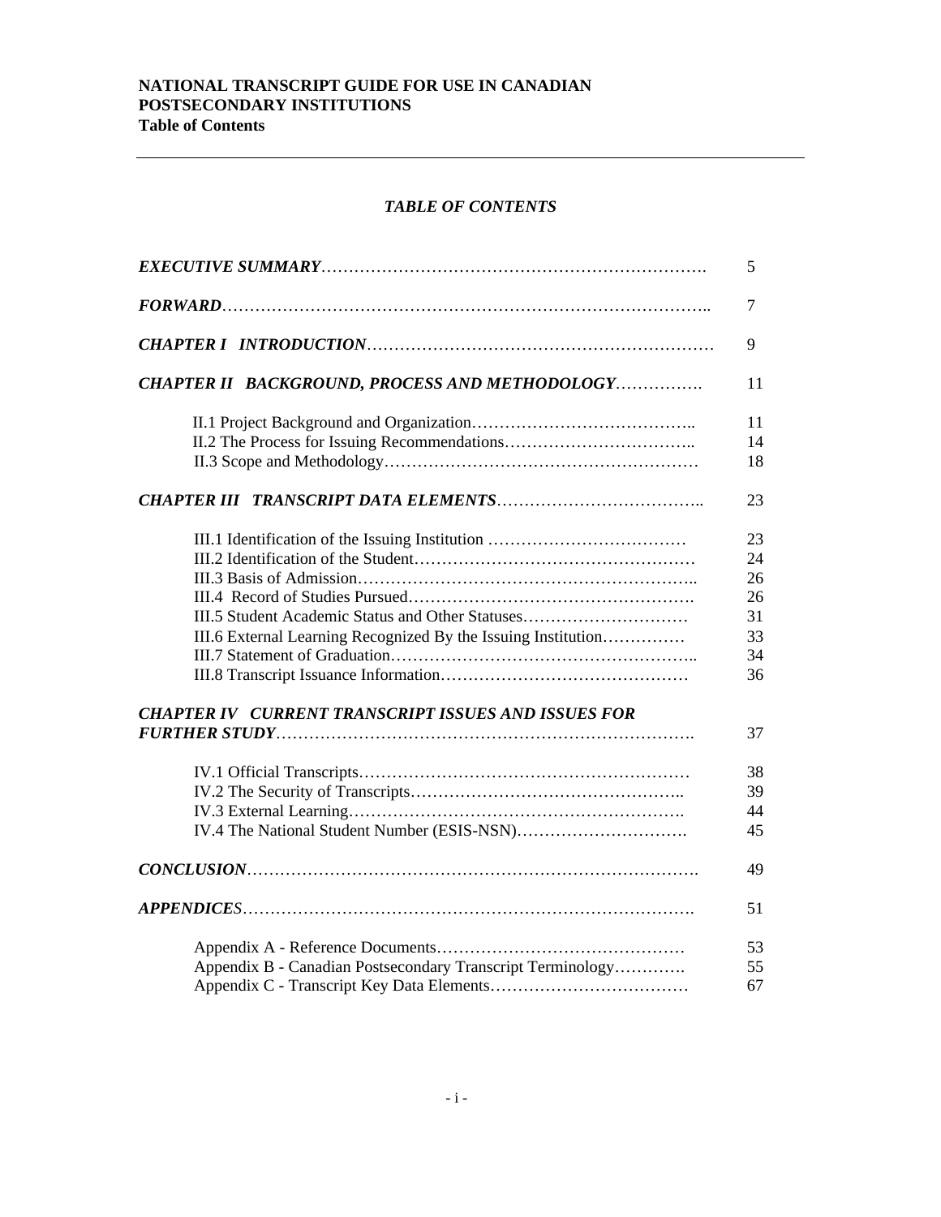**NATIONAL TRANSCRIPT GUIDE FOR USE IN CANADIAN POSTSECONDARY INSTITUTIONS**
**Table of Contents**

---

## *TABLE OF CONTENTS*

| | |
|---|---|
| ***EXECUTIVE SUMMARY*** | 5 |
| ***FORWARD*** | 7 |
| ***CHAPTER I INTRODUCTION*** | 9 |
| ***CHAPTER II BACKGROUND, PROCESS AND METHODOLOGY*** | 11 |
| II.1 Project Background and Organization | 11 |
| II.2 The Process for Issuing Recommendations | 14 |
| II.3 Scope and Methodology | 18 |
| ***CHAPTER III TRANSCRIPT DATA ELEMENTS*** | 23 |
| III.1 Identification of the Issuing Institution | 23 |
| III.2 Identification of the Student | 24 |
| III.3 Basis of Admission | 26 |
| III.4 Record of Studies Pursued | 26 |
| III.5 Student Academic Status and Other Statuses | 31 |
| III.6 External Learning Recognized By the Issuing Institution | 33 |
| III.7 Statement of Graduation | 34 |
| III.8 Transcript Issuance Information | 36 |
| ***CHAPTER IV CURRENT TRANSCRIPT ISSUES AND ISSUES FOR FURTHER STUDY*** | 37 |
| IV.1 Official Transcripts | 38 |
| IV.2 The Security of Transcripts | 39 |
| IV.3 External Learning | 44 |
| IV.4 The National Student Number (ESIS-NSN) | 45 |
| ***CONCLUSION*** | 49 |
| ***APPENDICES*** | 51 |
| Appendix A - Reference Documents | 53 |
| Appendix B - Canadian Postsecondary Transcript Terminology | 55 |
| Appendix C - Transcript Key Data Elements | 67 |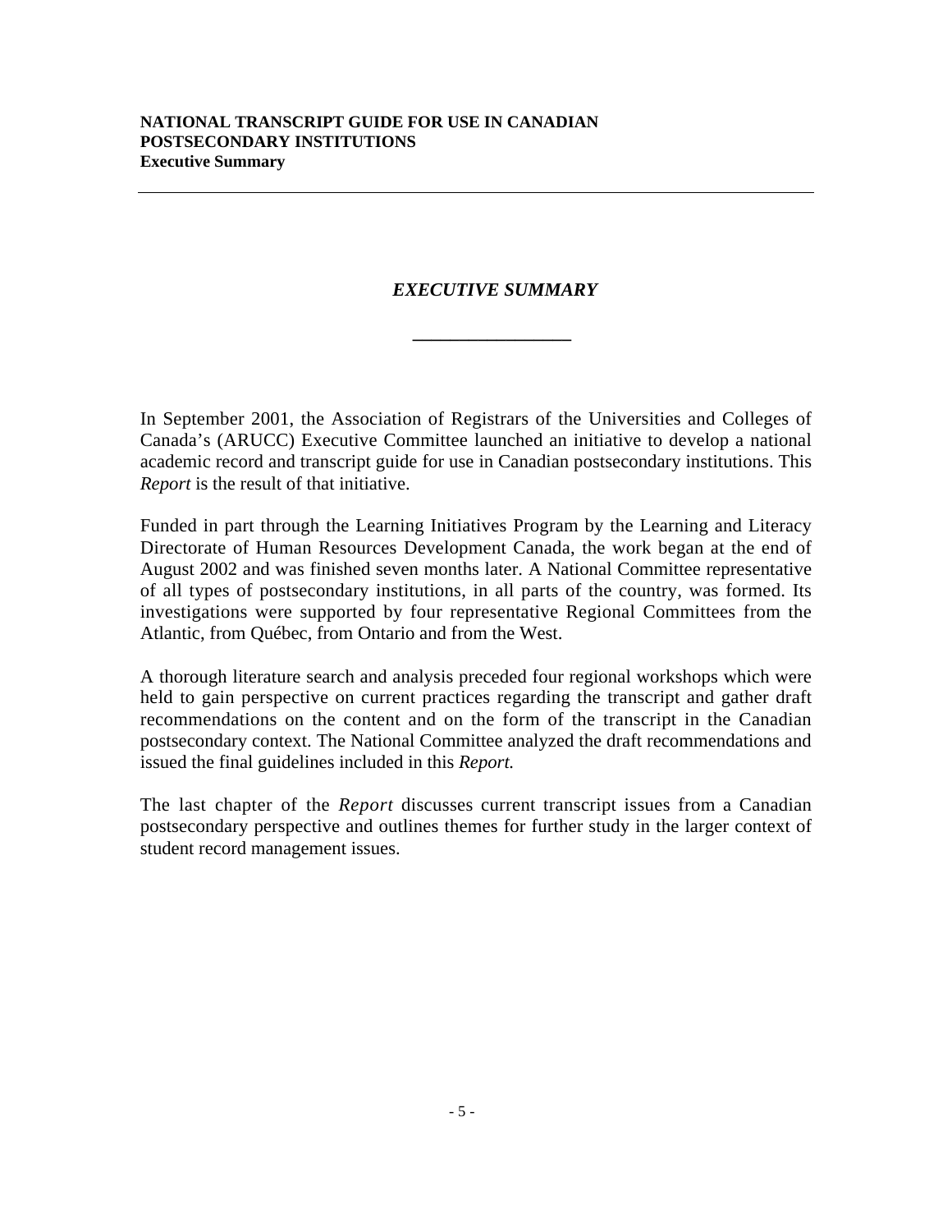# *EXECUTIVE SUMMARY*

In September 2001, the Association of Registrars of the Universities and Colleges of Canada's (ARUCC) Executive Committee launched an initiative to develop a national academic record and transcript guide for use in Canadian postsecondary institutions. This *Report* is the result of that initiative.

Funded in part through the Learning Initiatives Program by the Learning and Literacy Directorate of Human Resources Development Canada, the work began at the end of August 2002 and was finished seven months later. A National Committee representative of all types of postsecondary institutions, in all parts of the country, was formed. Its investigations were supported by four representative Regional Committees from the Atlantic, from Québec, from Ontario and from the West.

A thorough literature search and analysis preceded four regional workshops which were held to gain perspective on current practices regarding the transcript and gather draft recommendations on the content and on the form of the transcript in the Canadian postsecondary context. The National Committee analyzed the draft recommendations and issued the final guidelines included in this *Report.*

The last chapter of the *Report* discusses current transcript issues from a Canadian postsecondary perspective and outlines themes for further study in the larger context of student record management issues.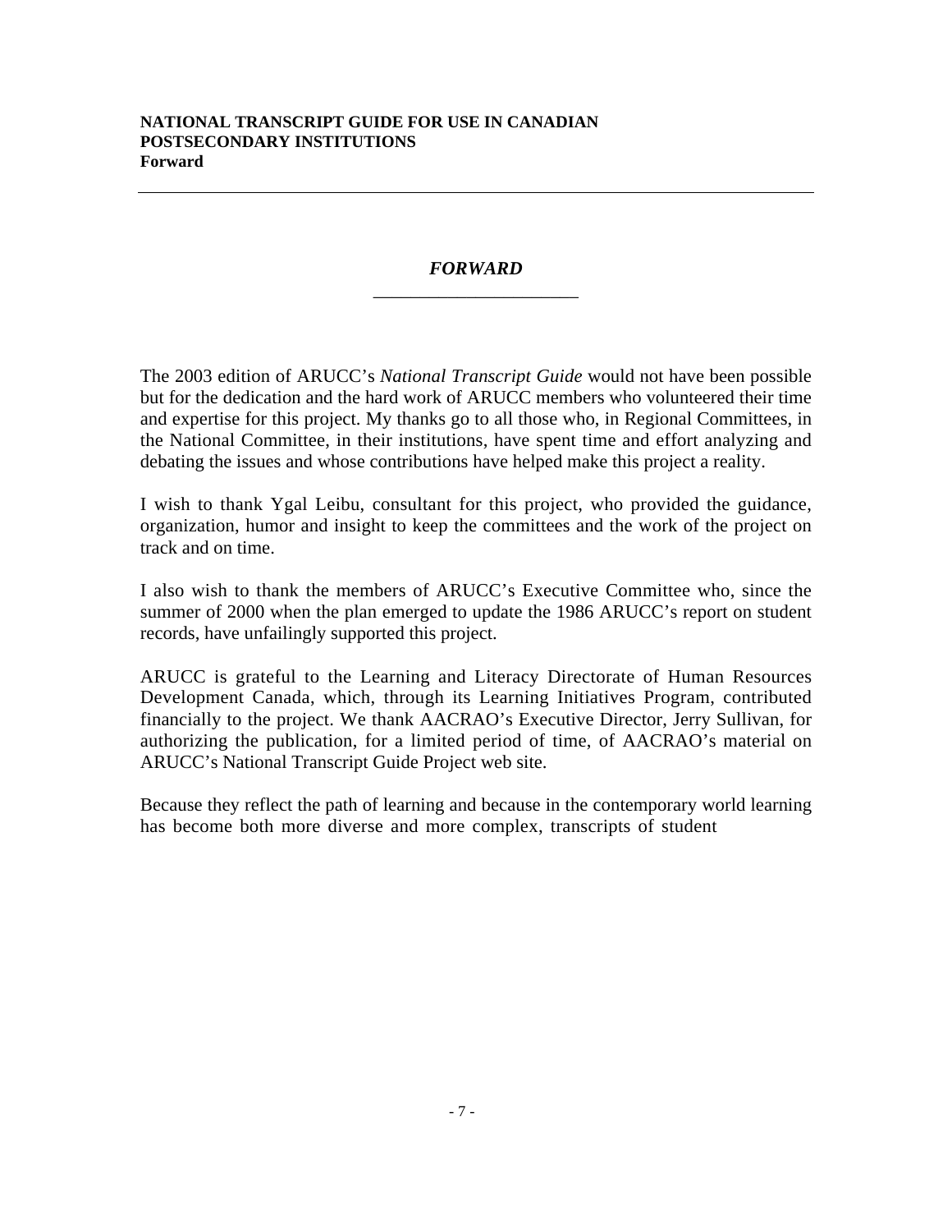# *FORWARD*

The 2003 edition of ARUCC's *National Transcript Guide* would not have been possible but for the dedication and the hard work of ARUCC members who volunteered their time and expertise for this project. My thanks go to all those who, in Regional Committees, in the National Committee, in their institutions, have spent time and effort analyzing and debating the issues and whose contributions have helped make this project a reality.

I wish to thank Ygal Leibu, consultant for this project, who provided the guidance, organization, humor and insight to keep the committees and the work of the project on track and on time.

I also wish to thank the members of ARUCC's Executive Committee who, since the summer of 2000 when the plan emerged to update the 1986 ARUCC's report on student records, have unfailingly supported this project.

ARUCC is grateful to the Learning and Literacy Directorate of Human Resources Development Canada, which, through its Learning Initiatives Program, contributed financially to the project. We thank AACRAO's Executive Director, Jerry Sullivan, for authorizing the publication, for a limited period of time, of AACRAO's material on ARUCC's National Transcript Guide Project web site.

Because they reflect the path of learning and because in the contemporary world learning has become both more diverse and more complex, transcripts of student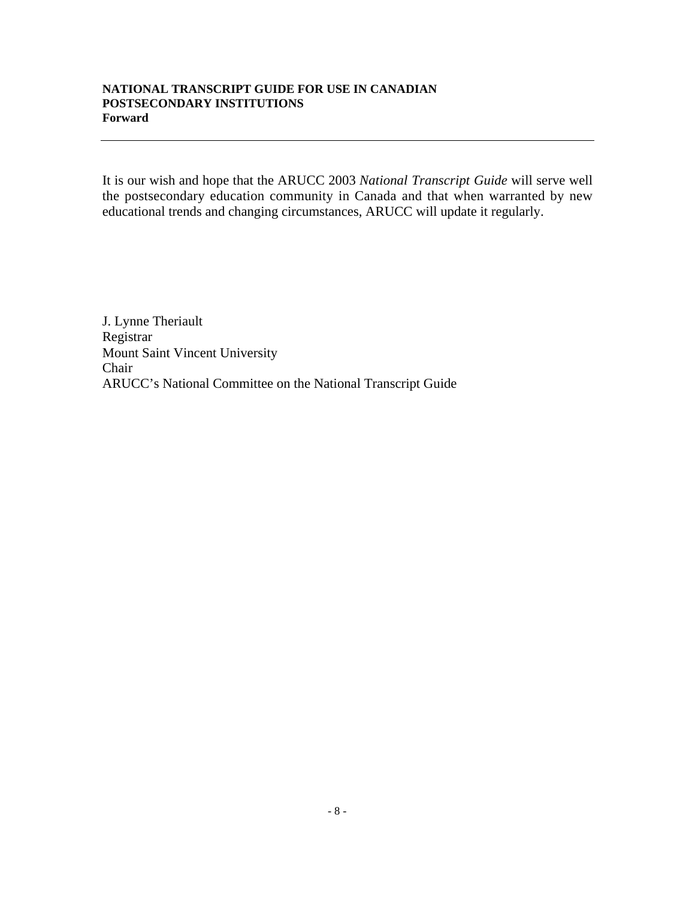**NATIONAL TRANSCRIPT GUIDE FOR USE IN CANADIAN POSTSECONDARY INSTITUTIONS**
**Forward**

---

It is our wish and hope that the ARUCC 2003 *National Transcript Guide* will serve well the postsecondary education community in Canada and that when warranted by new educational trends and changing circumstances, ARUCC will update it regularly.

J. Lynne Theriault
Registrar
Mount Saint Vincent University
Chair
ARUCC's National Committee on the National Transcript Guide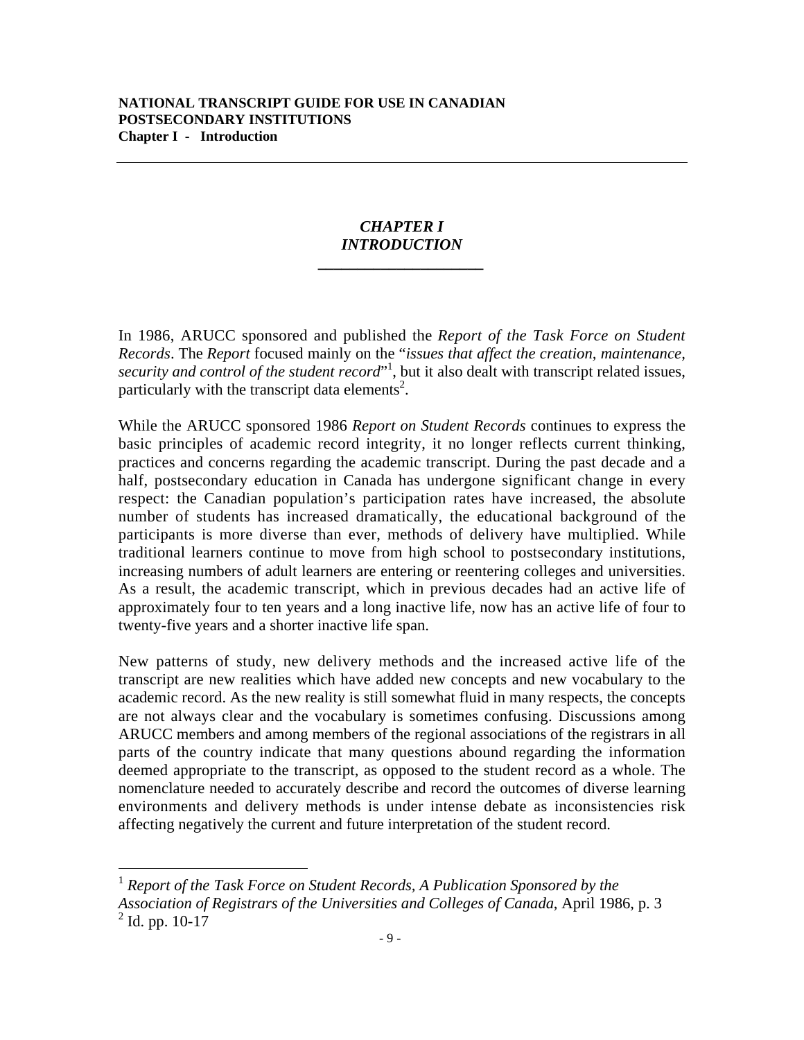# *CHAPTER I*
# *INTRODUCTION*

In 1986, ARUCC sponsored and published the *Report of the Task Force on Student Records*. The *Report* focused mainly on the "*issues that affect the creation, maintenance, security and control of the student record*"[1], but it also dealt with transcript related issues, particularly with the transcript data elements[2].

While the ARUCC sponsored 1986 *Report on Student Records* continues to express the basic principles of academic record integrity, it no longer reflects current thinking, practices and concerns regarding the academic transcript. During the past decade and a half, postsecondary education in Canada has undergone significant change in every respect: the Canadian population's participation rates have increased, the absolute number of students has increased dramatically, the educational background of the participants is more diverse than ever, methods of delivery have multiplied. While traditional learners continue to move from high school to postsecondary institutions, increasing numbers of adult learners are entering or reentering colleges and universities. As a result, the academic transcript, which in previous decades had an active life of approximately four to ten years and a long inactive life, now has an active life of four to twenty-five years and a shorter inactive life span.

New patterns of study, new delivery methods and the increased active life of the transcript are new realities which have added new concepts and new vocabulary to the academic record. As the new reality is still somewhat fluid in many respects, the concepts are not always clear and the vocabulary is sometimes confusing. Discussions among ARUCC members and among members of the regional associations of the registrars in all parts of the country indicate that many questions abound regarding the information deemed appropriate to the transcript, as opposed to the student record as a whole. The nomenclature needed to accurately describe and record the outcomes of diverse learning environments and delivery methods is under intense debate as inconsistencies risk affecting negatively the current and future interpretation of the student record.

---

[1] *Report of the Task Force on Student Records, A Publication Sponsored by the Association of Registrars of the Universities and Colleges of Canada*, April 1986, p. 3

[2] Id. pp. 10-17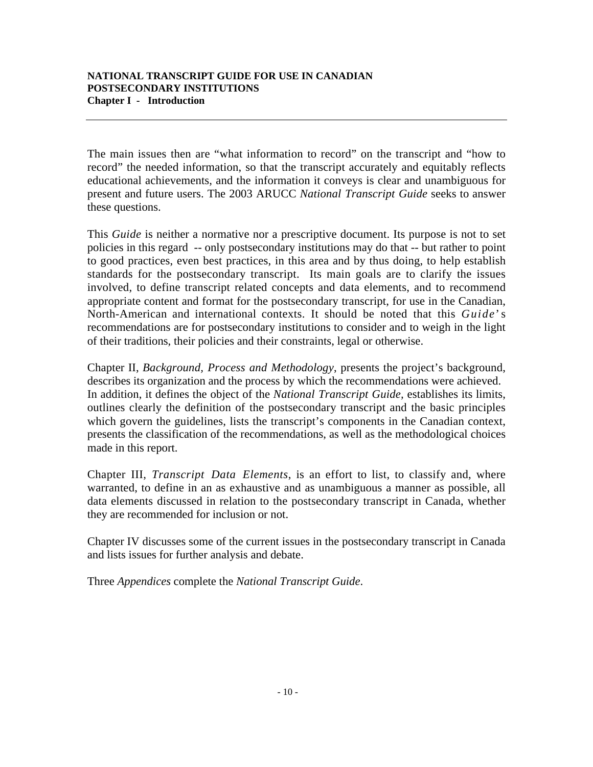The main issues then are “what information to record” on the transcript and “how to record” the needed information, so that the transcript accurately and equitably reflects educational achievements, and the information it conveys is clear and unambiguous for present and future users. The 2003 ARUCC *National Transcript Guide* seeks to answer these questions.

This *Guide* is neither a normative nor a prescriptive document. Its purpose is not to set policies in this regard -- only postsecondary institutions may do that -- but rather to point to good practices, even best practices, in this area and by thus doing, to help establish standards for the postsecondary transcript. Its main goals are to clarify the issues involved, to define transcript related concepts and data elements, and to recommend appropriate content and format for the postsecondary transcript, for use in the Canadian, North-American and international contexts. It should be noted that this *Guide*’s recommendations are for postsecondary institutions to consider and to weigh in the light of their traditions, their policies and their constraints, legal or otherwise.

Chapter II, *Background, Process and Methodology*, presents the project’s background, describes its organization and the process by which the recommendations were achieved. In addition, it defines the object of the *National Transcript Guide,* establishes its limits, outlines clearly the definition of the postsecondary transcript and the basic principles which govern the guidelines, lists the transcript’s components in the Canadian context, presents the classification of the recommendations, as well as the methodological choices made in this report.

Chapter III, *Transcript Data Elements*, is an effort to list, to classify and, where warranted, to define in an as exhaustive and as unambiguous a manner as possible, all data elements discussed in relation to the postsecondary transcript in Canada, whether they are recommended for inclusion or not.

Chapter IV discusses some of the current issues in the postsecondary transcript in Canada and lists issues for further analysis and debate.

Three *Appendices* complete the *National Transcript Guide*.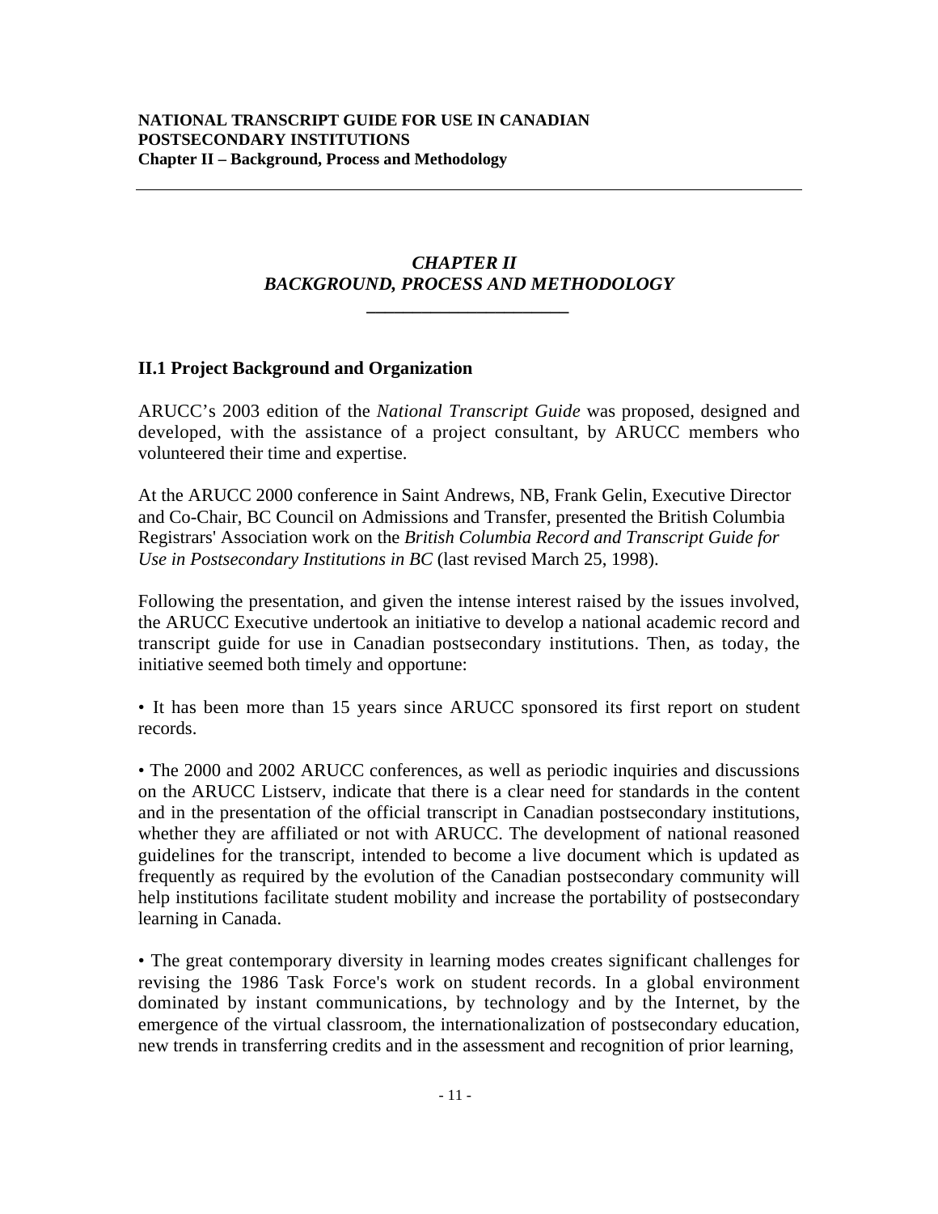# *CHAPTER II*
# *BACKGROUND, PROCESS AND METHODOLOGY*

## II.1 Project Background and Organization

ARUCC's 2003 edition of the *National Transcript Guide* was proposed, designed and developed, with the assistance of a project consultant, by ARUCC members who volunteered their time and expertise.

At the ARUCC 2000 conference in Saint Andrews, NB, Frank Gelin, Executive Director and Co-Chair, BC Council on Admissions and Transfer, presented the British Columbia Registrars' Association work on the *British Columbia Record and Transcript Guide for Use in Postsecondary Institutions in BC* (last revised March 25, 1998).

Following the presentation, and given the intense interest raised by the issues involved, the ARUCC Executive undertook an initiative to develop a national academic record and transcript guide for use in Canadian postsecondary institutions. Then, as today, the initiative seemed both timely and opportune:

- It has been more than 15 years since ARUCC sponsored its first report on student records.

- The 2000 and 2002 ARUCC conferences, as well as periodic inquiries and discussions on the ARUCC Listserv, indicate that there is a clear need for standards in the content and in the presentation of the official transcript in Canadian postsecondary institutions, whether they are affiliated or not with ARUCC. The development of national reasoned guidelines for the transcript, intended to become a live document which is updated as frequently as required by the evolution of the Canadian postsecondary community will help institutions facilitate student mobility and increase the portability of postsecondary learning in Canada.

- The great contemporary diversity in learning modes creates significant challenges for revising the 1986 Task Force's work on student records. In a global environment dominated by instant communications, by technology and by the Internet, by the emergence of the virtual classroom, the internationalization of postsecondary education, new trends in transferring credits and in the assessment and recognition of prior learning,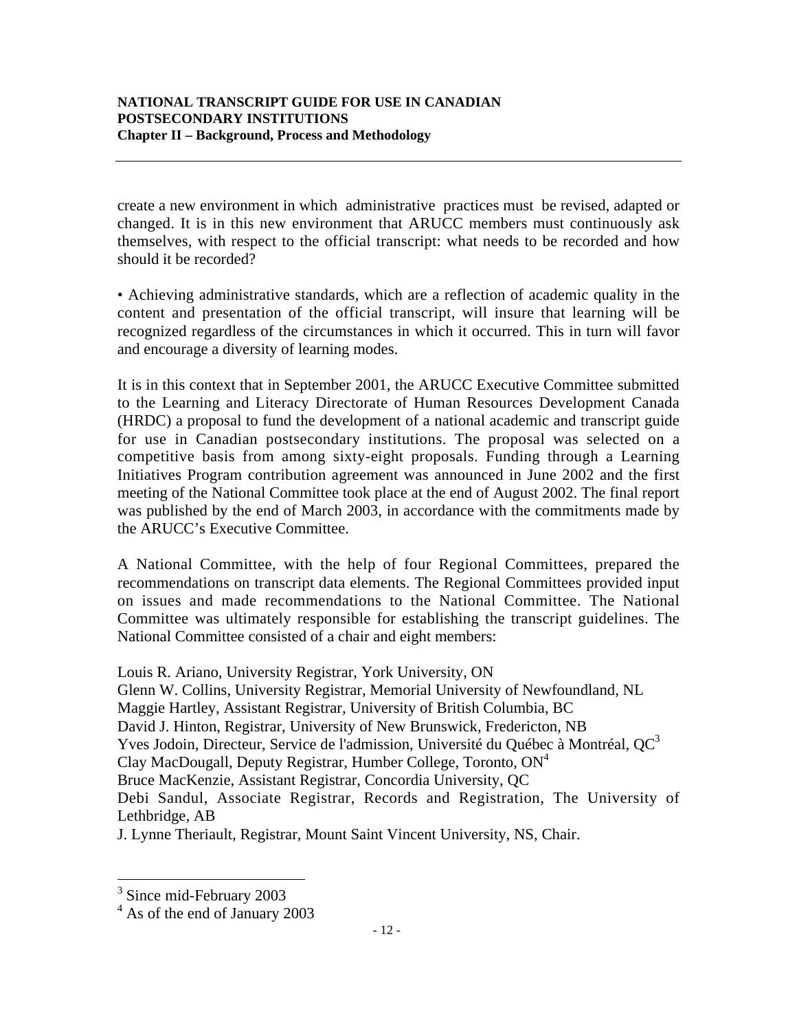create a new environment in which administrative practices must be revised, adapted or changed. It is in this new environment that ARUCC members must continuously ask themselves, with respect to the official transcript: what needs to be recorded and how should it be recorded?

• Achieving administrative standards, which are a reflection of academic quality in the content and presentation of the official transcript, will insure that learning will be recognized regardless of the circumstances in which it occurred. This in turn will favor and encourage a diversity of learning modes.

It is in this context that in September 2001, the ARUCC Executive Committee submitted to the Learning and Literacy Directorate of Human Resources Development Canada (HRDC) a proposal to fund the development of a national academic and transcript guide for use in Canadian postsecondary institutions. The proposal was selected on a competitive basis from among sixty-eight proposals. Funding through a Learning Initiatives Program contribution agreement was announced in June 2002 and the first meeting of the National Committee took place at the end of August 2002. The final report was published by the end of March 2003, in accordance with the commitments made by the ARUCC's Executive Committee.

A National Committee, with the help of four Regional Committees, prepared the recommendations on transcript data elements. The Regional Committees provided input on issues and made recommendations to the National Committee. The National Committee was ultimately responsible for establishing the transcript guidelines. The National Committee consisted of a chair and eight members:

Louis R. Ariano, University Registrar, York University, ON
Glenn W. Collins, University Registrar, Memorial University of Newfoundland, NL
Maggie Hartley, Assistant Registrar, University of British Columbia, BC
David J. Hinton, Registrar, University of New Brunswick, Fredericton, NB
Yves Jodoin, Directeur, Service de l'admission, Université du Québec à Montréal, QC[3]
Clay MacDougall, Deputy Registrar, Humber College, Toronto, ON[4]
Bruce MacKenzie, Assistant Registrar, Concordia University, QC
Debi Sandul, Associate Registrar, Records and Registration, The University of Lethbridge, AB
J. Lynne Theriault, Registrar, Mount Saint Vincent University, NS, Chair.

---

[3] Since mid-February 2003
[4] As of the end of January 2003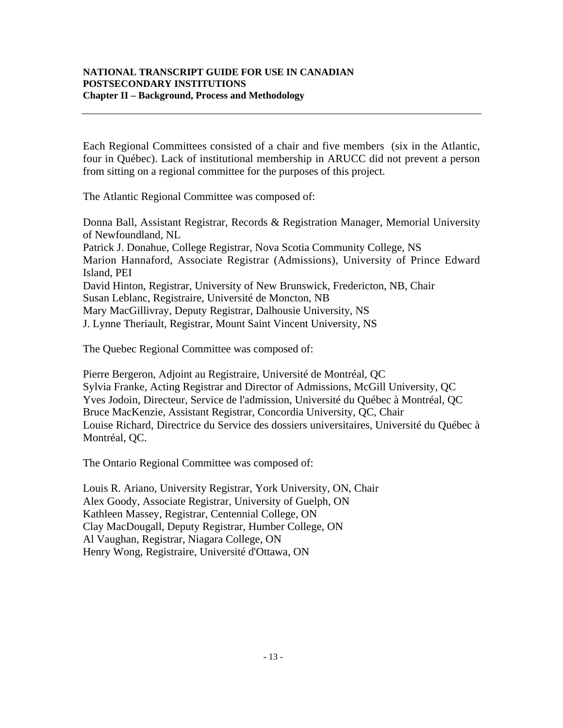Each Regional Committees consisted of a chair and five members (six in the Atlantic, four in Québec). Lack of institutional membership in ARUCC did not prevent a person from sitting on a regional committee for the purposes of this project.

The Atlantic Regional Committee was composed of:

Donna Ball, Assistant Registrar, Records & Registration Manager, Memorial University of Newfoundland, NL  
Patrick J. Donahue, College Registrar, Nova Scotia Community College, NS  
Marion Hannaford, Associate Registrar (Admissions), University of Prince Edward Island, PEI  
David Hinton, Registrar, University of New Brunswick, Fredericton, NB, Chair  
Susan Leblanc, Registraire, Université de Moncton, NB  
Mary MacGillivray, Deputy Registrar, Dalhousie University, NS  
J. Lynne Theriault, Registrar, Mount Saint Vincent University, NS

The Quebec Regional Committee was composed of:

Pierre Bergeron, Adjoint au Registraire, Université de Montréal, QC  
Sylvia Franke, Acting Registrar and Director of Admissions, McGill University, QC  
Yves Jodoin, Directeur, Service de l'admission, Université du Québec à Montréal, QC  
Bruce MacKenzie, Assistant Registrar, Concordia University, QC, Chair  
Louise Richard, Directrice du Service des dossiers universitaires, Université du Québec à Montréal, QC.

The Ontario Regional Committee was composed of:

Louis R. Ariano, University Registrar, York University, ON, Chair  
Alex Goody, Associate Registrar, University of Guelph, ON  
Kathleen Massey, Registrar, Centennial College, ON  
Clay MacDougall, Deputy Registrar, Humber College, ON  
Al Vaughan, Registrar, Niagara College, ON  
Henry Wong, Registraire, Université d'Ottawa, ON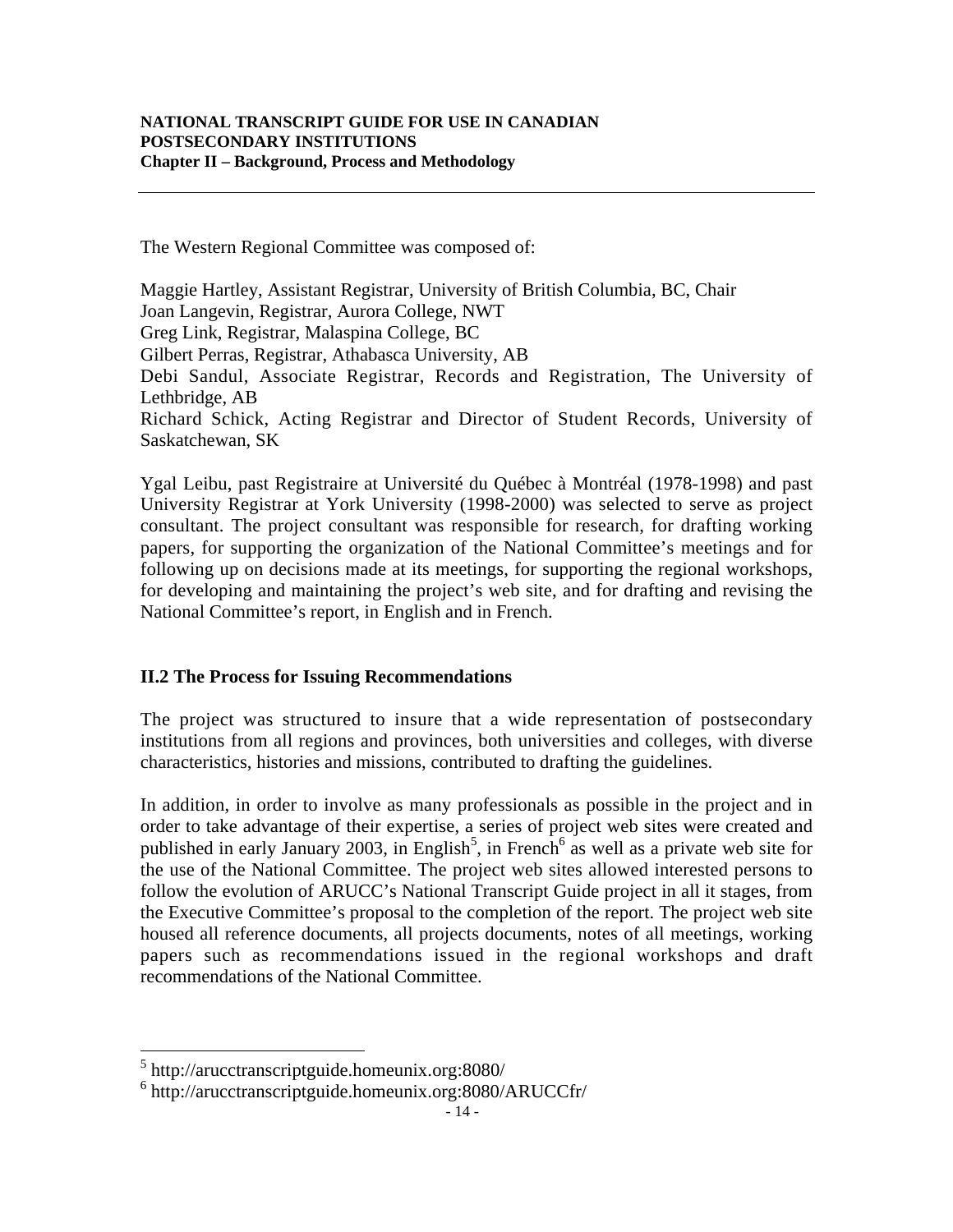The Western Regional Committee was composed of:

Maggie Hartley, Assistant Registrar, University of British Columbia, BC, Chair
Joan Langevin, Registrar, Aurora College, NWT
Greg Link, Registrar, Malaspina College, BC
Gilbert Perras, Registrar, Athabasca University, AB
Debi Sandul, Associate Registrar, Records and Registration, The University of Lethbridge, AB
Richard Schick, Acting Registrar and Director of Student Records, University of Saskatchewan, SK

Ygal Leibu, past Registraire at Université du Québec à Montréal (1978-1998) and past University Registrar at York University (1998-2000) was selected to serve as project consultant. The project consultant was responsible for research, for drafting working papers, for supporting the organization of the National Committee's meetings and for following up on decisions made at its meetings, for supporting the regional workshops, for developing and maintaining the project's web site, and for drafting and revising the National Committee's report, in English and in French.

## II.2 The Process for Issuing Recommendations

The project was structured to insure that a wide representation of postsecondary institutions from all regions and provinces, both universities and colleges, with diverse characteristics, histories and missions, contributed to drafting the guidelines.

In addition, in order to involve as many professionals as possible in the project and in order to take advantage of their expertise, a series of project web sites were created and published in early January 2003, in English[5], in French[6] as well as a private web site for the use of the National Committee. The project web sites allowed interested persons to follow the evolution of ARUCC's National Transcript Guide project in all it stages, from the Executive Committee's proposal to the completion of the report. The project web site housed all reference documents, all projects documents, notes of all meetings, working papers such as recommendations issued in the regional workshops and draft recommendations of the National Committee.

---

[5] http://arucctranscriptguide.homeunix.org:8080/

[6] http://arucctranscriptguide.homeunix.org:8080/ARUCCfr/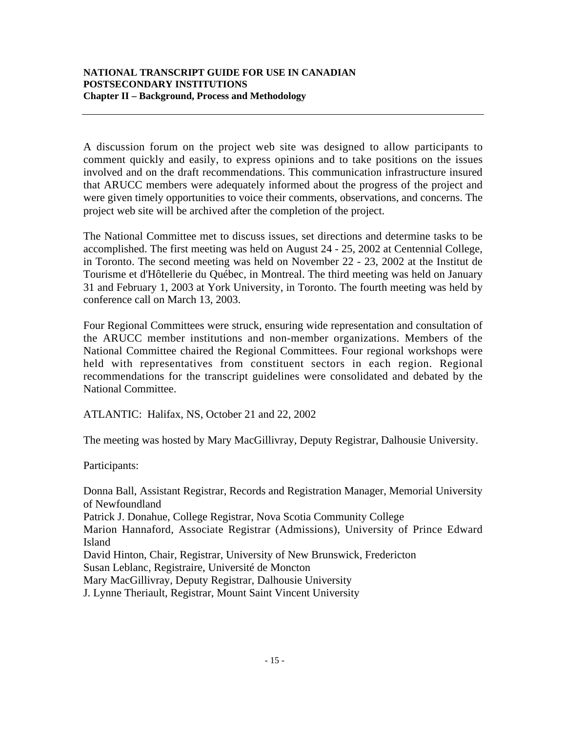A discussion forum on the project web site was designed to allow participants to comment quickly and easily, to express opinions and to take positions on the issues involved and on the draft recommendations. This communication infrastructure insured that ARUCC members were adequately informed about the progress of the project and were given timely opportunities to voice their comments, observations, and concerns. The project web site will be archived after the completion of the project.

The National Committee met to discuss issues, set directions and determine tasks to be accomplished. The first meeting was held on August 24 - 25, 2002 at Centennial College, in Toronto. The second meeting was held on November 22 - 23, 2002 at the Institut de Tourisme et d'Hôtellerie du Québec, in Montreal. The third meeting was held on January 31 and February 1, 2003 at York University, in Toronto. The fourth meeting was held by conference call on March 13, 2003.

Four Regional Committees were struck, ensuring wide representation and consultation of the ARUCC member institutions and non-member organizations. Members of the National Committee chaired the Regional Committees. Four regional workshops were held with representatives from constituent sectors in each region. Regional recommendations for the transcript guidelines were consolidated and debated by the National Committee.

ATLANTIC: Halifax, NS, October 21 and 22, 2002

The meeting was hosted by Mary MacGillivray, Deputy Registrar, Dalhousie University.

Participants:

Donna Ball, Assistant Registrar, Records and Registration Manager, Memorial University of Newfoundland
Patrick J. Donahue, College Registrar, Nova Scotia Community College
Marion Hannaford, Associate Registrar (Admissions), University of Prince Edward Island
David Hinton, Chair, Registrar, University of New Brunswick, Fredericton
Susan Leblanc, Registraire, Université de Moncton
Mary MacGillivray, Deputy Registrar, Dalhousie University
J. Lynne Theriault, Registrar, Mount Saint Vincent University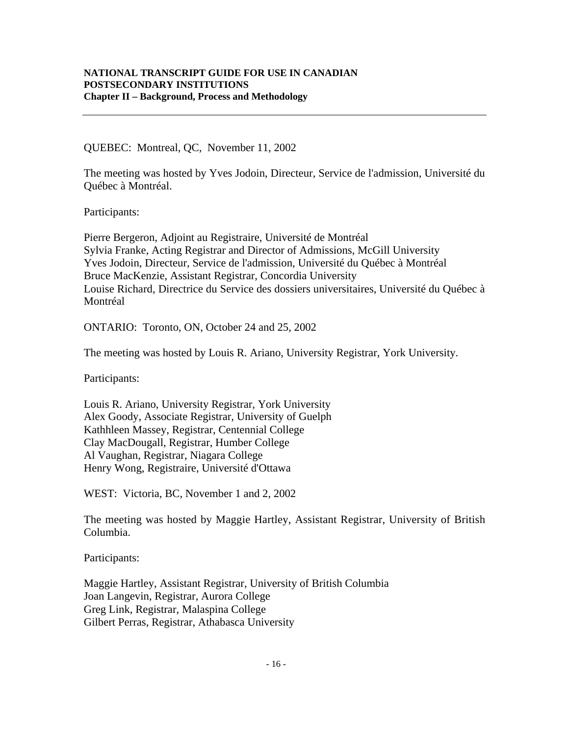QUEBEC: Montreal, QC, November 11, 2002

The meeting was hosted by Yves Jodoin, Directeur, Service de l'admission, Université du Québec à Montréal.

Participants:

Pierre Bergeron, Adjoint au Registraire, Université de Montréal
Sylvia Franke, Acting Registrar and Director of Admissions, McGill University
Yves Jodoin, Directeur, Service de l'admission, Université du Québec à Montréal
Bruce MacKenzie, Assistant Registrar, Concordia University
Louise Richard, Directrice du Service des dossiers universitaires, Université du Québec à Montréal

ONTARIO: Toronto, ON, October 24 and 25, 2002

The meeting was hosted by Louis R. Ariano, University Registrar, York University.

Participants:

Louis R. Ariano, University Registrar, York University
Alex Goody, Associate Registrar, University of Guelph
Kathhleen Massey, Registrar, Centennial College
Clay MacDougall, Registrar, Humber College
Al Vaughan, Registrar, Niagara College
Henry Wong, Registraire, Université d'Ottawa

WEST: Victoria, BC, November 1 and 2, 2002

The meeting was hosted by Maggie Hartley, Assistant Registrar, University of British Columbia.

Participants:

Maggie Hartley, Assistant Registrar, University of British Columbia
Joan Langevin, Registrar, Aurora College
Greg Link, Registrar, Malaspina College
Gilbert Perras, Registrar, Athabasca University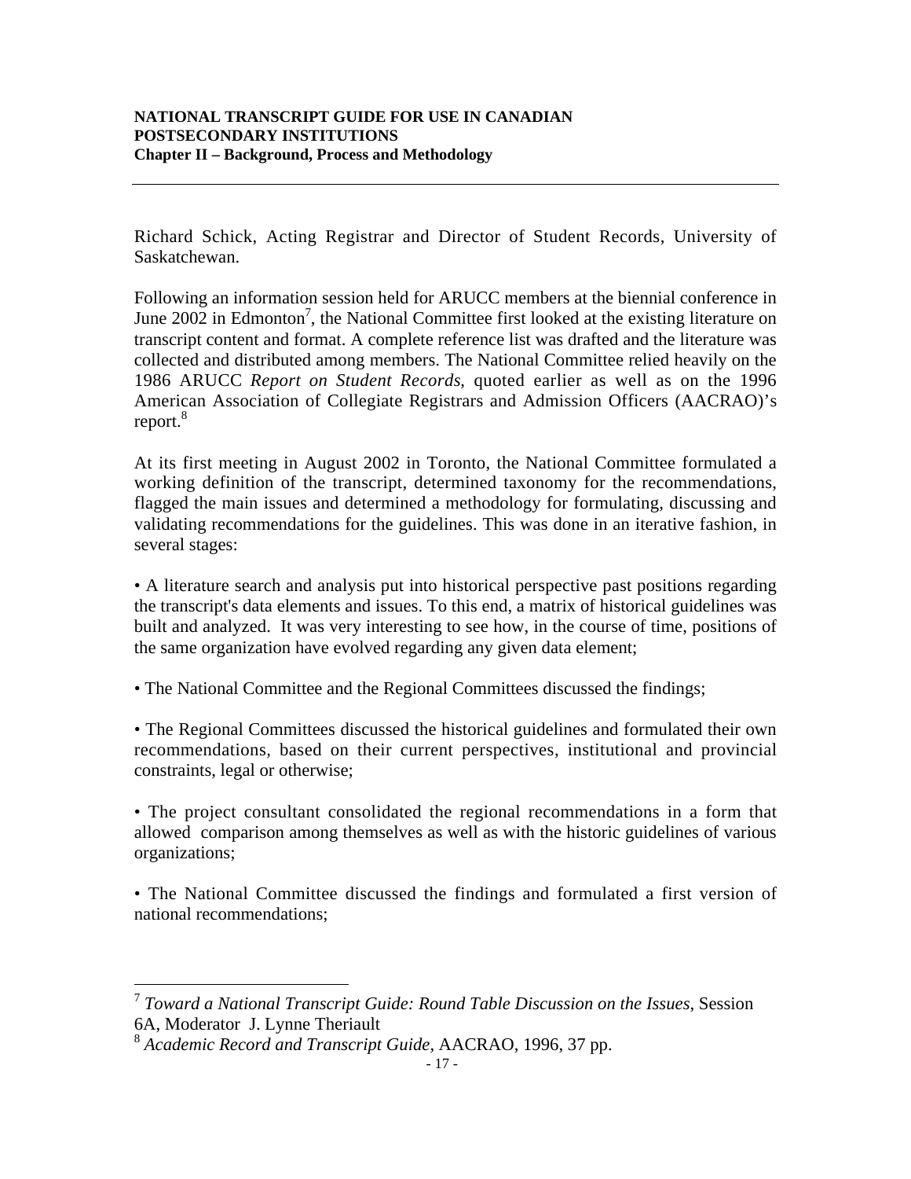Richard Schick, Acting Registrar and Director of Student Records, University of Saskatchewan.

Following an information session held for ARUCC members at the biennial conference in June 2002 in Edmonton[7], the National Committee first looked at the existing literature on transcript content and format. A complete reference list was drafted and the literature was collected and distributed among members. The National Committee relied heavily on the 1986 ARUCC *Report on Student Records*, quoted earlier as well as on the 1996 American Association of Collegiate Registrars and Admission Officers (AACRAO)'s report.[8]

At its first meeting in August 2002 in Toronto, the National Committee formulated a working definition of the transcript, determined taxonomy for the recommendations, flagged the main issues and determined a methodology for formulating, discussing and validating recommendations for the guidelines. This was done in an iterative fashion, in several stages:

• A literature search and analysis put into historical perspective past positions regarding the transcript's data elements and issues. To this end, a matrix of historical guidelines was built and analyzed. It was very interesting to see how, in the course of time, positions of the same organization have evolved regarding any given data element;

• The National Committee and the Regional Committees discussed the findings;

• The Regional Committees discussed the historical guidelines and formulated their own recommendations, based on their current perspectives, institutional and provincial constraints, legal or otherwise;

• The project consultant consolidated the regional recommendations in a form that allowed comparison among themselves as well as with the historic guidelines of various organizations;

• The National Committee discussed the findings and formulated a first version of national recommendations;

---

[7] *Toward a National Transcript Guide: Round Table Discussion on the Issues*, Session 6A, Moderator J. Lynne Theriault

[8] *Academic Record and Transcript Guide*, AACRAO, 1996, 37 pp.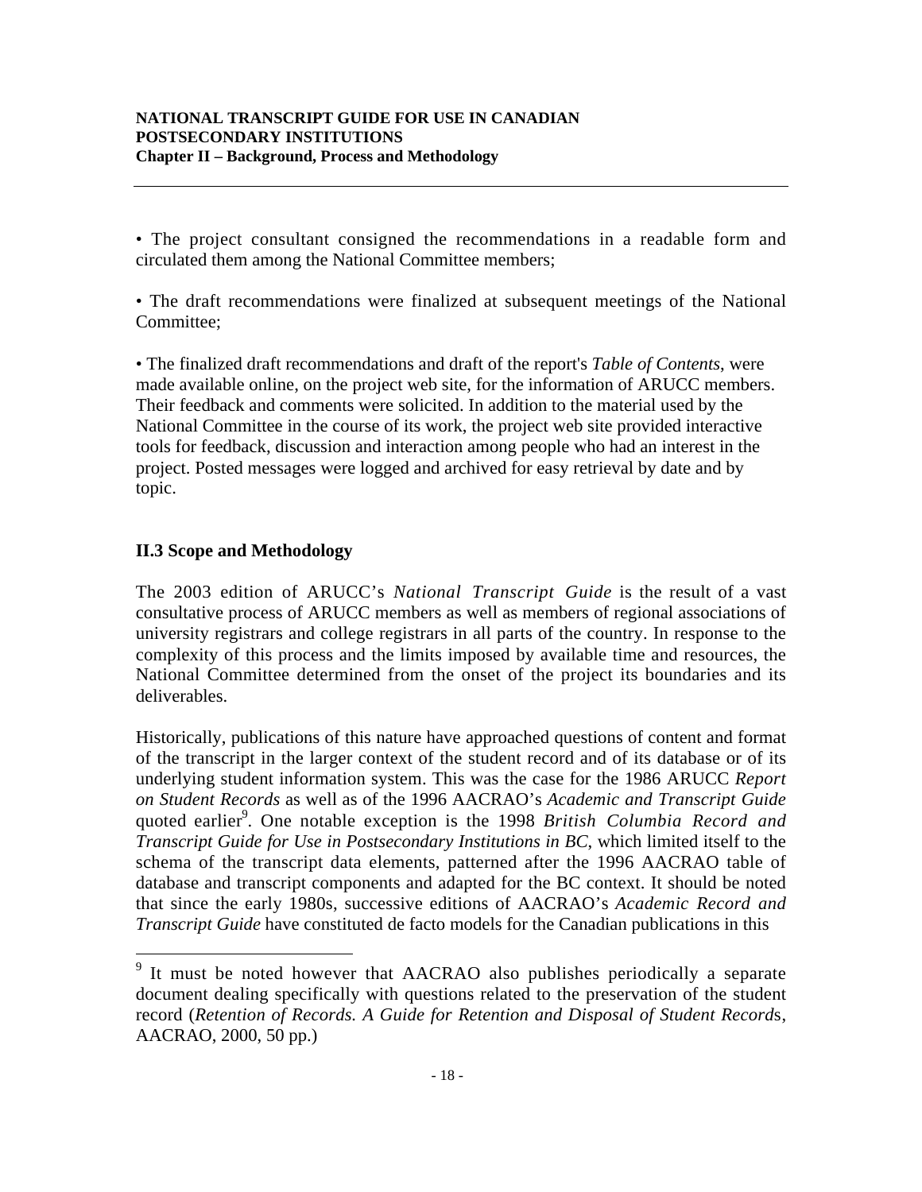• The project consultant consigned the recommendations in a readable form and circulated them among the National Committee members;

• The draft recommendations were finalized at subsequent meetings of the National Committee;

• The finalized draft recommendations and draft of the report's *Table of Contents*, were made available online, on the project web site, for the information of ARUCC members. Their feedback and comments were solicited. In addition to the material used by the National Committee in the course of its work, the project web site provided interactive tools for feedback, discussion and interaction among people who had an interest in the project. Posted messages were logged and archived for easy retrieval by date and by topic.

## II.3 Scope and Methodology

The 2003 edition of ARUCC's *National Transcript Guide* is the result of a vast consultative process of ARUCC members as well as members of regional associations of university registrars and college registrars in all parts of the country. In response to the complexity of this process and the limits imposed by available time and resources, the National Committee determined from the onset of the project its boundaries and its deliverables.

Historically, publications of this nature have approached questions of content and format of the transcript in the larger context of the student record and of its database or of its underlying student information system. This was the case for the 1986 ARUCC *Report on Student Records* as well as of the 1996 AACRAO's *Academic and Transcript Guide* quoted earlier[9]. One notable exception is the 1998 *British Columbia Record and Transcript Guide for Use in Postsecondary Institutions in BC*, which limited itself to the schema of the transcript data elements, patterned after the 1996 AACRAO table of database and transcript components and adapted for the BC context. It should be noted that since the early 1980s, successive editions of AACRAO's *Academic Record and Transcript Guide* have constituted de facto models for the Canadian publications in this

[9] It must be noted however that AACRAO also publishes periodically a separate document dealing specifically with questions related to the preservation of the student record (*Retention of Records. A Guide for Retention and Disposal of Student Records*, AACRAO, 2000, 50 pp.)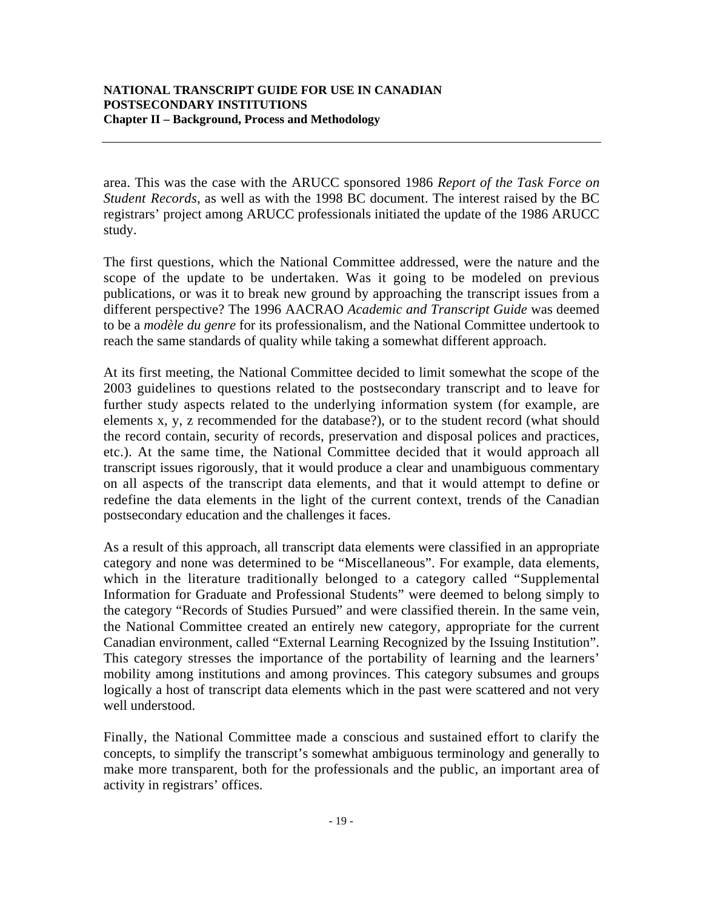area. This was the case with the ARUCC sponsored 1986 *Report of the Task Force on Student Records*, as well as with the 1998 BC document. The interest raised by the BC registrars' project among ARUCC professionals initiated the update of the 1986 ARUCC study.

The first questions, which the National Committee addressed, were the nature and the scope of the update to be undertaken. Was it going to be modeled on previous publications, or was it to break new ground by approaching the transcript issues from a different perspective? The 1996 AACRAO *Academic and Transcript Guide* was deemed to be a *modèle du genre* for its professionalism, and the National Committee undertook to reach the same standards of quality while taking a somewhat different approach.

At its first meeting, the National Committee decided to limit somewhat the scope of the 2003 guidelines to questions related to the postsecondary transcript and to leave for further study aspects related to the underlying information system (for example, are elements x, y, z recommended for the database?), or to the student record (what should the record contain, security of records, preservation and disposal polices and practices, etc.). At the same time, the National Committee decided that it would approach all transcript issues rigorously, that it would produce a clear and unambiguous commentary on all aspects of the transcript data elements, and that it would attempt to define or redefine the data elements in the light of the current context, trends of the Canadian postsecondary education and the challenges it faces.

As a result of this approach, all transcript data elements were classified in an appropriate category and none was determined to be "Miscellaneous". For example, data elements, which in the literature traditionally belonged to a category called "Supplemental Information for Graduate and Professional Students" were deemed to belong simply to the category "Records of Studies Pursued" and were classified therein. In the same vein, the National Committee created an entirely new category, appropriate for the current Canadian environment, called "External Learning Recognized by the Issuing Institution". This category stresses the importance of the portability of learning and the learners' mobility among institutions and among provinces. This category subsumes and groups logically a host of transcript data elements which in the past were scattered and not very well understood.

Finally, the National Committee made a conscious and sustained effort to clarify the concepts, to simplify the transcript's somewhat ambiguous terminology and generally to make more transparent, both for the professionals and the public, an important area of activity in registrars' offices.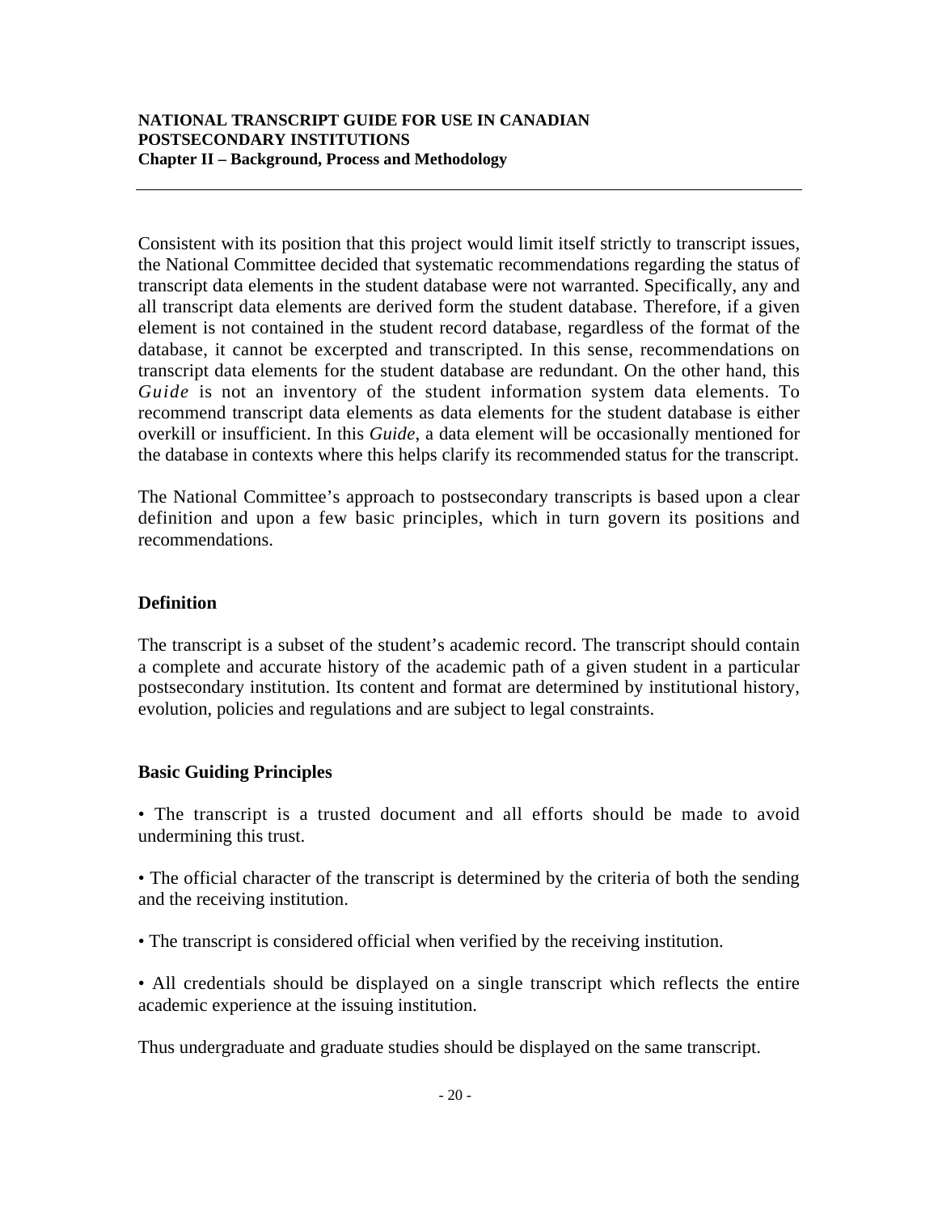Consistent with its position that this project would limit itself strictly to transcript issues, the National Committee decided that systematic recommendations regarding the status of transcript data elements in the student database were not warranted. Specifically, any and all transcript data elements are derived form the student database. Therefore, if a given element is not contained in the student record database, regardless of the format of the database, it cannot be excerpted and transcripted. In this sense, recommendations on transcript data elements for the student database are redundant. On the other hand, this *Guide* is not an inventory of the student information system data elements. To recommend transcript data elements as data elements for the student database is either overkill or insufficient. In this *Guide*, a data element will be occasionally mentioned for the database in contexts where this helps clarify its recommended status for the transcript.

The National Committee's approach to postsecondary transcripts is based upon a clear definition and upon a few basic principles, which in turn govern its positions and recommendations.

### Definition

The transcript is a subset of the student's academic record. The transcript should contain a complete and accurate history of the academic path of a given student in a particular postsecondary institution. Its content and format are determined by institutional history, evolution, policies and regulations and are subject to legal constraints.

### Basic Guiding Principles

• The transcript is a trusted document and all efforts should be made to avoid undermining this trust.

• The official character of the transcript is determined by the criteria of both the sending and the receiving institution.

• The transcript is considered official when verified by the receiving institution.

• All credentials should be displayed on a single transcript which reflects the entire academic experience at the issuing institution.

Thus undergraduate and graduate studies should be displayed on the same transcript.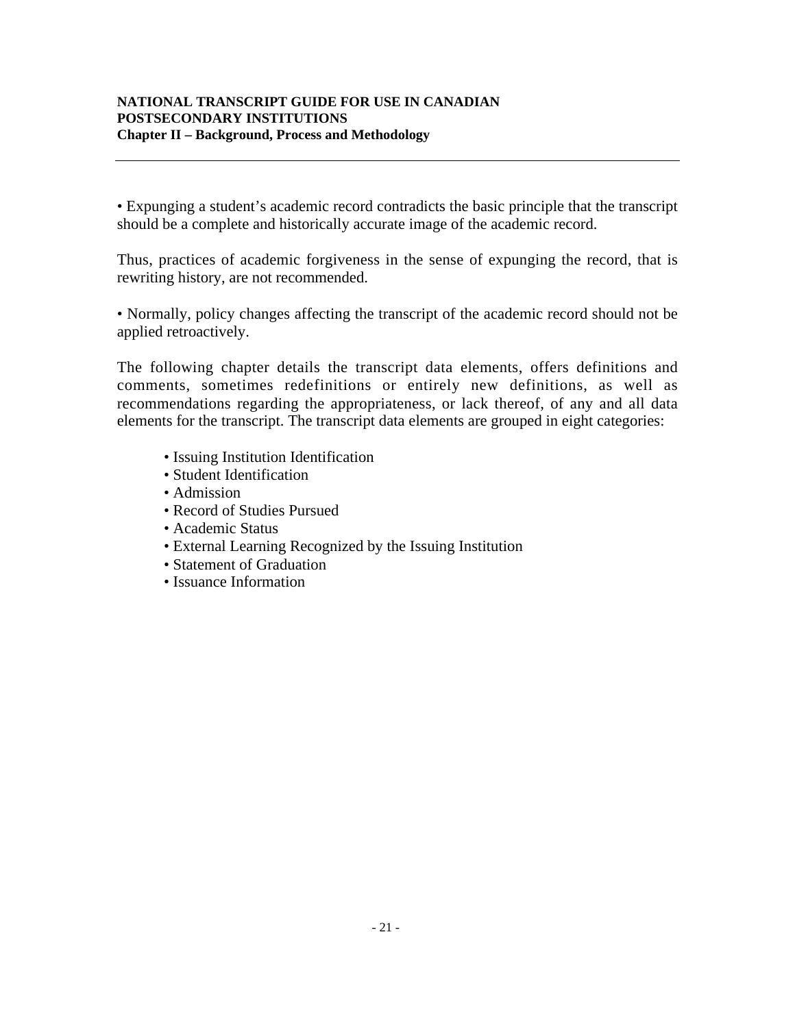• Expunging a student's academic record contradicts the basic principle that the transcript should be a complete and historically accurate image of the academic record.

Thus, practices of academic forgiveness in the sense of expunging the record, that is rewriting history, are not recommended.

• Normally, policy changes affecting the transcript of the academic record should not be applied retroactively.

The following chapter details the transcript data elements, offers definitions and comments, sometimes redefinitions or entirely new definitions, as well as recommendations regarding the appropriateness, or lack thereof, of any and all data elements for the transcript. The transcript data elements are grouped in eight categories:

- Issuing Institution Identification
- Student Identification
- Admission
- Record of Studies Pursued
- Academic Status
- External Learning Recognized by the Issuing Institution
- Statement of Graduation
- Issuance Information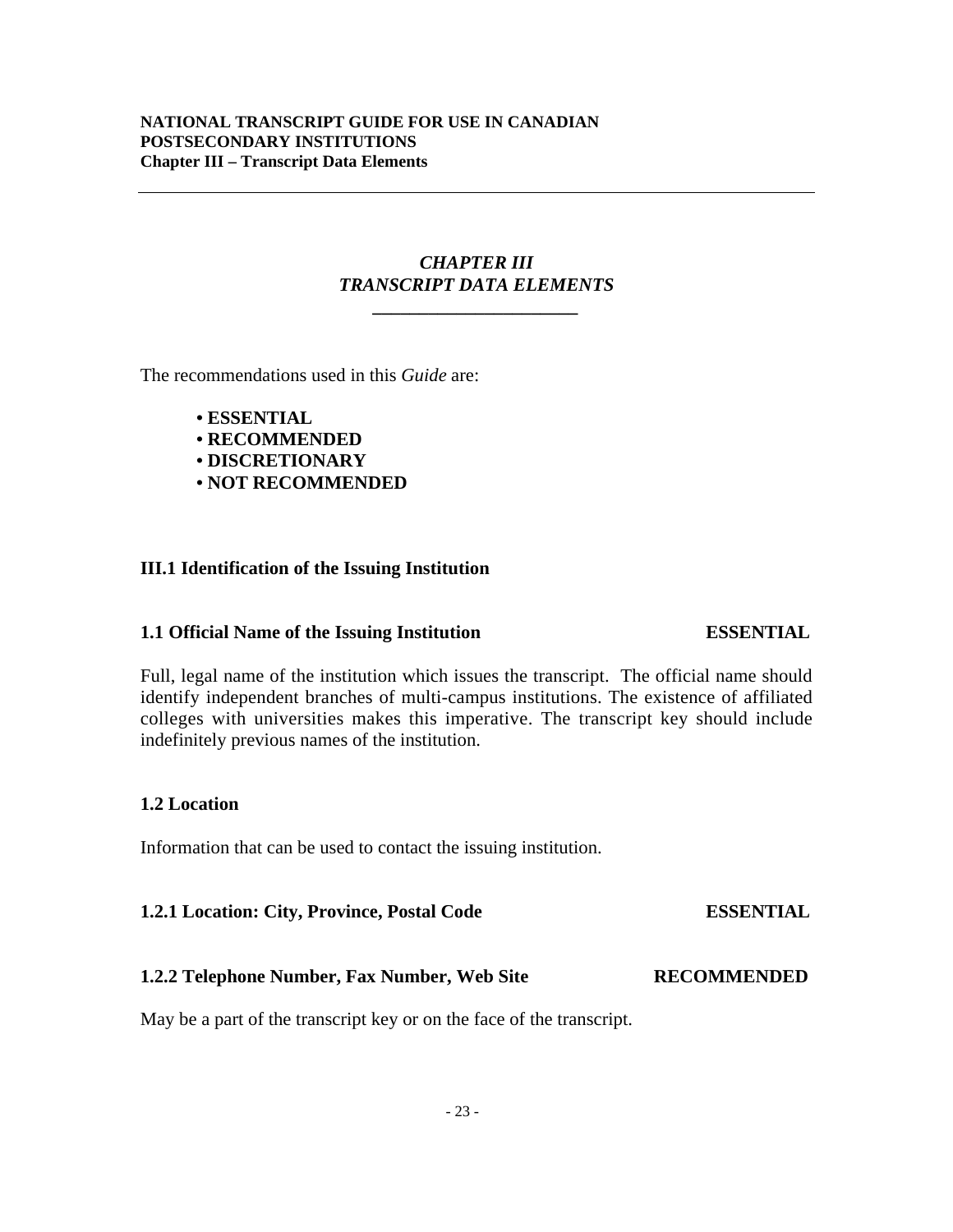# *CHAPTER III*
# *TRANSCRIPT DATA ELEMENTS*

The recommendations used in this *Guide* are:

- **ESSENTIAL**
- **RECOMMENDED**
- **DISCRETIONARY**
- **NOT RECOMMENDED**

## III.1 Identification of the Issuing Institution

### 1.1 Official Name of the Issuing Institution — ESSENTIAL

Full, legal name of the institution which issues the transcript. The official name should identify independent branches of multi-campus institutions. The existence of affiliated colleges with universities makes this imperative. The transcript key should include indefinitely previous names of the institution.

### 1.2 Location

Information that can be used to contact the issuing institution.

#### 1.2.1 Location: City, Province, Postal Code — ESSENTIAL

#### 1.2.2 Telephone Number, Fax Number, Web Site — RECOMMENDED

May be a part of the transcript key or on the face of the transcript.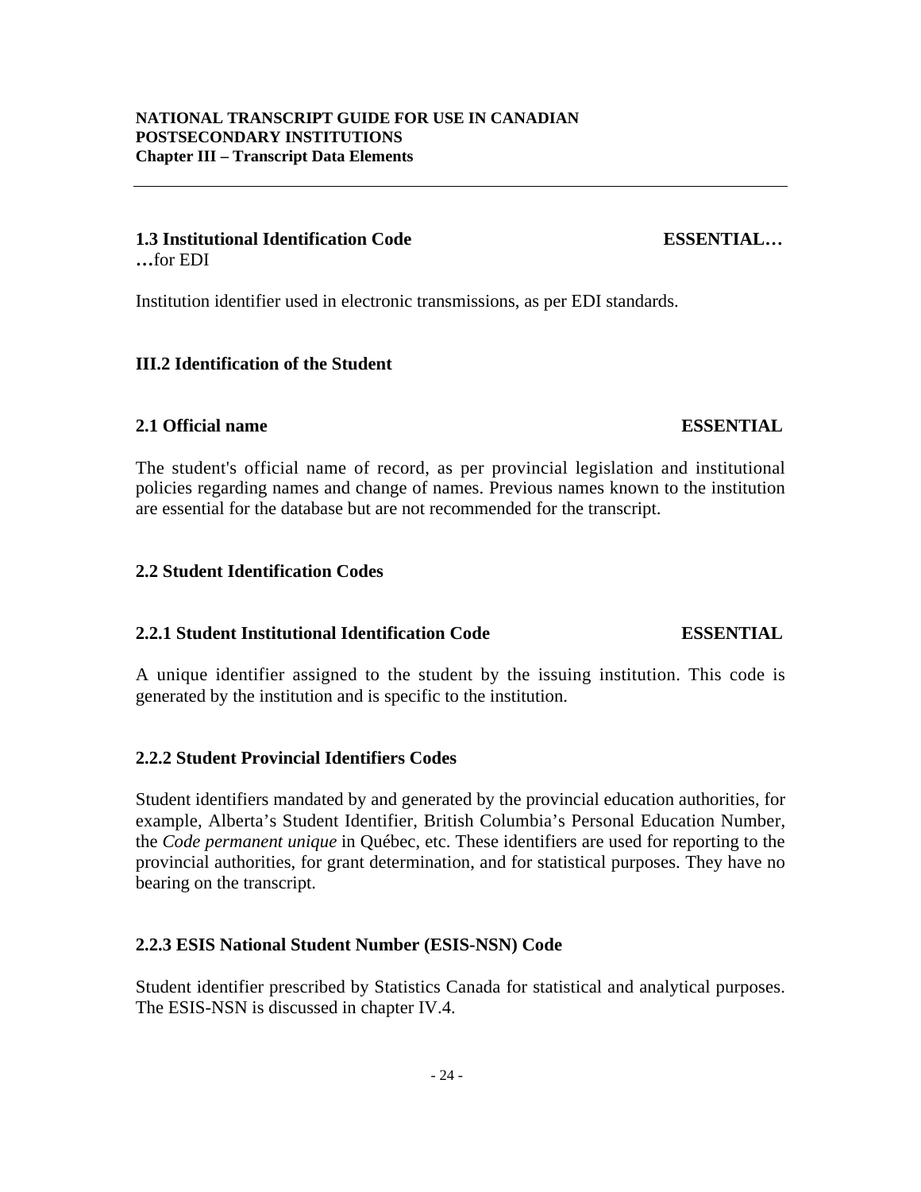### 1.3 Institutional Identification Code **ESSENTIAL…**

**…**for EDI

Institution identifier used in electronic transmissions, as per EDI standards.

## III.2 Identification of the Student

### 2.1 Official name **ESSENTIAL**

The student's official name of record, as per provincial legislation and institutional policies regarding names and change of names. Previous names known to the institution are essential for the database but are not recommended for the transcript.

### 2.2 Student Identification Codes

#### 2.2.1 Student Institutional Identification Code **ESSENTIAL**

A unique identifier assigned to the student by the issuing institution. This code is generated by the institution and is specific to the institution.

#### 2.2.2 Student Provincial Identifiers Codes

Student identifiers mandated by and generated by the provincial education authorities, for example, Alberta's Student Identifier, British Columbia's Personal Education Number, the *Code permanent unique* in Québec, etc. These identifiers are used for reporting to the provincial authorities, for grant determination, and for statistical purposes. They have no bearing on the transcript.

#### 2.2.3 ESIS National Student Number (ESIS-NSN) Code

Student identifier prescribed by Statistics Canada for statistical and analytical purposes. The ESIS-NSN is discussed in chapter IV.4.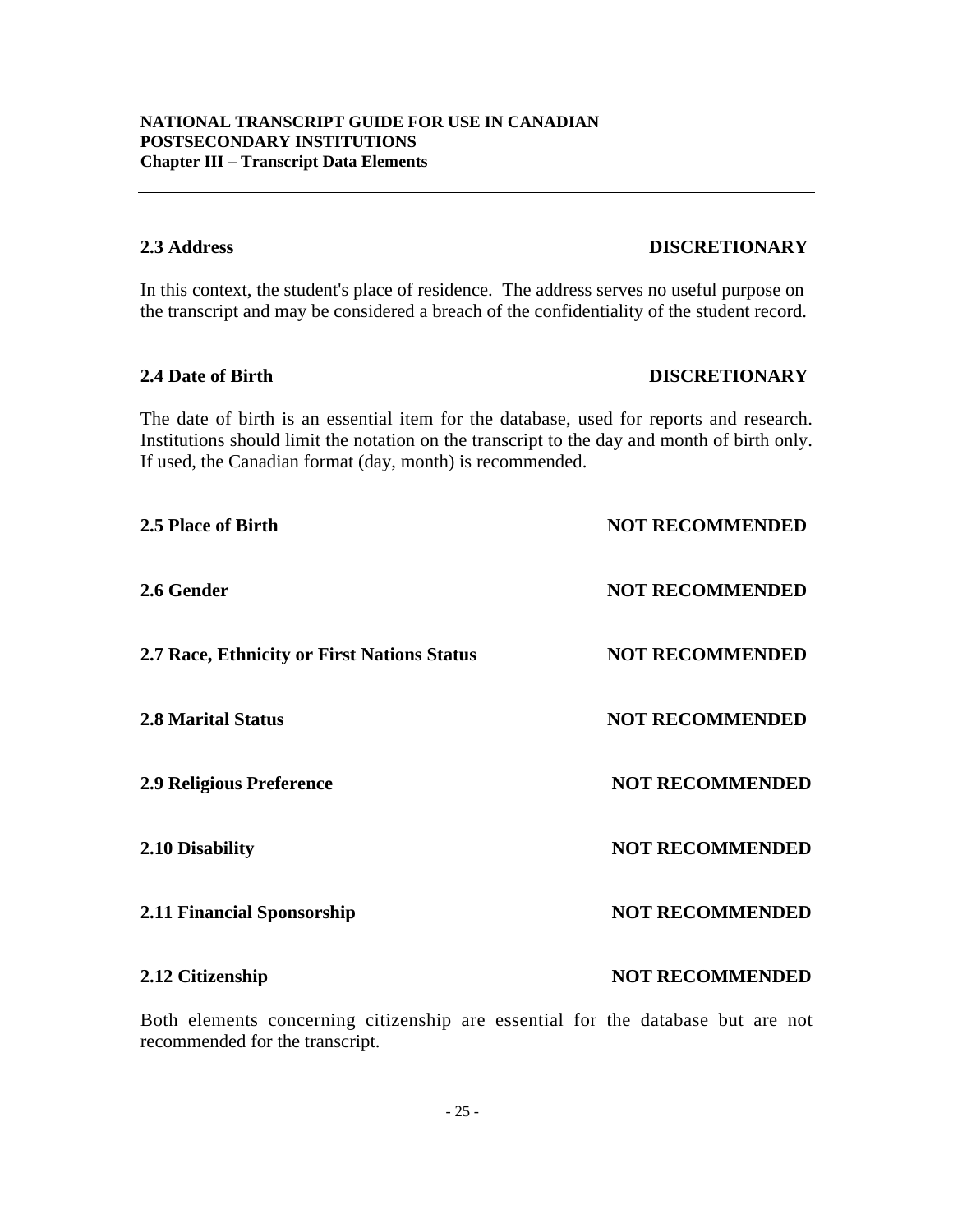### 2.3 Address — DISCRETIONARY

In this context, the student's place of residence. The address serves no useful purpose on the transcript and may be considered a breach of the confidentiality of the student record.

### 2.4 Date of Birth — DISCRETIONARY

The date of birth is an essential item for the database, used for reports and research. Institutions should limit the notation on the transcript to the day and month of birth only. If used, the Canadian format (day, month) is recommended.

### 2.5 Place of Birth — NOT RECOMMENDED

### 2.6 Gender — NOT RECOMMENDED

### 2.7 Race, Ethnicity or First Nations Status — NOT RECOMMENDED

### 2.8 Marital Status — NOT RECOMMENDED

### 2.9 Religious Preference — NOT RECOMMENDED

### 2.10 Disability — NOT RECOMMENDED

### 2.11 Financial Sponsorship — NOT RECOMMENDED

### 2.12 Citizenship — NOT RECOMMENDED

Both elements concerning citizenship are essential for the database but are not recommended for the transcript.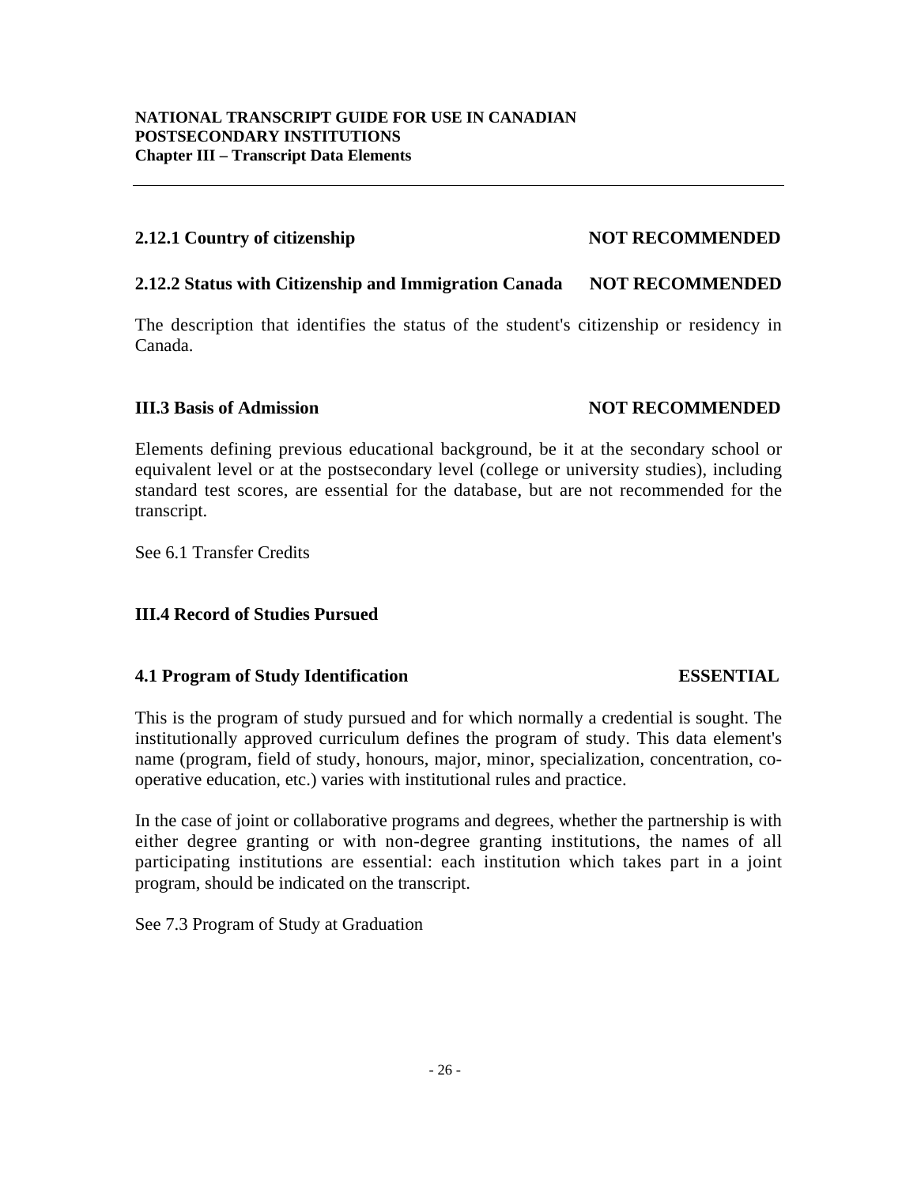### 2.12.1 Country of citizenship — NOT RECOMMENDED

### 2.12.2 Status with Citizenship and Immigration Canada — NOT RECOMMENDED

The description that identifies the status of the student's citizenship or residency in Canada.

## III.3 Basis of Admission — NOT RECOMMENDED

Elements defining previous educational background, be it at the secondary school or equivalent level or at the postsecondary level (college or university studies), including standard test scores, are essential for the database, but are not recommended for the transcript.

See 6.1 Transfer Credits

## III.4 Record of Studies Pursued

### 4.1 Program of Study Identification — ESSENTIAL

This is the program of study pursued and for which normally a credential is sought. The institutionally approved curriculum defines the program of study. This data element's name (program, field of study, honours, major, minor, specialization, concentration, co-operative education, etc.) varies with institutional rules and practice.

In the case of joint or collaborative programs and degrees, whether the partnership is with either degree granting or with non-degree granting institutions, the names of all participating institutions are essential: each institution which takes part in a joint program, should be indicated on the transcript.

See 7.3 Program of Study at Graduation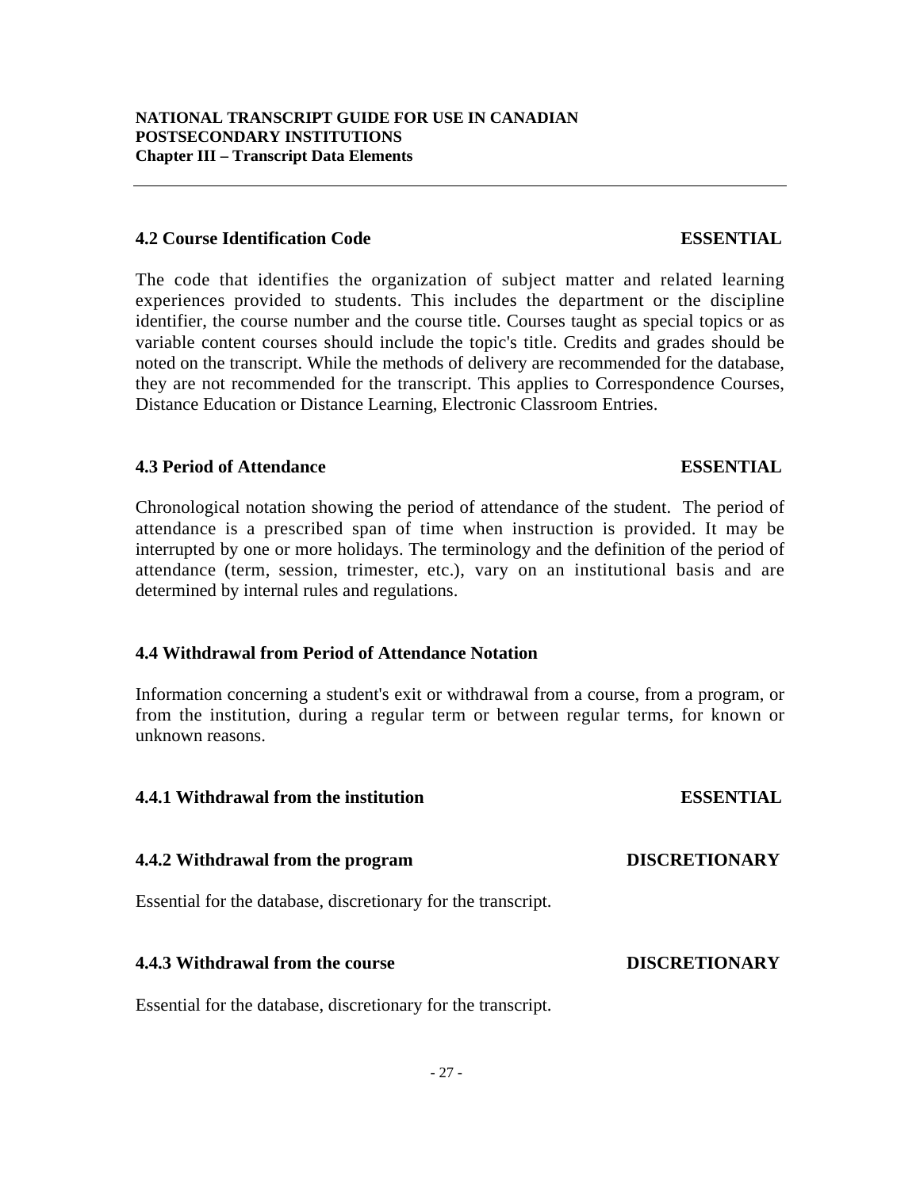### 4.2 Course Identification Code — ESSENTIAL

The code that identifies the organization of subject matter and related learning experiences provided to students. This includes the department or the discipline identifier, the course number and the course title. Courses taught as special topics or as variable content courses should include the topic's title. Credits and grades should be noted on the transcript. While the methods of delivery are recommended for the database, they are not recommended for the transcript. This applies to Correspondence Courses, Distance Education or Distance Learning, Electronic Classroom Entries.

### 4.3 Period of Attendance — ESSENTIAL

Chronological notation showing the period of attendance of the student. The period of attendance is a prescribed span of time when instruction is provided. It may be interrupted by one or more holidays. The terminology and the definition of the period of attendance (term, session, trimester, etc.), vary on an institutional basis and are determined by internal rules and regulations.

### 4.4 Withdrawal from Period of Attendance Notation

Information concerning a student's exit or withdrawal from a course, from a program, or from the institution, during a regular term or between regular terms, for known or unknown reasons.

#### 4.4.1 Withdrawal from the institution — ESSENTIAL

#### 4.4.2 Withdrawal from the program — DISCRETIONARY

Essential for the database, discretionary for the transcript.

#### 4.4.3 Withdrawal from the course — DISCRETIONARY

Essential for the database, discretionary for the transcript.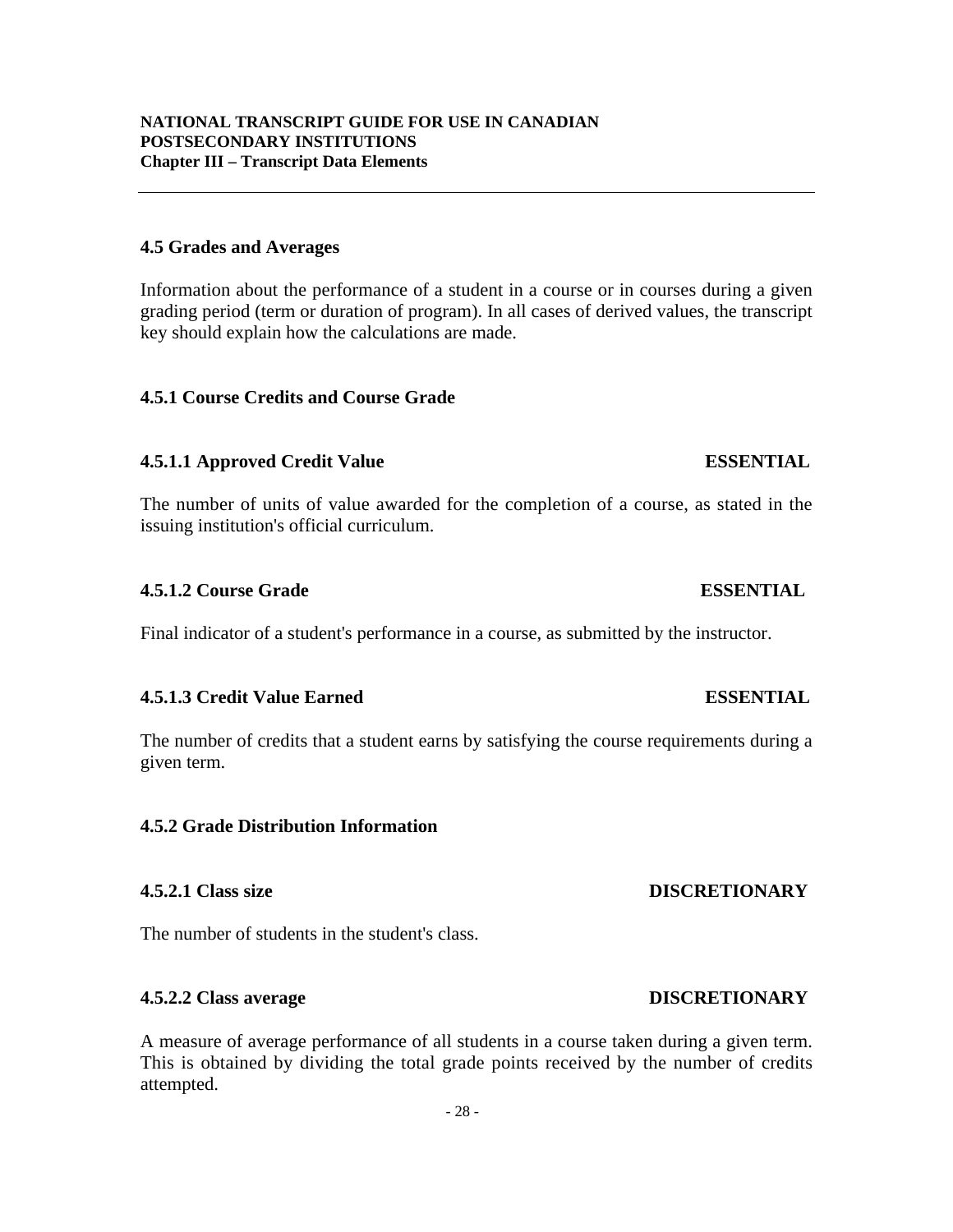## 4.5 Grades and Averages

Information about the performance of a student in a course or in courses during a given grading period (term or duration of program). In all cases of derived values, the transcript key should explain how the calculations are made.

### 4.5.1 Course Credits and Course Grade

#### 4.5.1.1 Approved Credit Value — ESSENTIAL

The number of units of value awarded for the completion of a course, as stated in the issuing institution's official curriculum.

#### 4.5.1.2 Course Grade — ESSENTIAL

Final indicator of a student's performance in a course, as submitted by the instructor.

#### 4.5.1.3 Credit Value Earned — ESSENTIAL

The number of credits that a student earns by satisfying the course requirements during a given term.

### 4.5.2 Grade Distribution Information

#### 4.5.2.1 Class size — DISCRETIONARY

The number of students in the student's class.

#### 4.5.2.2 Class average — DISCRETIONARY

A measure of average performance of all students in a course taken during a given term. This is obtained by dividing the total grade points received by the number of credits attempted.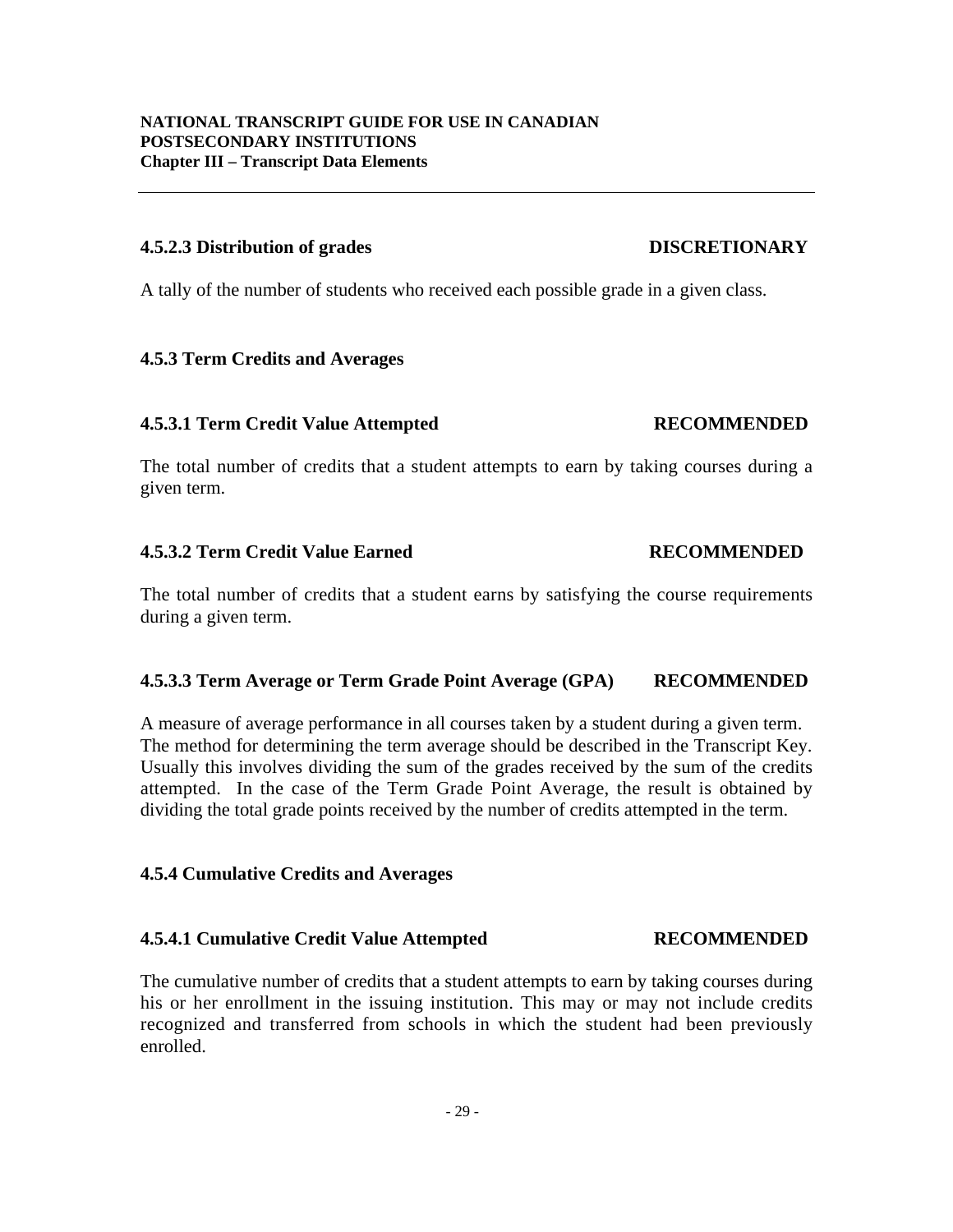#### 4.5.2.3 Distribution of grades — DISCRETIONARY

A tally of the number of students who received each possible grade in a given class.

### 4.5.3 Term Credits and Averages

#### 4.5.3.1 Term Credit Value Attempted — RECOMMENDED

The total number of credits that a student attempts to earn by taking courses during a given term.

#### 4.5.3.2 Term Credit Value Earned — RECOMMENDED

The total number of credits that a student earns by satisfying the course requirements during a given term.

#### 4.5.3.3 Term Average or Term Grade Point Average (GPA) — RECOMMENDED

A measure of average performance in all courses taken by a student during a given term. The method for determining the term average should be described in the Transcript Key. Usually this involves dividing the sum of the grades received by the sum of the credits attempted. In the case of the Term Grade Point Average, the result is obtained by dividing the total grade points received by the number of credits attempted in the term.

### 4.5.4 Cumulative Credits and Averages

#### 4.5.4.1 Cumulative Credit Value Attempted — RECOMMENDED

The cumulative number of credits that a student attempts to earn by taking courses during his or her enrollment in the issuing institution. This may or may not include credits recognized and transferred from schools in which the student had been previously enrolled.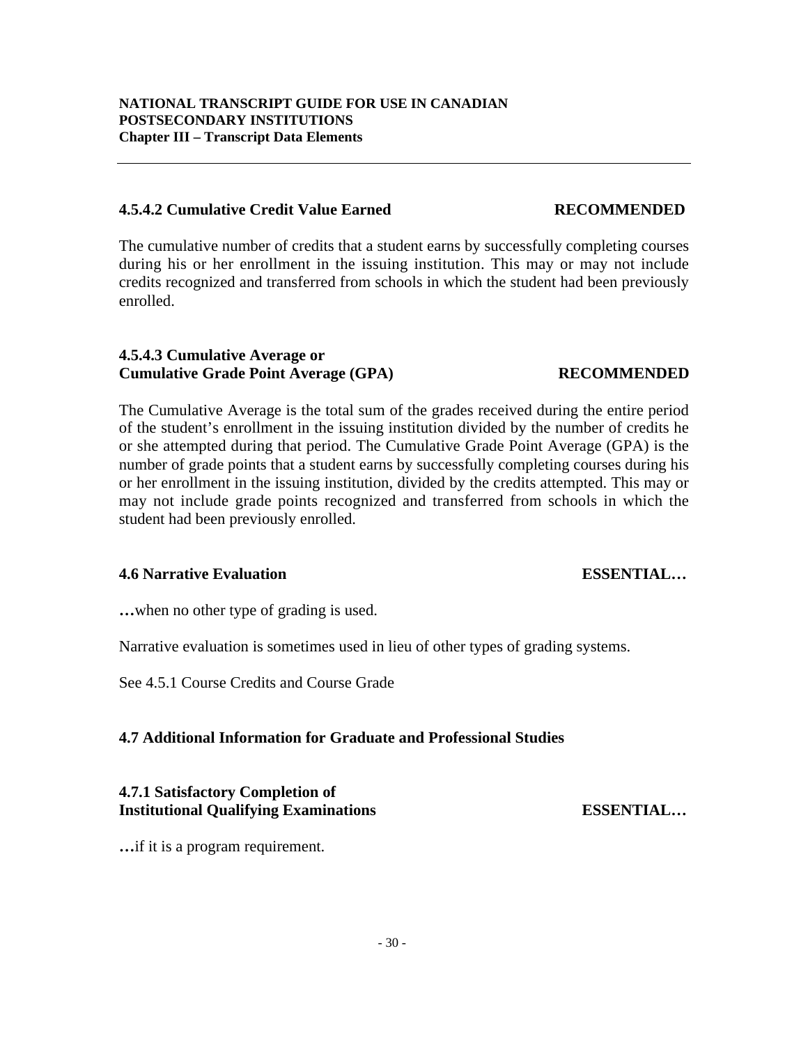#### 4.5.4.2 Cumulative Credit Value Earned — RECOMMENDED

The cumulative number of credits that a student earns by successfully completing courses during his or her enrollment in the issuing institution. This may or may not include credits recognized and transferred from schools in which the student had been previously enrolled.

#### 4.5.4.3 Cumulative Average or Cumulative Grade Point Average (GPA) — RECOMMENDED

The Cumulative Average is the total sum of the grades received during the entire period of the student's enrollment in the issuing institution divided by the number of credits he or she attempted during that period. The Cumulative Grade Point Average (GPA) is the number of grade points that a student earns by successfully completing courses during his or her enrollment in the issuing institution, divided by the credits attempted. This may or may not include grade points recognized and transferred from schools in which the student had been previously enrolled.

### 4.6 Narrative Evaluation — ESSENTIAL…

**…**when no other type of grading is used.

Narrative evaluation is sometimes used in lieu of other types of grading systems.

See 4.5.1 Course Credits and Course Grade

### 4.7 Additional Information for Graduate and Professional Studies

#### 4.7.1 Satisfactory Completion of Institutional Qualifying Examinations — ESSENTIAL…

**…**if it is a program requirement.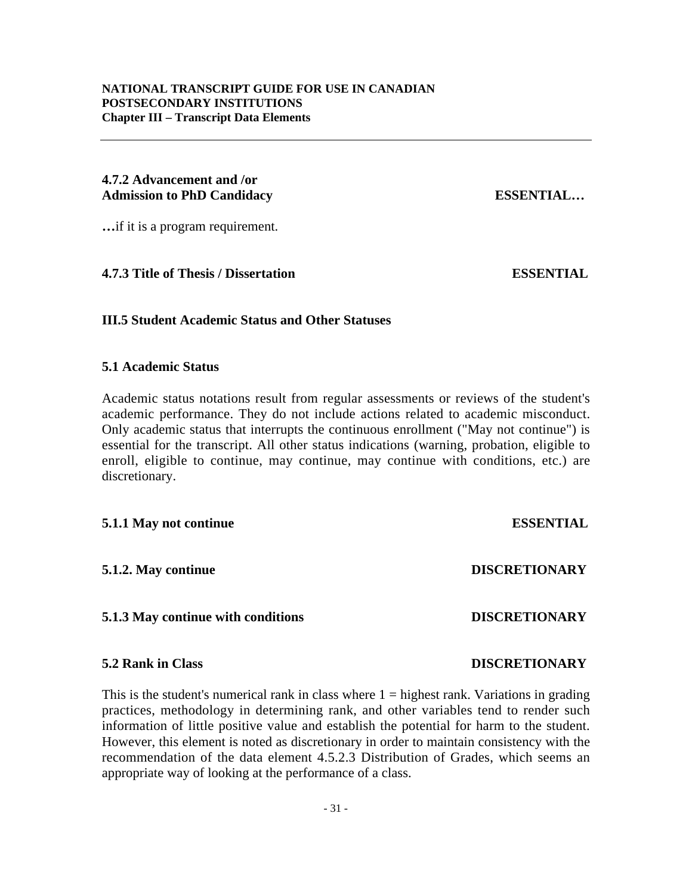### 4.7.2 Advancement and /or Admission to PhD Candidacy — ESSENTIAL…

**…**if it is a program requirement.

### 4.7.3 Title of Thesis / Dissertation — ESSENTIAL

## III.5 Student Academic Status and Other Statuses

### 5.1 Academic Status

Academic status notations result from regular assessments or reviews of the student's academic performance. They do not include actions related to academic misconduct. Only academic status that interrupts the continuous enrollment ("May not continue") is essential for the transcript. All other status indications (warning, probation, eligible to enroll, eligible to continue, may continue, may continue with conditions, etc.) are discretionary.

#### 5.1.1 May not continue — ESSENTIAL

#### 5.1.2. May continue — DISCRETIONARY

#### 5.1.3 May continue with conditions — DISCRETIONARY

### 5.2 Rank in Class — DISCRETIONARY

This is the student's numerical rank in class where 1 = highest rank. Variations in grading practices, methodology in determining rank, and other variables tend to render such information of little positive value and establish the potential for harm to the student. However, this element is noted as discretionary in order to maintain consistency with the recommendation of the data element 4.5.2.3 Distribution of Grades, which seems an appropriate way of looking at the performance of a class.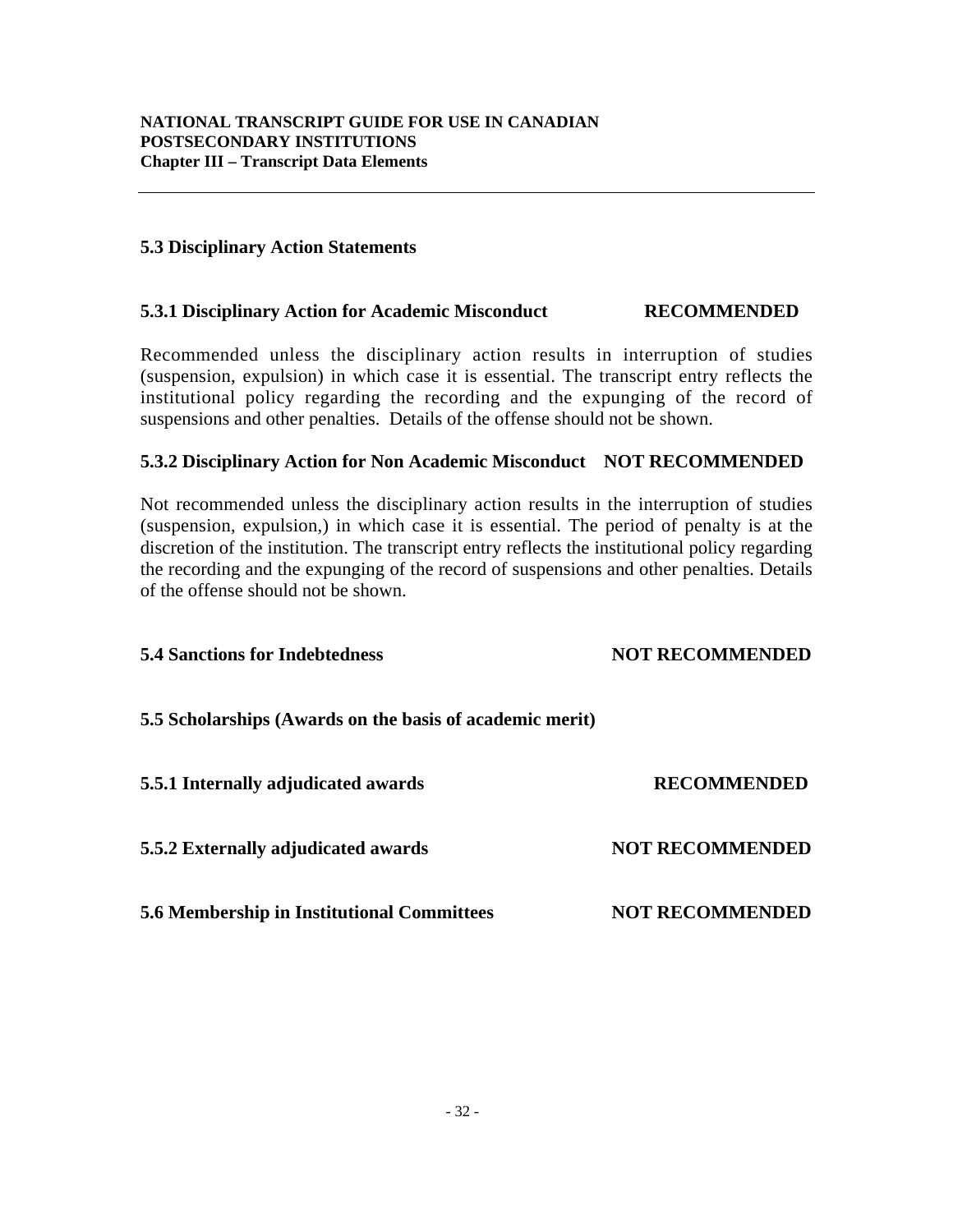### 5.3 Disciplinary Action Statements

#### 5.3.1 Disciplinary Action for Academic Misconduct **RECOMMENDED**

Recommended unless the disciplinary action results in interruption of studies (suspension, expulsion) in which case it is essential. The transcript entry reflects the institutional policy regarding the recording and the expunging of the record of suspensions and other penalties. Details of the offense should not be shown.

#### 5.3.2 Disciplinary Action for Non Academic Misconduct **NOT RECOMMENDED**

Not recommended unless the disciplinary action results in the interruption of studies (suspension, expulsion,) in which case it is essential. The period of penalty is at the discretion of the institution. The transcript entry reflects the institutional policy regarding the recording and the expunging of the record of suspensions and other penalties. Details of the offense should not be shown.

### 5.4 Sanctions for Indebtedness **NOT RECOMMENDED**

### 5.5 Scholarships (Awards on the basis of academic merit)

#### 5.5.1 Internally adjudicated awards **RECOMMENDED**

#### 5.5.2 Externally adjudicated awards **NOT RECOMMENDED**

### 5.6 Membership in Institutional Committees **NOT RECOMMENDED**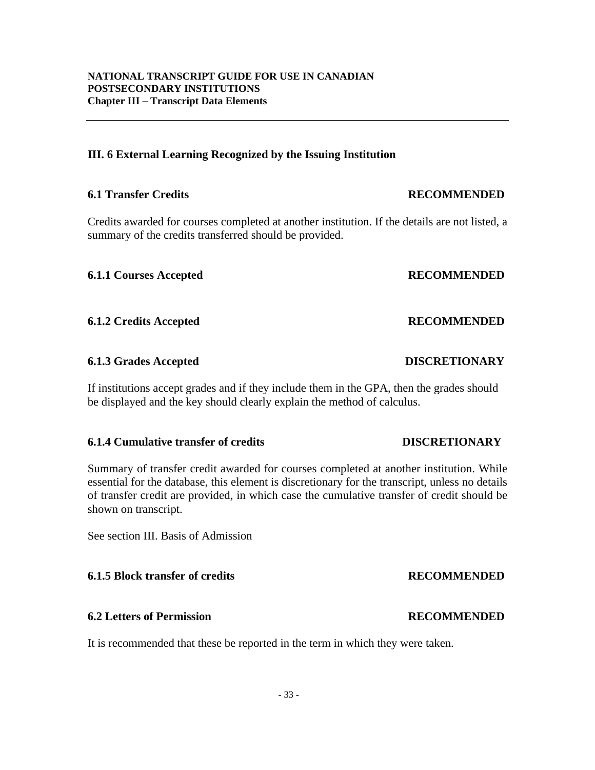## III. 6 External Learning Recognized by the Issuing Institution

### 6.1 Transfer Credits — RECOMMENDED

Credits awarded for courses completed at another institution. If the details are not listed, a summary of the credits transferred should be provided.

#### 6.1.1 Courses Accepted — RECOMMENDED

#### 6.1.2 Credits Accepted — RECOMMENDED

#### 6.1.3 Grades Accepted — DISCRETIONARY

If institutions accept grades and if they include them in the GPA, then the grades should be displayed and the key should clearly explain the method of calculus.

#### 6.1.4 Cumulative transfer of credits — DISCRETIONARY

Summary of transfer credit awarded for courses completed at another institution. While essential for the database, this element is discretionary for the transcript, unless no details of transfer credit are provided, in which case the cumulative transfer of credit should be shown on transcript.

See section III. Basis of Admission

#### 6.1.5 Block transfer of credits — RECOMMENDED

### 6.2 Letters of Permission — RECOMMENDED

It is recommended that these be reported in the term in which they were taken.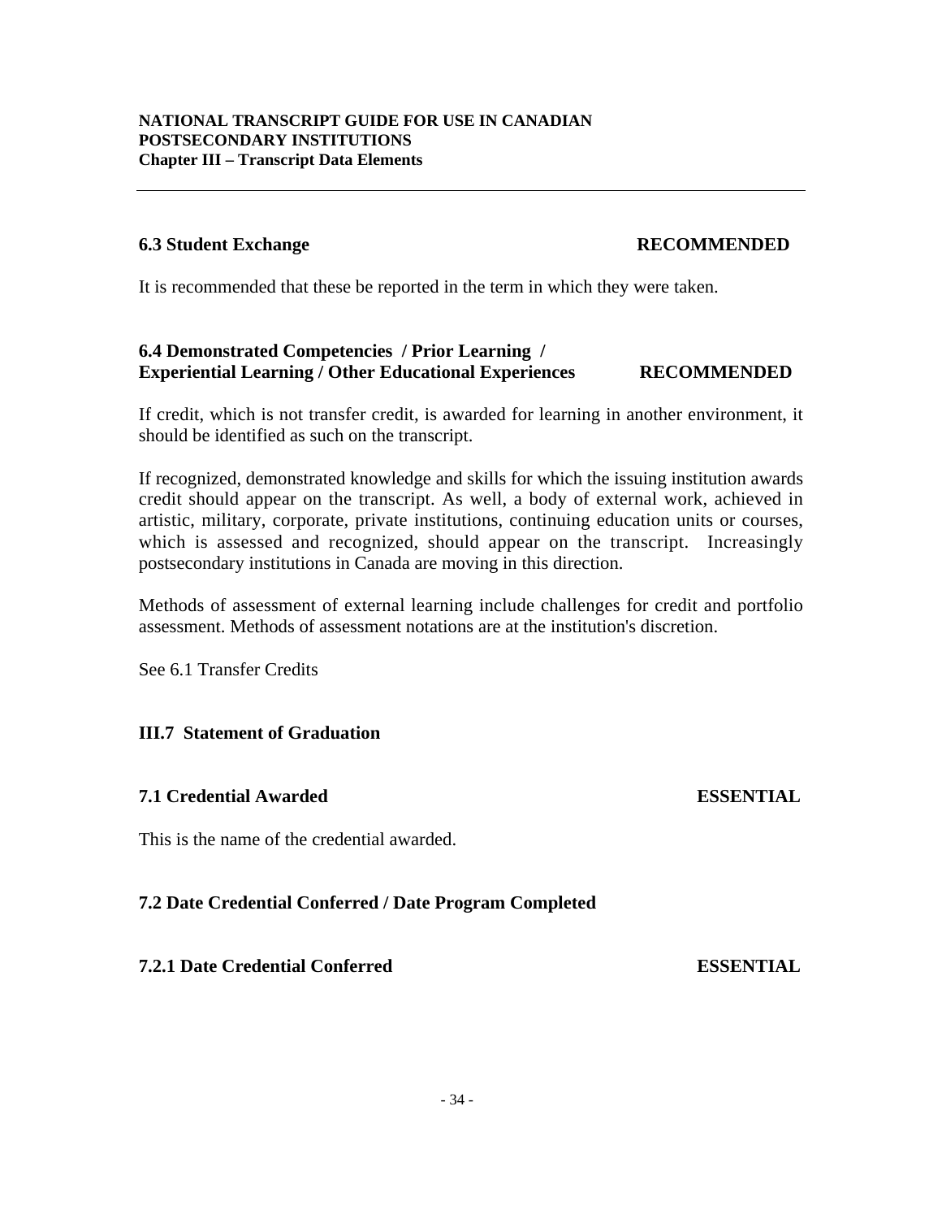### 6.3 Student Exchange **RECOMMENDED**

It is recommended that these be reported in the term in which they were taken.

### 6.4 Demonstrated Competencies / Prior Learning / Experiential Learning / Other Educational Experiences **RECOMMENDED**

If credit, which is not transfer credit, is awarded for learning in another environment, it should be identified as such on the transcript.

If recognized, demonstrated knowledge and skills for which the issuing institution awards credit should appear on the transcript. As well, a body of external work, achieved in artistic, military, corporate, private institutions, continuing education units or courses, which is assessed and recognized, should appear on the transcript. Increasingly postsecondary institutions in Canada are moving in this direction.

Methods of assessment of external learning include challenges for credit and portfolio assessment. Methods of assessment notations are at the institution's discretion.

See 6.1 Transfer Credits

## III.7 Statement of Graduation

### 7.1 Credential Awarded **ESSENTIAL**

This is the name of the credential awarded.

### 7.2 Date Credential Conferred / Date Program Completed

#### 7.2.1 Date Credential Conferred **ESSENTIAL**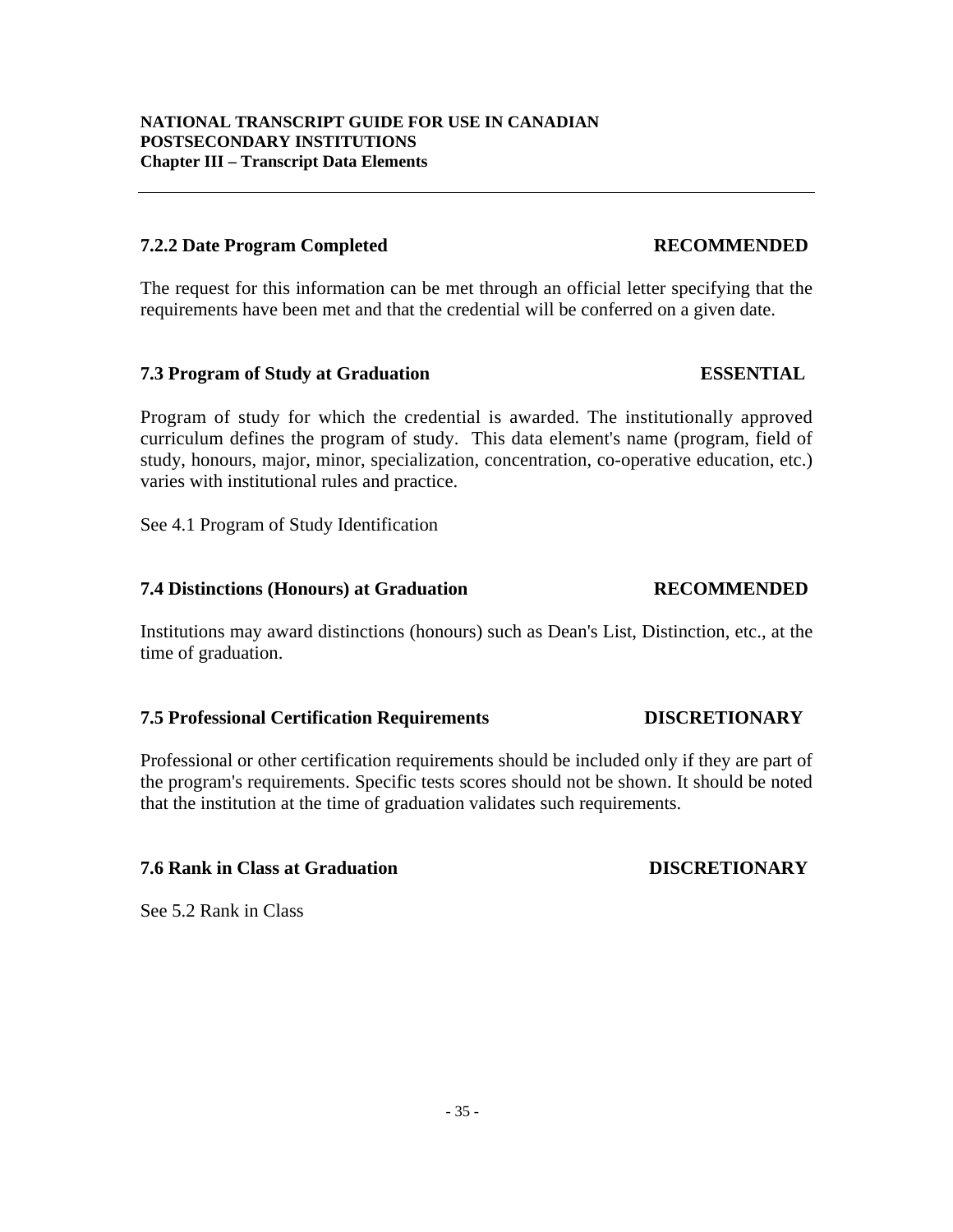### 7.2.2 Date Program Completed **RECOMMENDED**

The request for this information can be met through an official letter specifying that the requirements have been met and that the credential will be conferred on a given date.

### 7.3 Program of Study at Graduation **ESSENTIAL**

Program of study for which the credential is awarded. The institutionally approved curriculum defines the program of study. This data element's name (program, field of study, honours, major, minor, specialization, concentration, co-operative education, etc.) varies with institutional rules and practice.

See 4.1 Program of Study Identification

### 7.4 Distinctions (Honours) at Graduation **RECOMMENDED**

Institutions may award distinctions (honours) such as Dean's List, Distinction, etc., at the time of graduation.

### 7.5 Professional Certification Requirements **DISCRETIONARY**

Professional or other certification requirements should be included only if they are part of the program's requirements. Specific tests scores should not be shown. It should be noted that the institution at the time of graduation validates such requirements.

### 7.6 Rank in Class at Graduation **DISCRETIONARY**

See 5.2 Rank in Class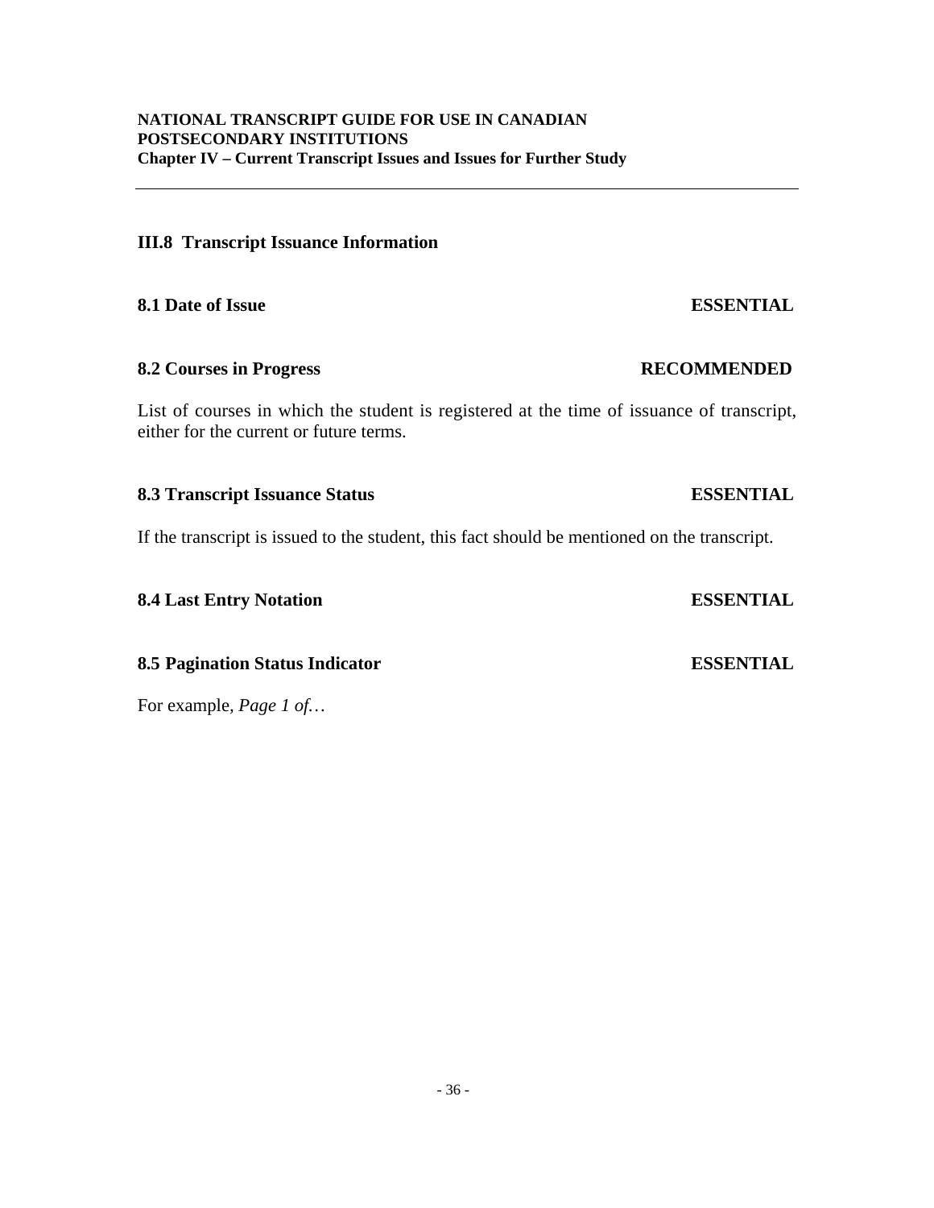## III.8 Transcript Issuance Information

**8.1 Date of Issue** **ESSENTIAL**

**8.2 Courses in Progress** **RECOMMENDED**

List of courses in which the student is registered at the time of issuance of transcript, either for the current or future terms.

**8.3 Transcript Issuance Status** **ESSENTIAL**

If the transcript is issued to the student, this fact should be mentioned on the transcript.

**8.4 Last Entry Notation** **ESSENTIAL**

**8.5 Pagination Status Indicator** **ESSENTIAL**

For example, *Page 1 of…*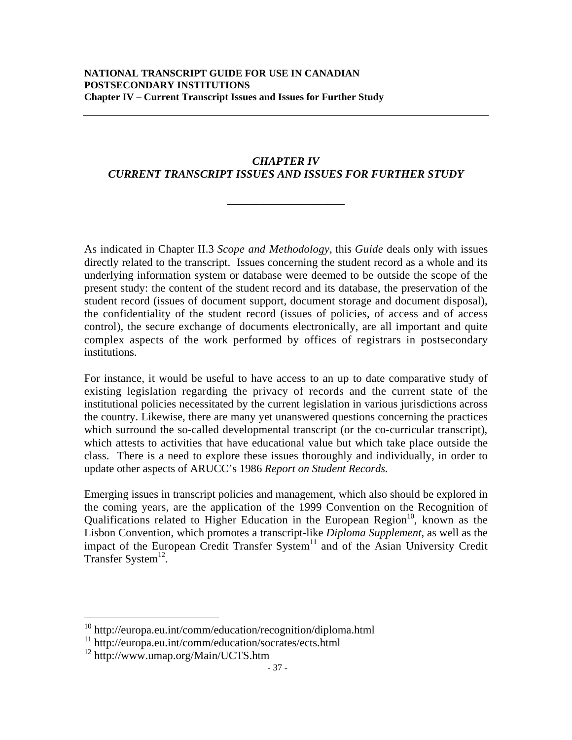# *CHAPTER IV*
# *CURRENT TRANSCRIPT ISSUES AND ISSUES FOR FURTHER STUDY*

---

As indicated in Chapter II.3 *Scope and Methodology*, this *Guide* deals only with issues directly related to the transcript. Issues concerning the student record as a whole and its underlying information system or database were deemed to be outside the scope of the present study: the content of the student record and its database, the preservation of the student record (issues of document support, document storage and document disposal), the confidentiality of the student record (issues of policies, of access and of access control), the secure exchange of documents electronically, are all important and quite complex aspects of the work performed by offices of registrars in postsecondary institutions.

For instance, it would be useful to have access to an up to date comparative study of existing legislation regarding the privacy of records and the current state of the institutional policies necessitated by the current legislation in various jurisdictions across the country. Likewise, there are many yet unanswered questions concerning the practices which surround the so-called developmental transcript (or the co-curricular transcript), which attests to activities that have educational value but which take place outside the class. There is a need to explore these issues thoroughly and individually, in order to update other aspects of ARUCC's 1986 *Report on Student Records.*

Emerging issues in transcript policies and management, which also should be explored in the coming years, are the application of the 1999 Convention on the Recognition of Qualifications related to Higher Education in the European Region[10], known as the Lisbon Convention, which promotes a transcript-like *Diploma Supplement*, as well as the impact of the European Credit Transfer System[11] and of the Asian University Credit Transfer System[12].

---

[10] http://europa.eu.int/comm/education/recognition/diploma.html
[11] http://europa.eu.int/comm/education/socrates/ects.html
[12] http://www.umap.org/Main/UCTS.htm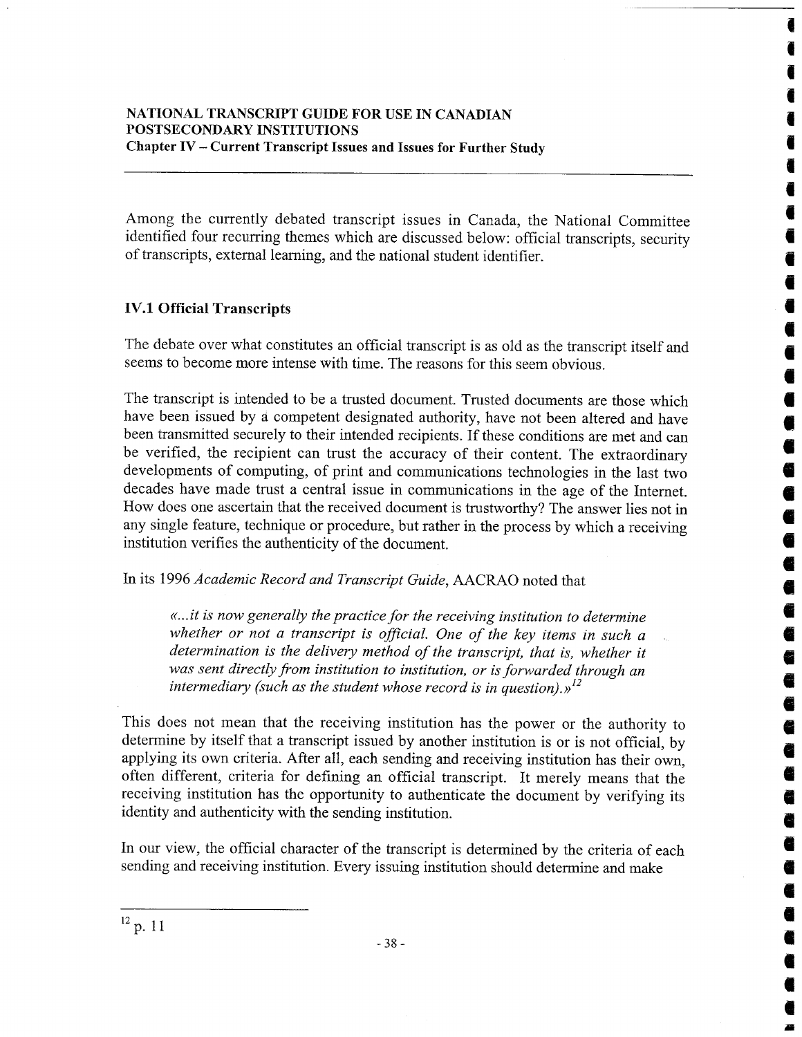Among the currently debated transcript issues in Canada, the National Committee identified four recurring themes which are discussed below: official transcripts, security of transcripts, external learning, and the national student identifier.

## IV.1 Official Transcripts

The debate over what constitutes an official transcript is as old as the transcript itself and seems to become more intense with time. The reasons for this seem obvious.

The transcript is intended to be a trusted document. Trusted documents are those which have been issued by a competent designated authority, have not been altered and have been transmitted securely to their intended recipients. If these conditions are met and can be verified, the recipient can trust the accuracy of their content. The extraordinary developments of computing, of print and communications technologies in the last two decades have made trust a central issue in communications in the age of the Internet. How does one ascertain that the received document is trustworthy? The answer lies not in any single feature, technique or procedure, but rather in the process by which a receiving institution verifies the authenticity of the document.

In its 1996 *Academic Record and Transcript Guide*, AACRAO noted that

> *«...it is now generally the practice for the receiving institution to determine whether or not a transcript is official. One of the key items in such a determination is the delivery method of the transcript, that is, whether it was sent directly from institution to institution, or is forwarded through an intermediary (such as the student whose record is in question).»*[12]

This does not mean that the receiving institution has the power or the authority to determine by itself that a transcript issued by another institution is or is not official, by applying its own criteria. After all, each sending and receiving institution has their own, often different, criteria for defining an official transcript. It merely means that the receiving institution has the opportunity to authenticate the document by verifying its identity and authenticity with the sending institution.

In our view, the official character of the transcript is determined by the criteria of each sending and receiving institution. Every issuing institution should determine and make

---

[12] p. 11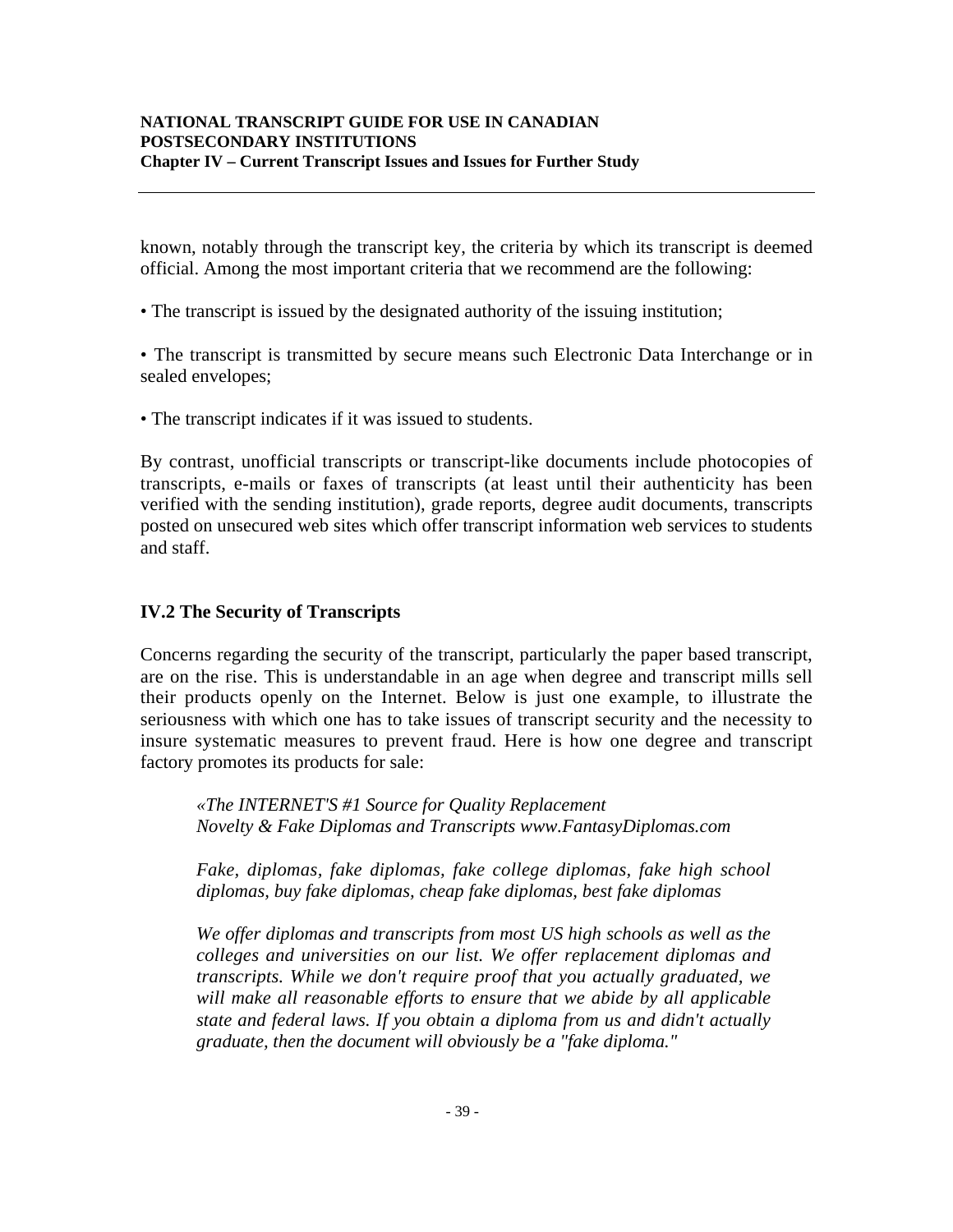known, notably through the transcript key, the criteria by which its transcript is deemed official. Among the most important criteria that we recommend are the following:

• The transcript is issued by the designated authority of the issuing institution;

• The transcript is transmitted by secure means such Electronic Data Interchange or in sealed envelopes;

• The transcript indicates if it was issued to students.

By contrast, unofficial transcripts or transcript-like documents include photocopies of transcripts, e-mails or faxes of transcripts (at least until their authenticity has been verified with the sending institution), grade reports, degree audit documents, transcripts posted on unsecured web sites which offer transcript information web services to students and staff.

## IV.2 The Security of Transcripts

Concerns regarding the security of the transcript, particularly the paper based transcript, are on the rise. This is understandable in an age when degree and transcript mills sell their products openly on the Internet. Below is just one example, to illustrate the seriousness with which one has to take issues of transcript security and the necessity to insure systematic measures to prevent fraud. Here is how one degree and transcript factory promotes its products for sale:

> *«The INTERNET'S #1 Source for Quality Replacement Novelty & Fake Diplomas and Transcripts www.FantasyDiplomas.com*
>
> *Fake, diplomas, fake diplomas, fake college diplomas, fake high school diplomas, buy fake diplomas, cheap fake diplomas, best fake diplomas*
>
> *We offer diplomas and transcripts from most US high schools as well as the colleges and universities on our list. We offer replacement diplomas and transcripts. While we don't require proof that you actually graduated, we will make all reasonable efforts to ensure that we abide by all applicable state and federal laws. If you obtain a diploma from us and didn't actually graduate, then the document will obviously be a "fake diploma."*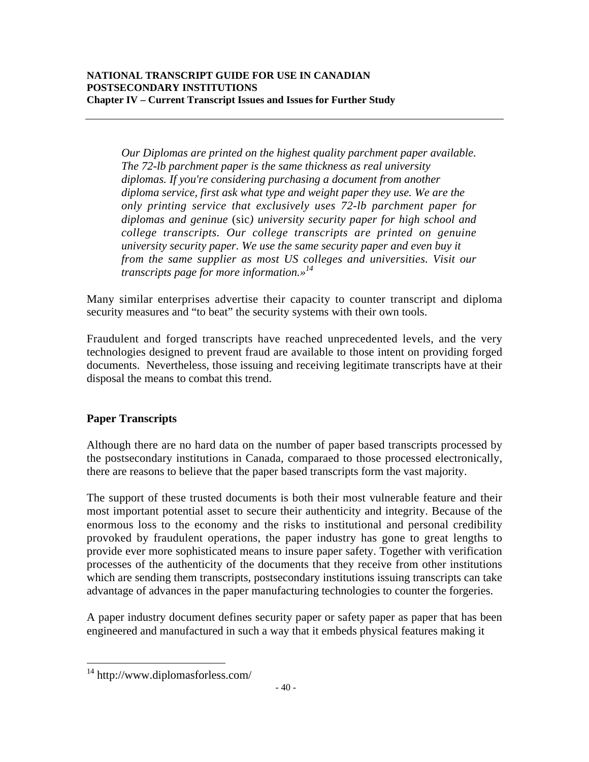*Our Diplomas are printed on the highest quality parchment paper available. The 72-lb parchment paper is the same thickness as real university diplomas. If you're considering purchasing a document from another diploma service, first ask what type and weight paper they use. We are the only printing service that exclusively uses 72-lb parchment paper for diplomas and geninue* (sic*) university security paper for high school and college transcripts. Our college transcripts are printed on genuine university security paper. We use the same security paper and even buy it from the same supplier as most US colleges and universities. Visit our transcripts page for more information.»*[14]

Many similar enterprises advertise their capacity to counter transcript and diploma security measures and "to beat" the security systems with their own tools.

Fraudulent and forged transcripts have reached unprecedented levels, and the very technologies designed to prevent fraud are available to those intent on providing forged documents. Nevertheless, those issuing and receiving legitimate transcripts have at their disposal the means to combat this trend.

## Paper Transcripts

Although there are no hard data on the number of paper based transcripts processed by the postsecondary institutions in Canada, comparaed to those processed electronically, there are reasons to believe that the paper based transcripts form the vast majority.

The support of these trusted documents is both their most vulnerable feature and their most important potential asset to secure their authenticity and integrity. Because of the enormous loss to the economy and the risks to institutional and personal credibility provoked by fraudulent operations, the paper industry has gone to great lengths to provide ever more sophisticated means to insure paper safety. Together with verification processes of the authenticity of the documents that they receive from other institutions which are sending them transcripts, postsecondary institutions issuing transcripts can take advantage of advances in the paper manufacturing technologies to counter the forgeries.

A paper industry document defines security paper or safety paper as paper that has been engineered and manufactured in such a way that it embeds physical features making it

[14] http://www.diplomasforless.com/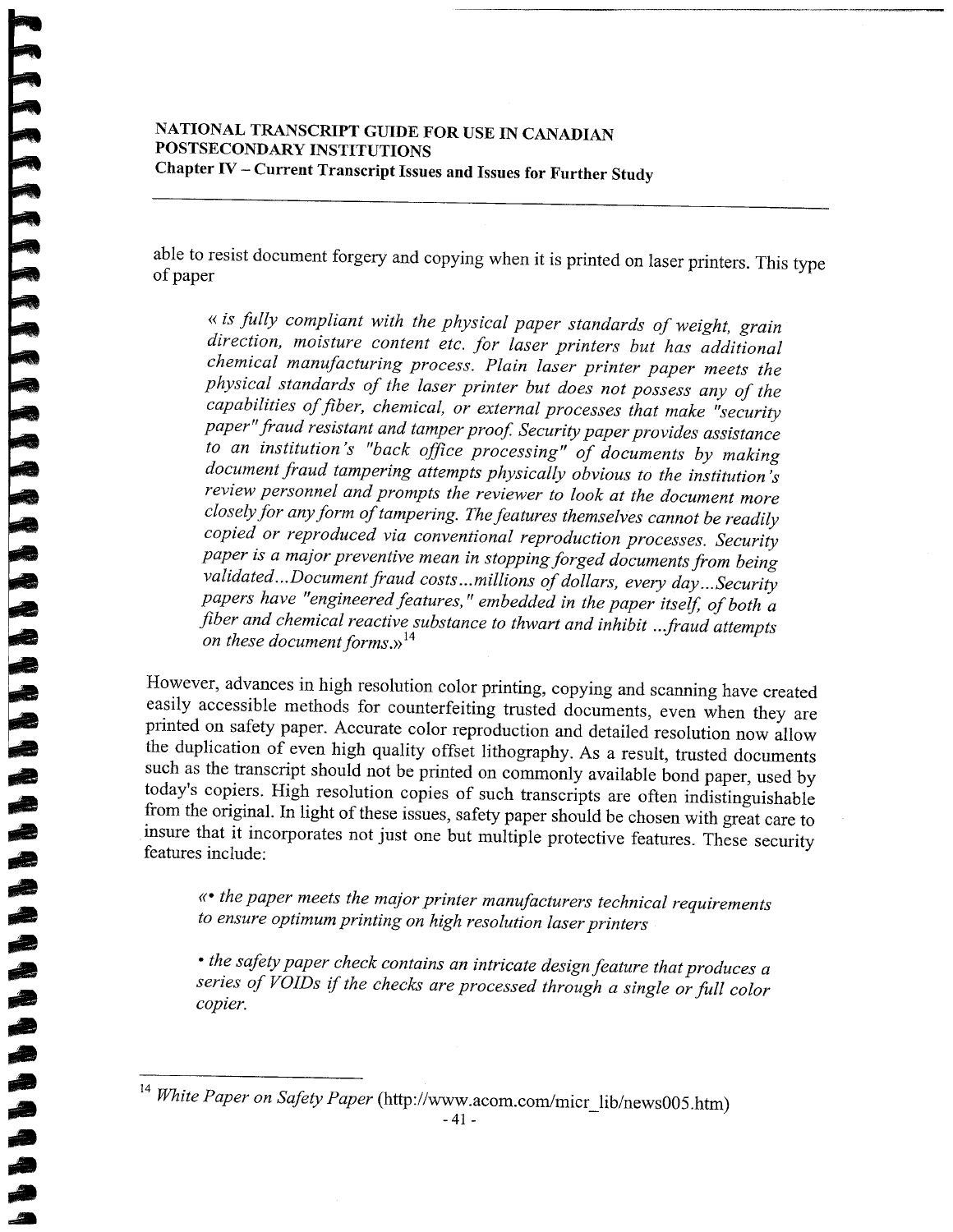able to resist document forgery and copying when it is printed on laser printers. This type of paper

> *« is fully compliant with the physical paper standards of weight, grain direction, moisture content etc. for laser printers but has additional chemical manufacturing process. Plain laser printer paper meets the physical standards of the laser printer but does not possess any of the capabilities of fiber, chemical, or external processes that make "security paper" fraud resistant and tamper proof. Security paper provides assistance to an institution's "back office processing" of documents by making document fraud tampering attempts physically obvious to the institution's review personnel and prompts the reviewer to look at the document more closely for any form of tampering. The features themselves cannot be readily copied or reproduced via conventional reproduction processes. Security paper is a major preventive mean in stopping forged documents from being validated...Document fraud costs...millions of dollars, every day...Security papers have "engineered features," embedded in the paper itself, of both a fiber and chemical reactive substance to thwart and inhibit ...fraud attempts on these document forms.»*[14]

However, advances in high resolution color printing, copying and scanning have created easily accessible methods for counterfeiting trusted documents, even when they are printed on safety paper. Accurate color reproduction and detailed resolution now allow the duplication of even high quality offset lithography. As a result, trusted documents such as the transcript should not be printed on commonly available bond paper, used by today's copiers. High resolution copies of such transcripts are often indistinguishable from the original. In light of these issues, safety paper should be chosen with great care to insure that it incorporates not just one but multiple protective features. These security features include:

> *«• the paper meets the major printer manufacturers technical requirements to ensure optimum printing on high resolution laser printers*
>
> *• the safety paper check contains an intricate design feature that produces a series of VOIDs if the checks are processed through a single or full color copier.*

---

[14] *White Paper on Safety Paper* (http://www.acom.com/micr_lib/news005.htm)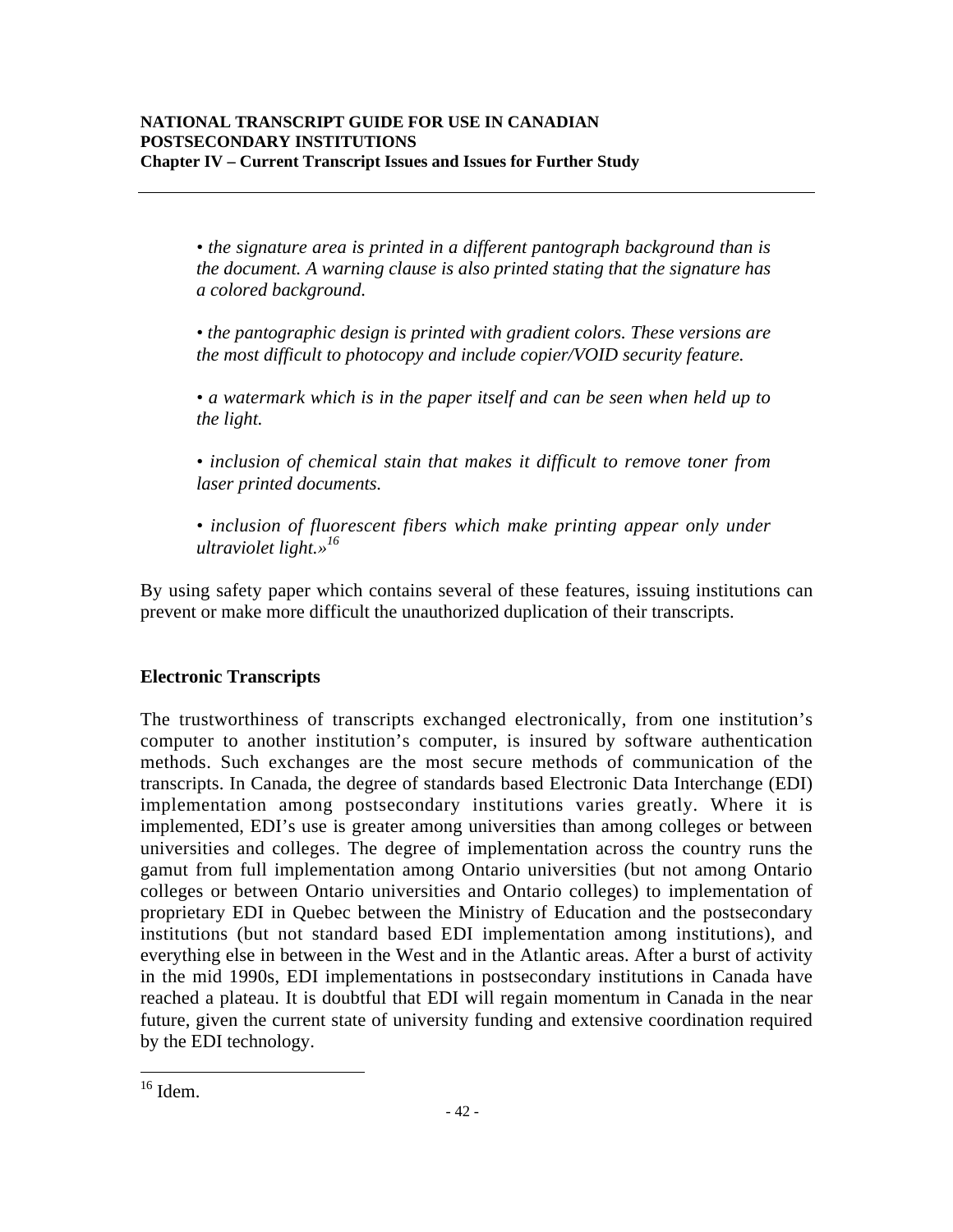*• the signature area is printed in a different pantograph background than is the document. A warning clause is also printed stating that the signature has a colored background.*

*• the pantographic design is printed with gradient colors. These versions are the most difficult to photocopy and include copier/VOID security feature.*

*• a watermark which is in the paper itself and can be seen when held up to the light.*

*• inclusion of chemical stain that makes it difficult to remove toner from laser printed documents.*

*• inclusion of fluorescent fibers which make printing appear only under ultraviolet light.»*[16]

By using safety paper which contains several of these features, issuing institutions can prevent or make more difficult the unauthorized duplication of their transcripts.

### Electronic Transcripts

The trustworthiness of transcripts exchanged electronically, from one institution's computer to another institution's computer, is insured by software authentication methods. Such exchanges are the most secure methods of communication of the transcripts. In Canada, the degree of standards based Electronic Data Interchange (EDI) implementation among postsecondary institutions varies greatly. Where it is implemented, EDI's use is greater among universities than among colleges or between universities and colleges. The degree of implementation across the country runs the gamut from full implementation among Ontario universities (but not among Ontario colleges or between Ontario universities and Ontario colleges) to implementation of proprietary EDI in Quebec between the Ministry of Education and the postsecondary institutions (but not standard based EDI implementation among institutions), and everything else in between in the West and in the Atlantic areas. After a burst of activity in the mid 1990s, EDI implementations in postsecondary institutions in Canada have reached a plateau. It is doubtful that EDI will regain momentum in Canada in the near future, given the current state of university funding and extensive coordination required by the EDI technology.

---

[16] Idem.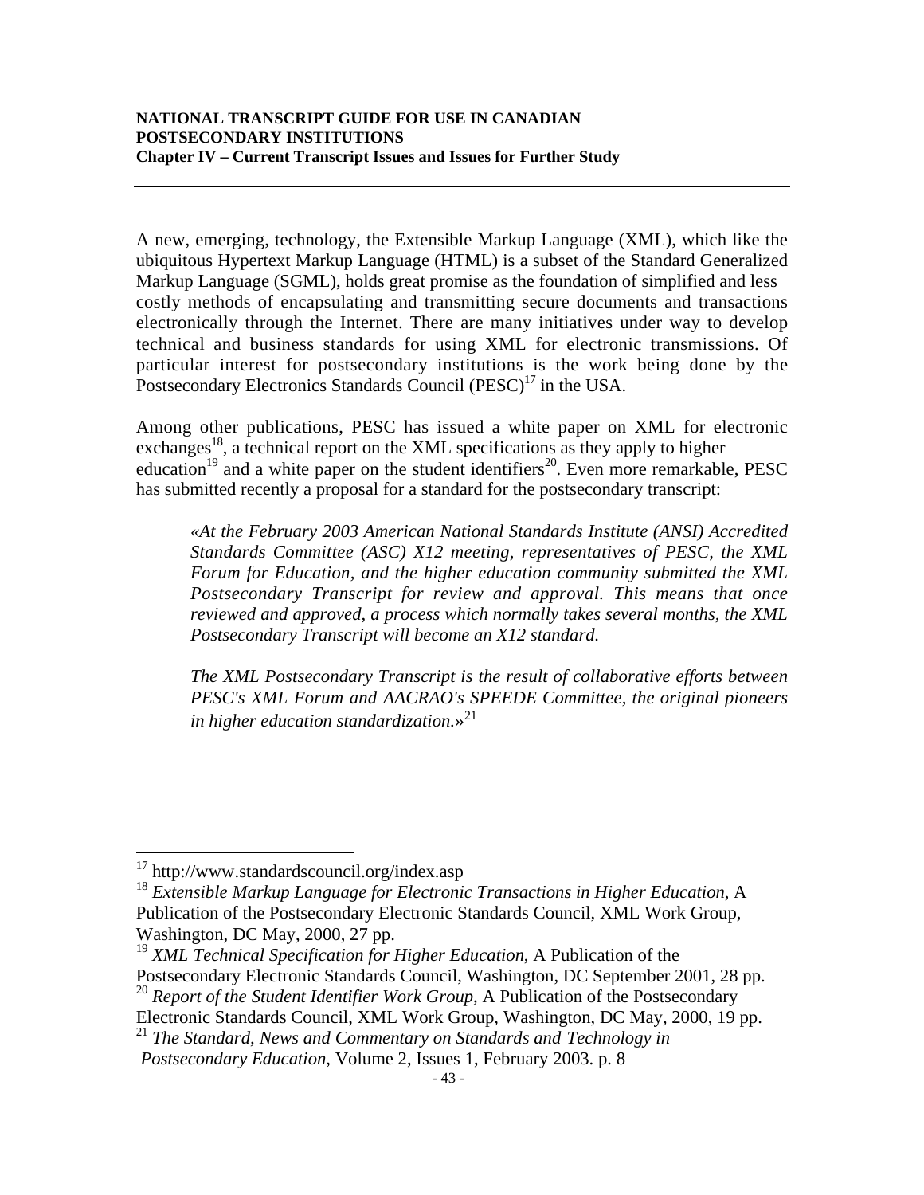A new, emerging, technology, the Extensible Markup Language (XML), which like the ubiquitous Hypertext Markup Language (HTML) is a subset of the Standard Generalized Markup Language (SGML), holds great promise as the foundation of simplified and less costly methods of encapsulating and transmitting secure documents and transactions electronically through the Internet. There are many initiatives under way to develop technical and business standards for using XML for electronic transmissions. Of particular interest for postsecondary institutions is the work being done by the Postsecondary Electronics Standards Council (PESC)[17] in the USA.

Among other publications, PESC has issued a white paper on XML for electronic exchanges[18], a technical report on the XML specifications as they apply to higher education[19] and a white paper on the student identifiers[20]. Even more remarkable, PESC has submitted recently a proposal for a standard for the postsecondary transcript:

> *«At the February 2003 American National Standards Institute (ANSI) Accredited Standards Committee (ASC) X12 meeting, representatives of PESC, the XML Forum for Education, and the higher education community submitted the XML Postsecondary Transcript for review and approval. This means that once reviewed and approved, a process which normally takes several months, the XML Postsecondary Transcript will become an X12 standard.*
>
> *The XML Postsecondary Transcript is the result of collaborative efforts between PESC's XML Forum and AACRAO's SPEEDE Committee, the original pioneers in higher education standardization.*»[21]

---

[17] http://www.standardscouncil.org/index.asp

[18] *Extensible Markup Language for Electronic Transactions in Higher Education*, A Publication of the Postsecondary Electronic Standards Council, XML Work Group, Washington, DC May, 2000, 27 pp.

[19] *XML Technical Specification for Higher Education*, A Publication of the Postsecondary Electronic Standards Council, Washington, DC September 2001, 28 pp.

[20] *Report of the Student Identifier Work Group*, A Publication of the Postsecondary Electronic Standards Council, XML Work Group, Washington, DC May, 2000, 19 pp.

[21] *The Standard, News and Commentary on Standards and Technology in Postsecondary Education*, Volume 2, Issues 1, February 2003. p. 8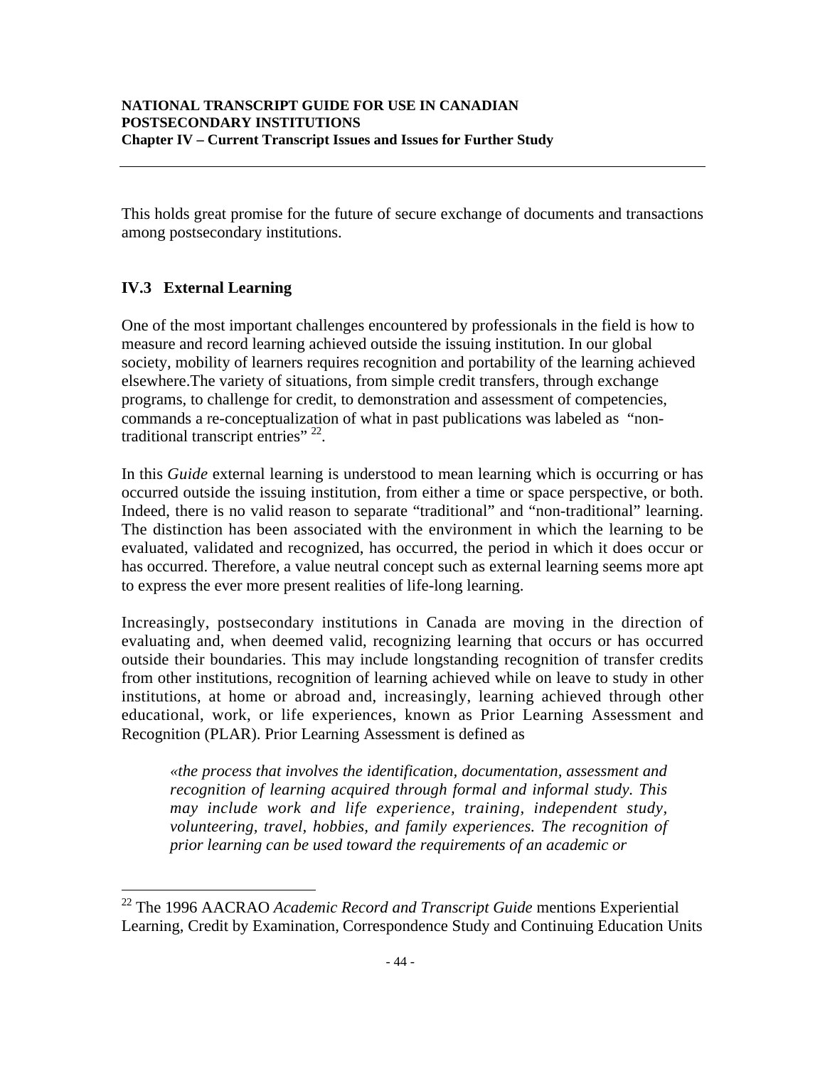This holds great promise for the future of secure exchange of documents and transactions among postsecondary institutions.

## IV.3 External Learning

One of the most important challenges encountered by professionals in the field is how to measure and record learning achieved outside the issuing institution. In our global society, mobility of learners requires recognition and portability of the learning achieved elsewhere.The variety of situations, from simple credit transfers, through exchange programs, to challenge for credit, to demonstration and assessment of competencies, commands a re-conceptualization of what in past publications was labeled as "non-traditional transcript entries" [22].

In this *Guide* external learning is understood to mean learning which is occurring or has occurred outside the issuing institution, from either a time or space perspective, or both. Indeed, there is no valid reason to separate "traditional" and "non-traditional" learning. The distinction has been associated with the environment in which the learning to be evaluated, validated and recognized, has occurred, the period in which it does occur or has occurred. Therefore, a value neutral concept such as external learning seems more apt to express the ever more present realities of life-long learning.

Increasingly, postsecondary institutions in Canada are moving in the direction of evaluating and, when deemed valid, recognizing learning that occurs or has occurred outside their boundaries. This may include longstanding recognition of transfer credits from other institutions, recognition of learning achieved while on leave to study in other institutions, at home or abroad and, increasingly, learning achieved through other educational, work, or life experiences, known as Prior Learning Assessment and Recognition (PLAR). Prior Learning Assessment is defined as

> *«the process that involves the identification, documentation, assessment and recognition of learning acquired through formal and informal study. This may include work and life experience, training, independent study, volunteering, travel, hobbies, and family experiences. The recognition of prior learning can be used toward the requirements of an academic or*

---

[22] The 1996 AACRAO *Academic Record and Transcript Guide* mentions Experiential Learning, Credit by Examination, Correspondence Study and Continuing Education Units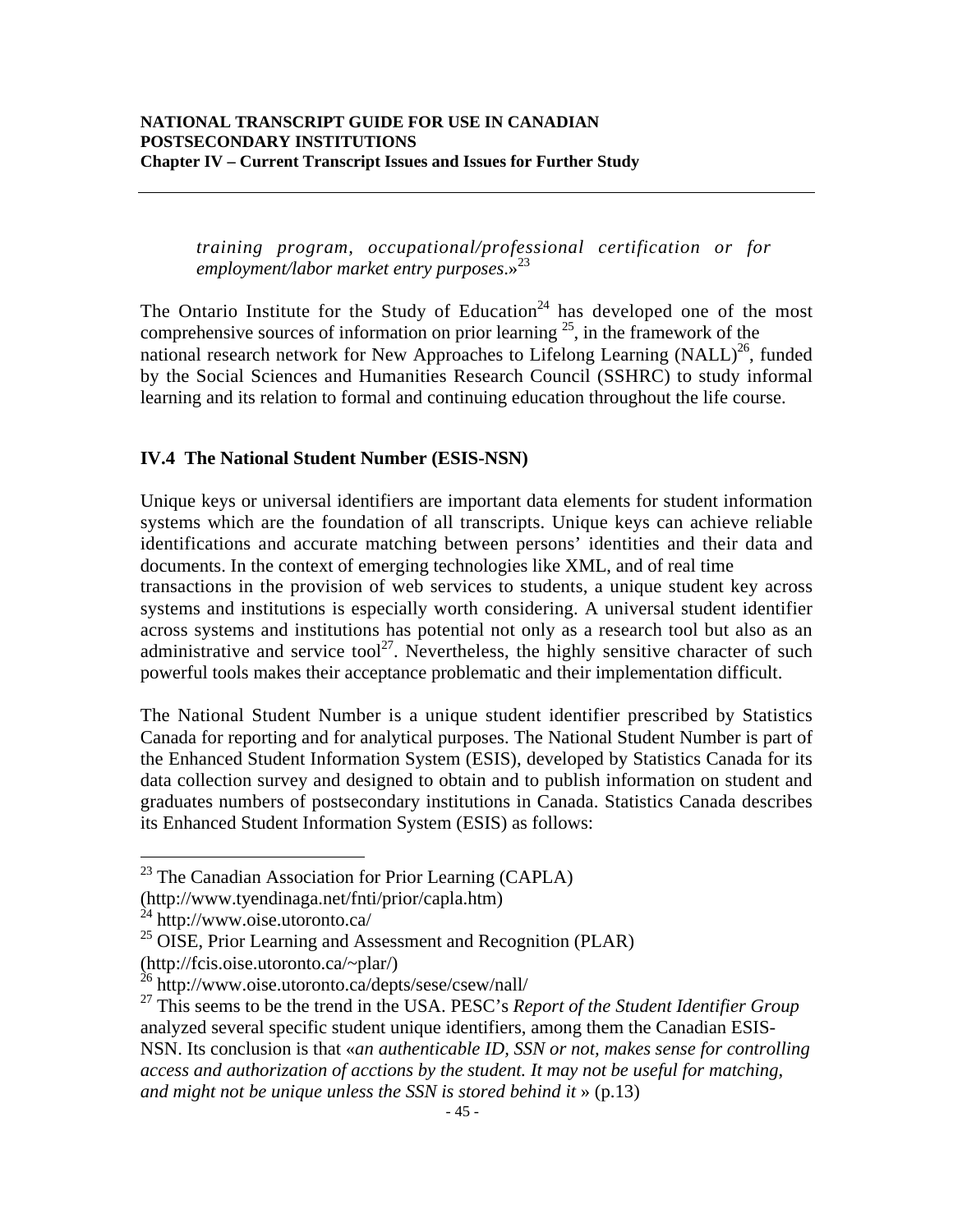*training program, occupational/professional certification or for employment/labor market entry purposes.*»[23]

The Ontario Institute for the Study of Education[24] has developed one of the most comprehensive sources of information on prior learning [25], in the framework of the national research network for New Approaches to Lifelong Learning (NALL)[26], funded by the Social Sciences and Humanities Research Council (SSHRC) to study informal learning and its relation to formal and continuing education throughout the life course.

### IV.4 The National Student Number (ESIS-NSN)

Unique keys or universal identifiers are important data elements for student information systems which are the foundation of all transcripts. Unique keys can achieve reliable identifications and accurate matching between persons' identities and their data and documents. In the context of emerging technologies like XML, and of real time transactions in the provision of web services to students, a unique student key across systems and institutions is especially worth considering. A universal student identifier across systems and institutions has potential not only as a research tool but also as an administrative and service tool[27]. Nevertheless, the highly sensitive character of such powerful tools makes their acceptance problematic and their implementation difficult.

The National Student Number is a unique student identifier prescribed by Statistics Canada for reporting and for analytical purposes. The National Student Number is part of the Enhanced Student Information System (ESIS), developed by Statistics Canada for its data collection survey and designed to obtain and to publish information on student and graduates numbers of postsecondary institutions in Canada. Statistics Canada describes its Enhanced Student Information System (ESIS) as follows:

---

[23] The Canadian Association for Prior Learning (CAPLA) (http://www.tyendinaga.net/fnti/prior/capla.htm)

[24] http://www.oise.utoronto.ca/

[25] OISE, Prior Learning and Assessment and Recognition (PLAR) (http://fcis.oise.utoronto.ca/~plar/)

[26] http://www.oise.utoronto.ca/depts/sese/csew/nall/

[27] This seems to be the trend in the USA. PESC's *Report of the Student Identifier Group* analyzed several specific student unique identifiers, among them the Canadian ESIS-NSN. Its conclusion is that «*an authenticable ID, SSN or not, makes sense for controlling access and authorization of acctions by the student. It may not be useful for matching, and might not be unique unless the SSN is stored behind it* » (p.13)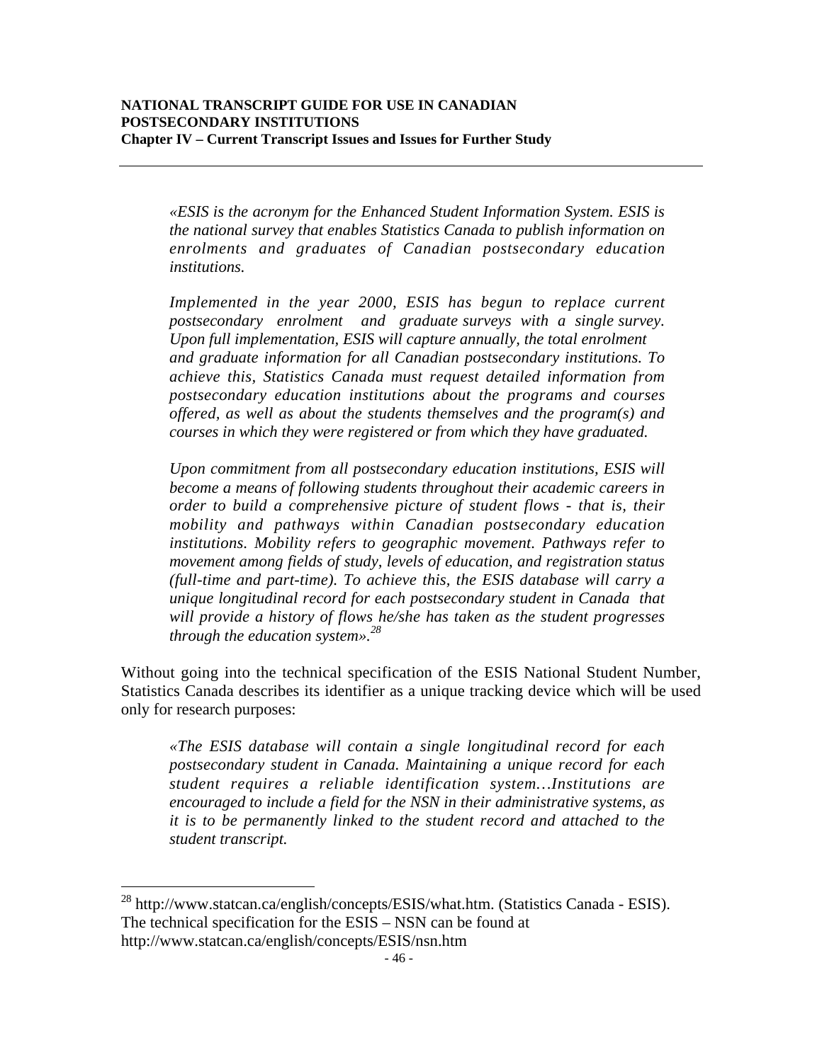*«ESIS is the acronym for the Enhanced Student Information System. ESIS is the national survey that enables Statistics Canada to publish information on enrolments and graduates of Canadian postsecondary education institutions.*

*Implemented in the year 2000, ESIS has begun to replace current postsecondary enrolment and graduate surveys with a single survey. Upon full implementation, ESIS will capture annually, the total enrolment and graduate information for all Canadian postsecondary institutions. To achieve this, Statistics Canada must request detailed information from postsecondary education institutions about the programs and courses offered, as well as about the students themselves and the program(s) and courses in which they were registered or from which they have graduated.*

*Upon commitment from all postsecondary education institutions, ESIS will become a means of following students throughout their academic careers in order to build a comprehensive picture of student flows - that is, their mobility and pathways within Canadian postsecondary education institutions. Mobility refers to geographic movement. Pathways refer to movement among fields of study, levels of education, and registration status (full-time and part-time). To achieve this, the ESIS database will carry a unique longitudinal record for each postsecondary student in Canada that will provide a history of flows he/she has taken as the student progresses through the education system».*[28]

Without going into the technical specification of the ESIS National Student Number, Statistics Canada describes its identifier as a unique tracking device which will be used only for research purposes:

*«The ESIS database will contain a single longitudinal record for each postsecondary student in Canada. Maintaining a unique record for each student requires a reliable identification system…Institutions are encouraged to include a field for the NSN in their administrative systems, as it is to be permanently linked to the student record and attached to the student transcript.*

---

[28] http://www.statcan.ca/english/concepts/ESIS/what.htm. (Statistics Canada - ESIS). The technical specification for the ESIS – NSN can be found at http://www.statcan.ca/english/concepts/ESIS/nsn.htm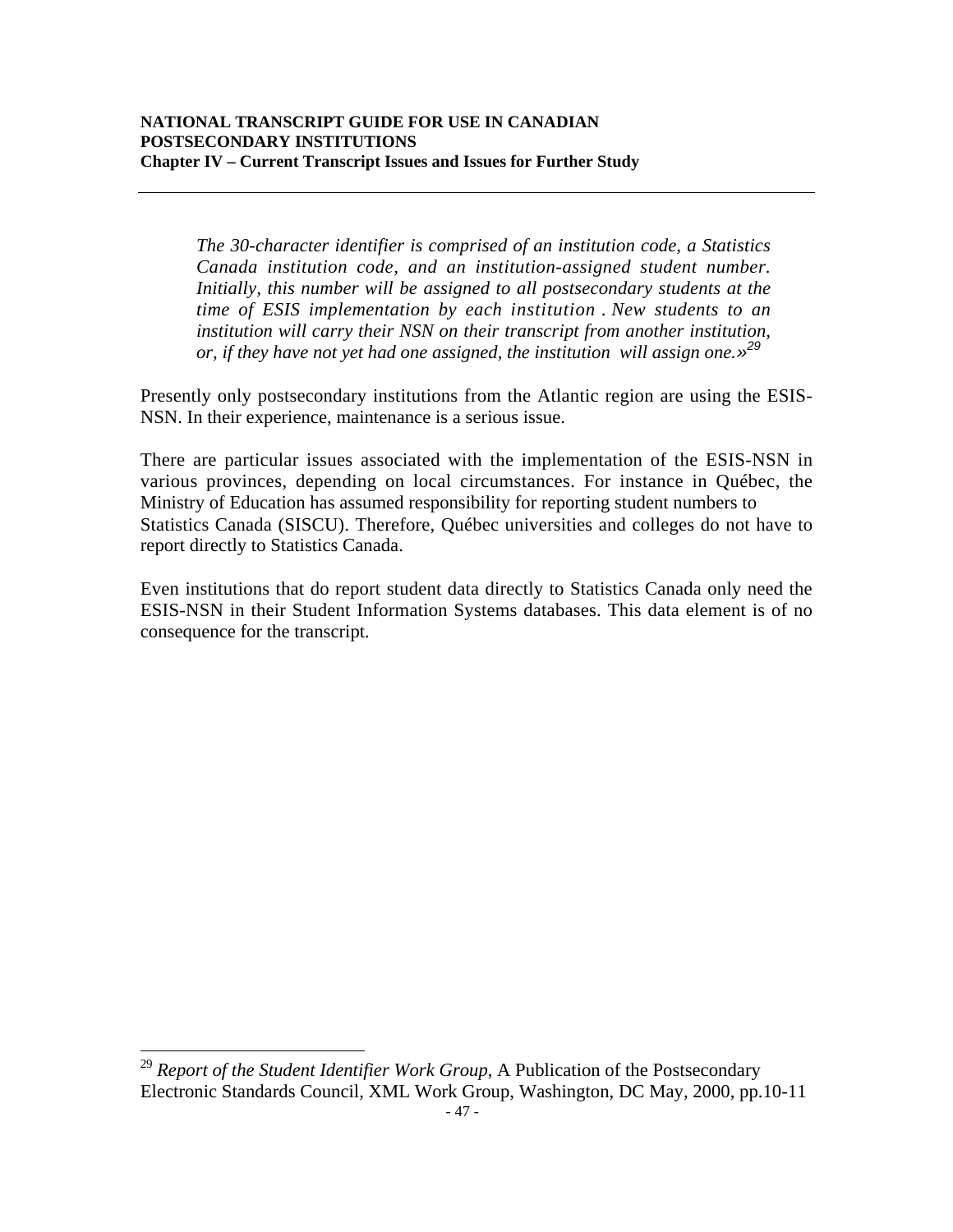*The 30-character identifier is comprised of an institution code, a Statistics Canada institution code, and an institution-assigned student number. Initially, this number will be assigned to all postsecondary students at the time of ESIS implementation by each institution . New students to an institution will carry their NSN on their transcript from another institution, or, if they have not yet had one assigned, the institution will assign one.»*[29]

Presently only postsecondary institutions from the Atlantic region are using the ESIS-NSN. In their experience, maintenance is a serious issue.

There are particular issues associated with the implementation of the ESIS-NSN in various provinces, depending on local circumstances. For instance in Québec, the Ministry of Education has assumed responsibility for reporting student numbers to Statistics Canada (SISCU). Therefore, Québec universities and colleges do not have to report directly to Statistics Canada.

Even institutions that do report student data directly to Statistics Canada only need the ESIS-NSN in their Student Information Systems databases. This data element is of no consequence for the transcript.

---

[29] *Report of the Student Identifier Work Group*, A Publication of the Postsecondary Electronic Standards Council, XML Work Group, Washington, DC May, 2000, pp.10-11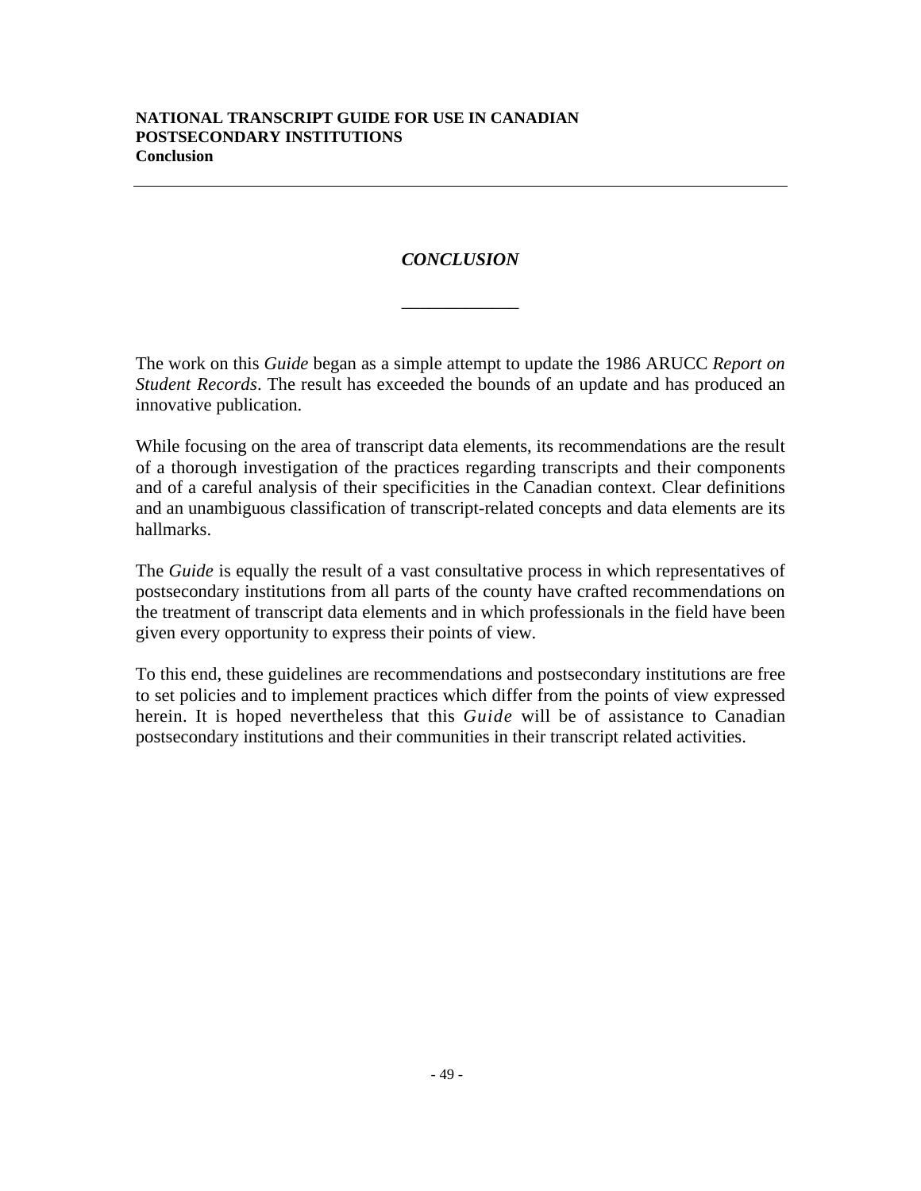# *CONCLUSION*

The work on this *Guide* began as a simple attempt to update the 1986 ARUCC *Report on Student Records*. The result has exceeded the bounds of an update and has produced an innovative publication.

While focusing on the area of transcript data elements, its recommendations are the result of a thorough investigation of the practices regarding transcripts and their components and of a careful analysis of their specificities in the Canadian context. Clear definitions and an unambiguous classification of transcript-related concepts and data elements are its hallmarks.

The *Guide* is equally the result of a vast consultative process in which representatives of postsecondary institutions from all parts of the county have crafted recommendations on the treatment of transcript data elements and in which professionals in the field have been given every opportunity to express their points of view.

To this end, these guidelines are recommendations and postsecondary institutions are free to set policies and to implement practices which differ from the points of view expressed herein. It is hoped nevertheless that this *Guide* will be of assistance to Canadian postsecondary institutions and their communities in their transcript related activities.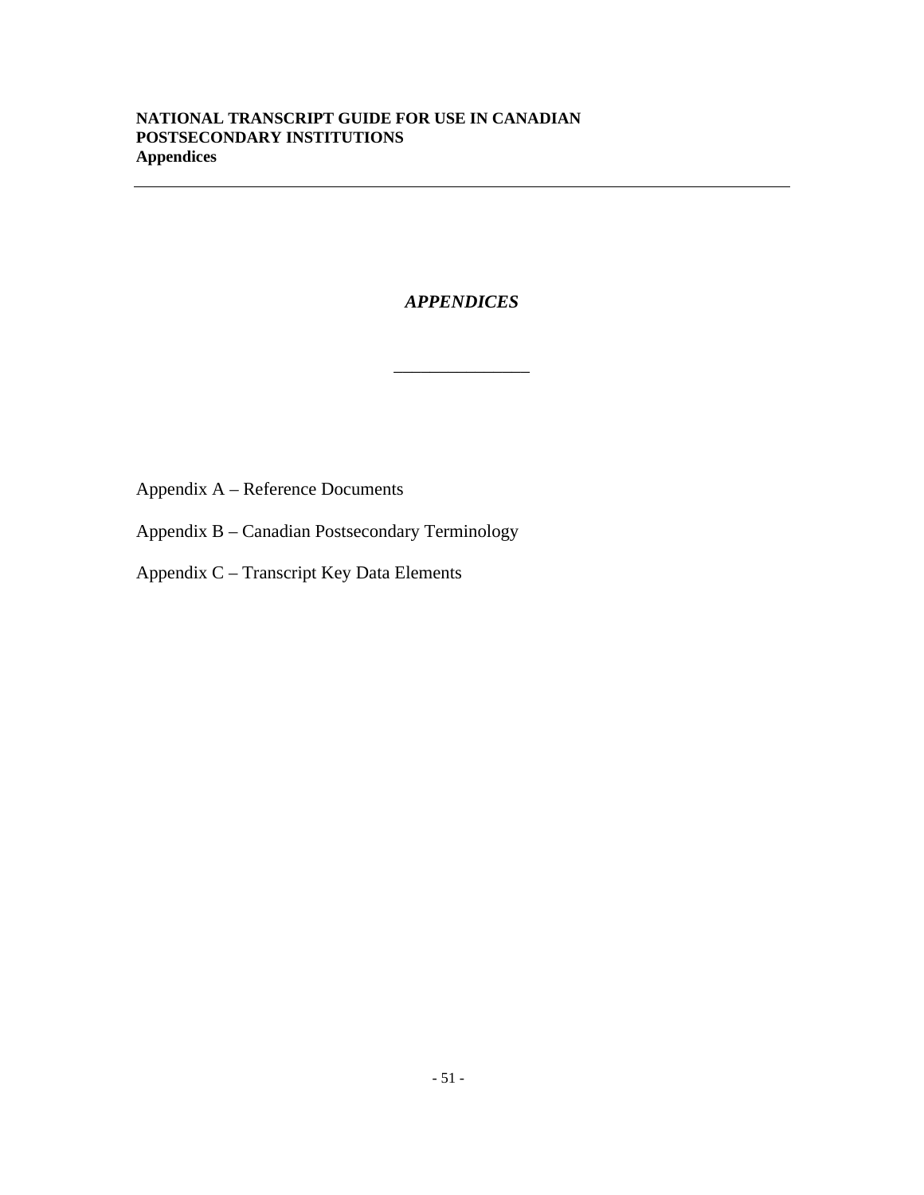# *APPENDICES*

---

Appendix A – Reference Documents

Appendix B – Canadian Postsecondary Terminology

Appendix C – Transcript Key Data Elements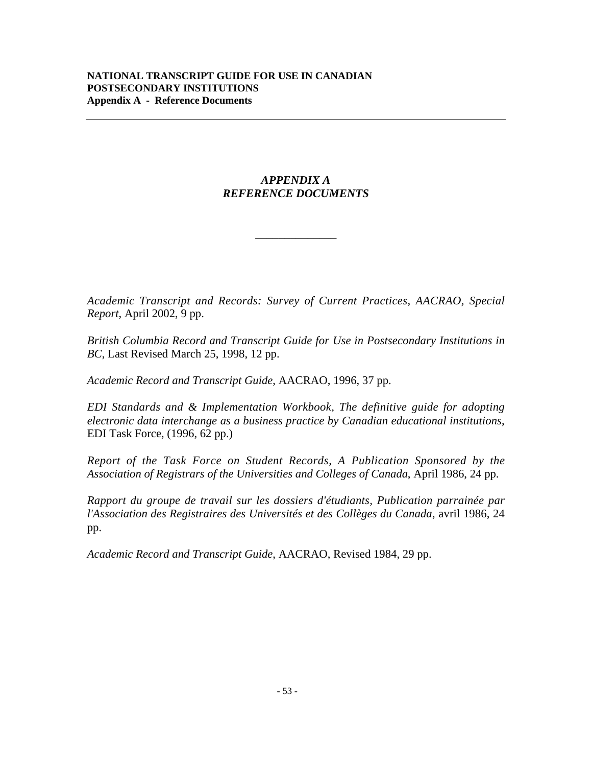# *APPENDIX A*
# *REFERENCE DOCUMENTS*

---

*Academic Transcript and Records: Survey of Current Practices, AACRAO, Special Report*, April 2002, 9 pp.

*British Columbia Record and Transcript Guide for Use in Postsecondary Institutions in BC*, Last Revised March 25, 1998, 12 pp.

*Academic Record and Transcript Guide*, AACRAO, 1996, 37 pp.

*EDI Standards and & Implementation Workbook, The definitive guide for adopting electronic data interchange as a business practice by Canadian educational institutions*, EDI Task Force, (1996, 62 pp.)

*Report of the Task Force on Student Records, A Publication Sponsored by the Association of Registrars of the Universities and Colleges of Canada*, April 1986, 24 pp.

*Rapport du groupe de travail sur les dossiers d'étudiants, Publication parrainée par l'Association des Registraires des Universités et des Collèges du Canada*, avril 1986, 24 pp.

*Academic Record and Transcript Guide*, AACRAO, Revised 1984, 29 pp.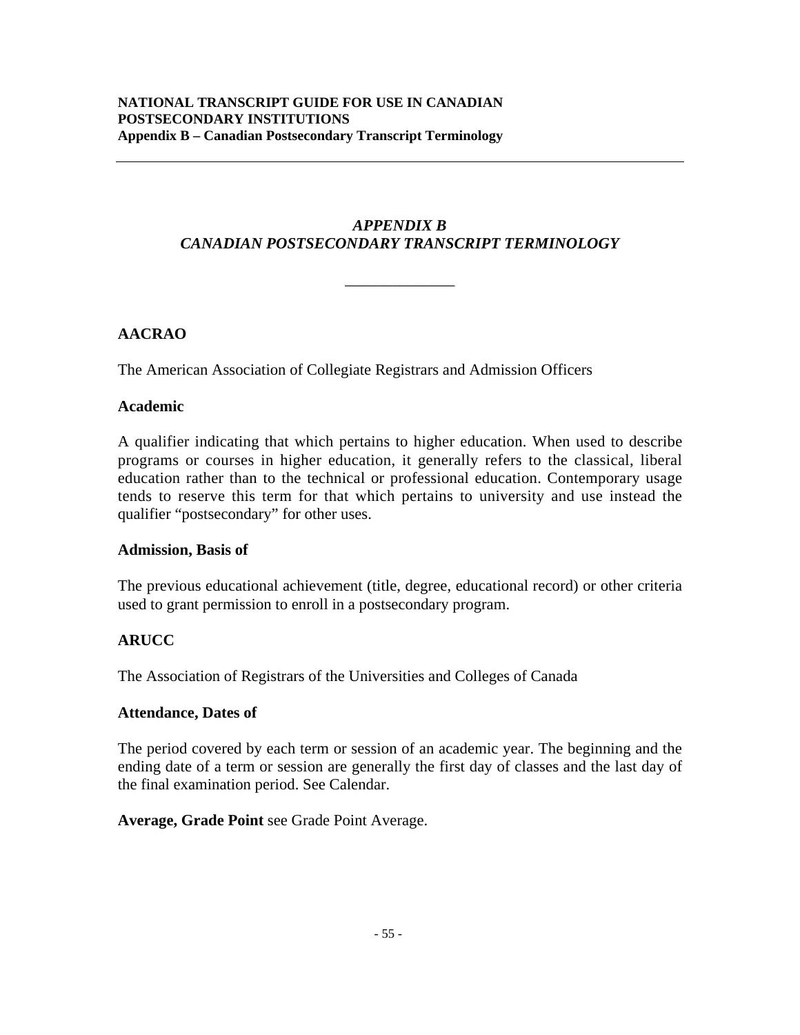# *APPENDIX B*
# *CANADIAN POSTSECONDARY TRANSCRIPT TERMINOLOGY*

---

### AACRAO

The American Association of Collegiate Registrars and Admission Officers

### Academic

A qualifier indicating that which pertains to higher education. When used to describe programs or courses in higher education, it generally refers to the classical, liberal education rather than to the technical or professional education. Contemporary usage tends to reserve this term for that which pertains to university and use instead the qualifier "postsecondary" for other uses.

### Admission, Basis of

The previous educational achievement (title, degree, educational record) or other criteria used to grant permission to enroll in a postsecondary program.

### ARUCC

The Association of Registrars of the Universities and Colleges of Canada

### Attendance, Dates of

The period covered by each term or session of an academic year. The beginning and the ending date of a term or session are generally the first day of classes and the last day of the final examination period. See Calendar.

**Average, Grade Point** see Grade Point Average.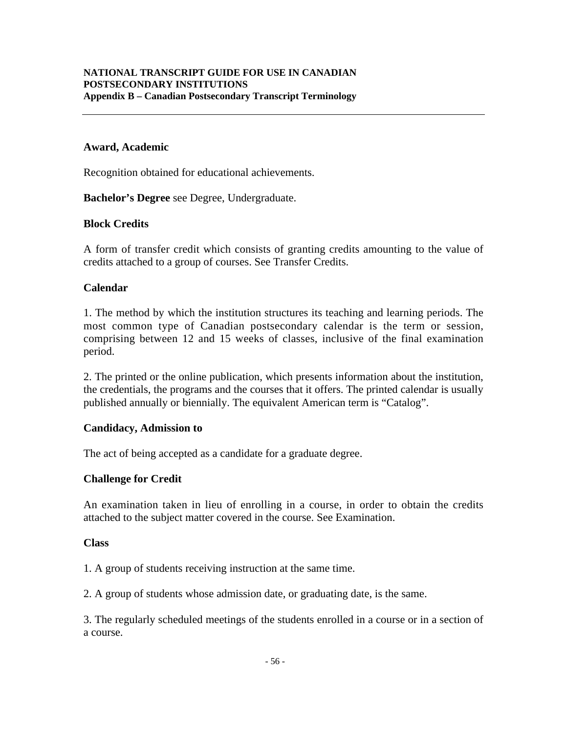**Award, Academic**

Recognition obtained for educational achievements.

**Bachelor's Degree** see Degree, Undergraduate.

**Block Credits**

A form of transfer credit which consists of granting credits amounting to the value of credits attached to a group of courses. See Transfer Credits.

**Calendar**

1. The method by which the institution structures its teaching and learning periods. The most common type of Canadian postsecondary calendar is the term or session, comprising between 12 and 15 weeks of classes, inclusive of the final examination period.

2. The printed or the online publication, which presents information about the institution, the credentials, the programs and the courses that it offers. The printed calendar is usually published annually or biennially. The equivalent American term is "Catalog".

**Candidacy, Admission to**

The act of being accepted as a candidate for a graduate degree.

**Challenge for Credit**

An examination taken in lieu of enrolling in a course, in order to obtain the credits attached to the subject matter covered in the course. See Examination.

**Class**

1. A group of students receiving instruction at the same time.

2. A group of students whose admission date, or graduating date, is the same.

3. The regularly scheduled meetings of the students enrolled in a course or in a section of a course.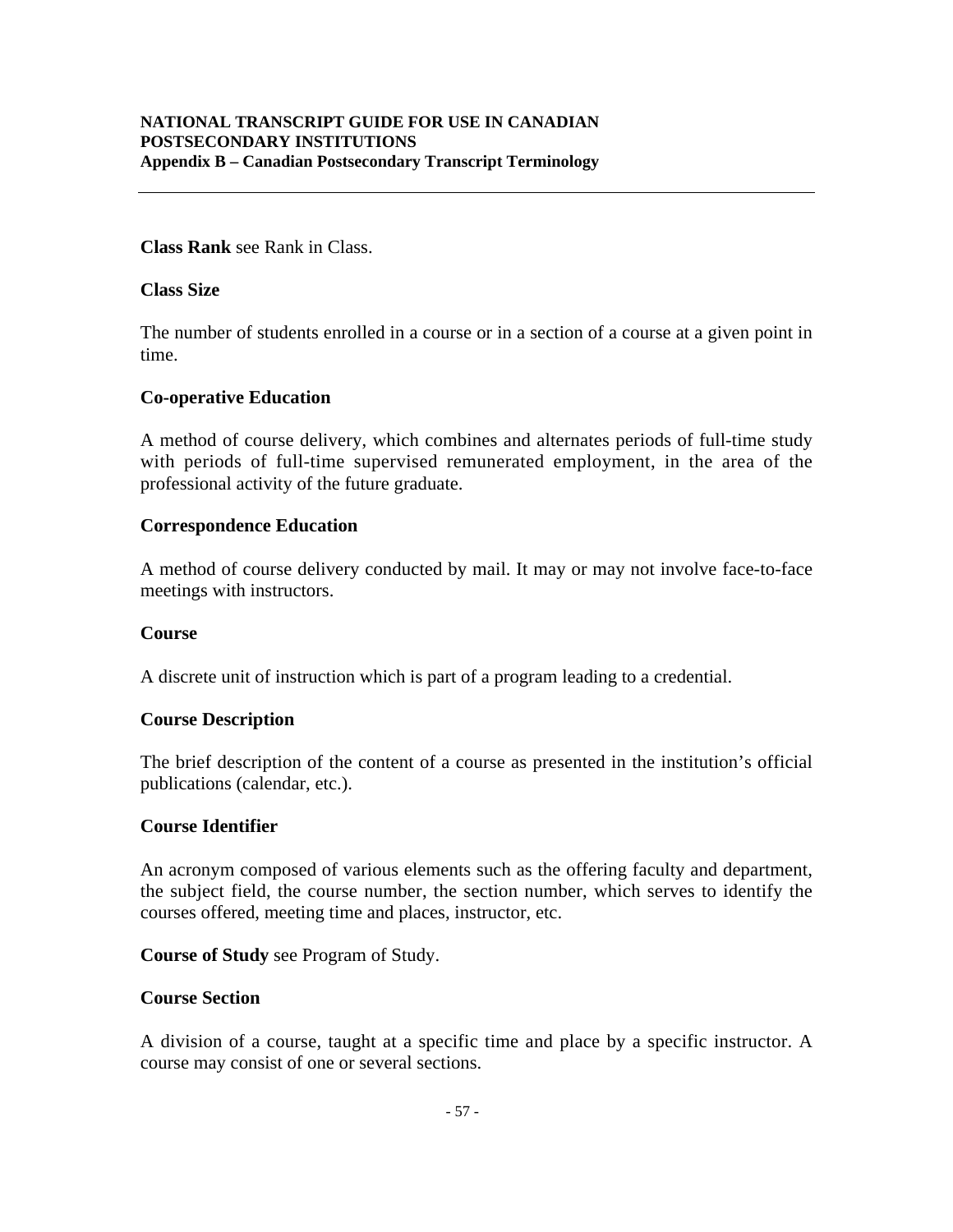**Class Rank** see Rank in Class.

**Class Size**

The number of students enrolled in a course or in a section of a course at a given point in time.

**Co-operative Education**

A method of course delivery, which combines and alternates periods of full-time study with periods of full-time supervised remunerated employment, in the area of the professional activity of the future graduate.

**Correspondence Education**

A method of course delivery conducted by mail. It may or may not involve face-to-face meetings with instructors.

**Course**

A discrete unit of instruction which is part of a program leading to a credential.

**Course Description**

The brief description of the content of a course as presented in the institution's official publications (calendar, etc.).

**Course Identifier**

An acronym composed of various elements such as the offering faculty and department, the subject field, the course number, the section number, which serves to identify the courses offered, meeting time and places, instructor, etc.

**Course of Study** see Program of Study.

**Course Section**

A division of a course, taught at a specific time and place by a specific instructor. A course may consist of one or several sections.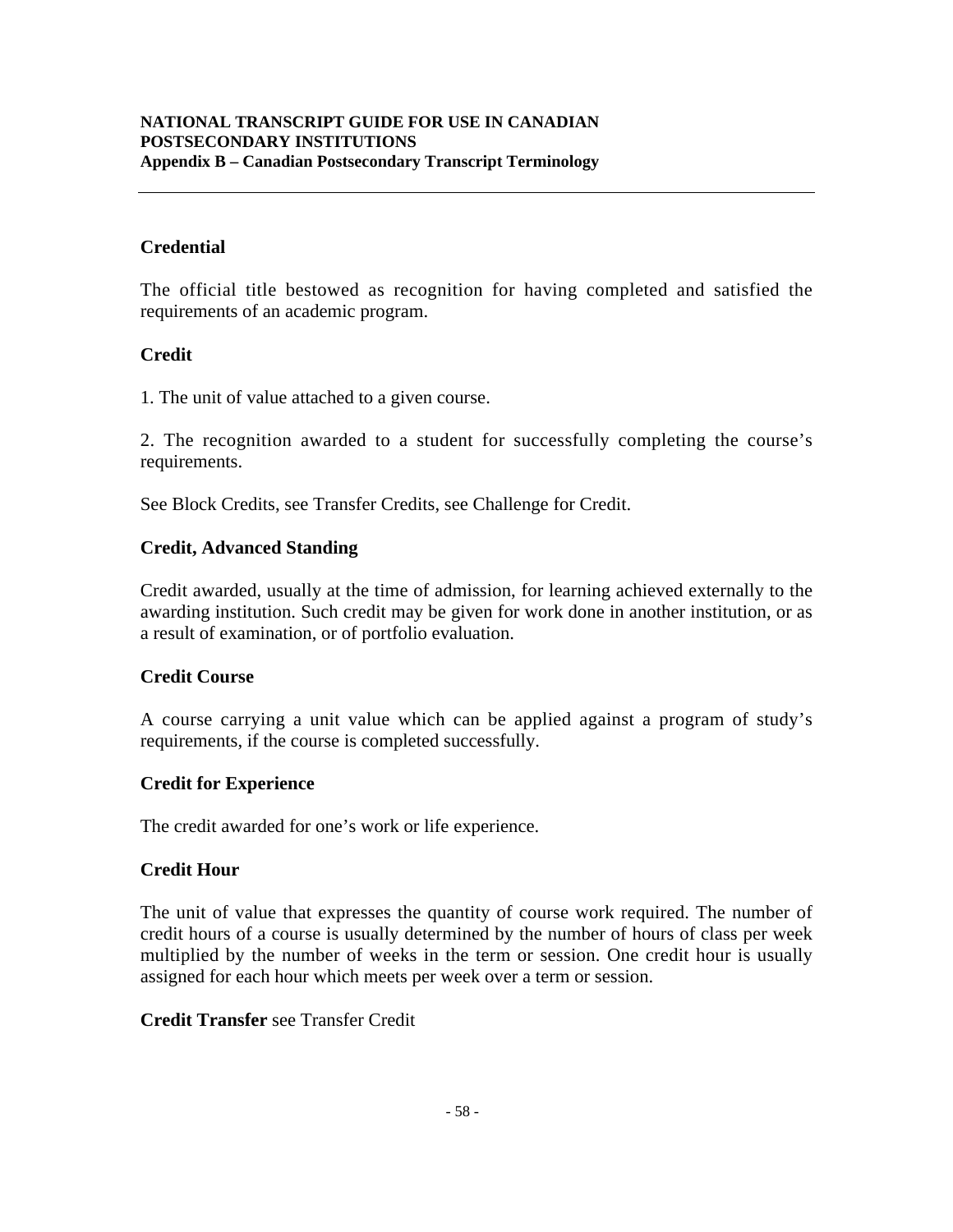### Credential

The official title bestowed as recognition for having completed and satisfied the requirements of an academic program.

### Credit

1. The unit of value attached to a given course.

2. The recognition awarded to a student for successfully completing the course's requirements.

See Block Credits, see Transfer Credits, see Challenge for Credit.

### Credit, Advanced Standing

Credit awarded, usually at the time of admission, for learning achieved externally to the awarding institution. Such credit may be given for work done in another institution, or as a result of examination, or of portfolio evaluation.

### Credit Course

A course carrying a unit value which can be applied against a program of study's requirements, if the course is completed successfully.

### Credit for Experience

The credit awarded for one's work or life experience.

### Credit Hour

The unit of value that expresses the quantity of course work required. The number of credit hours of a course is usually determined by the number of hours of class per week multiplied by the number of weeks in the term or session. One credit hour is usually assigned for each hour which meets per week over a term or session.

**Credit Transfer** see Transfer Credit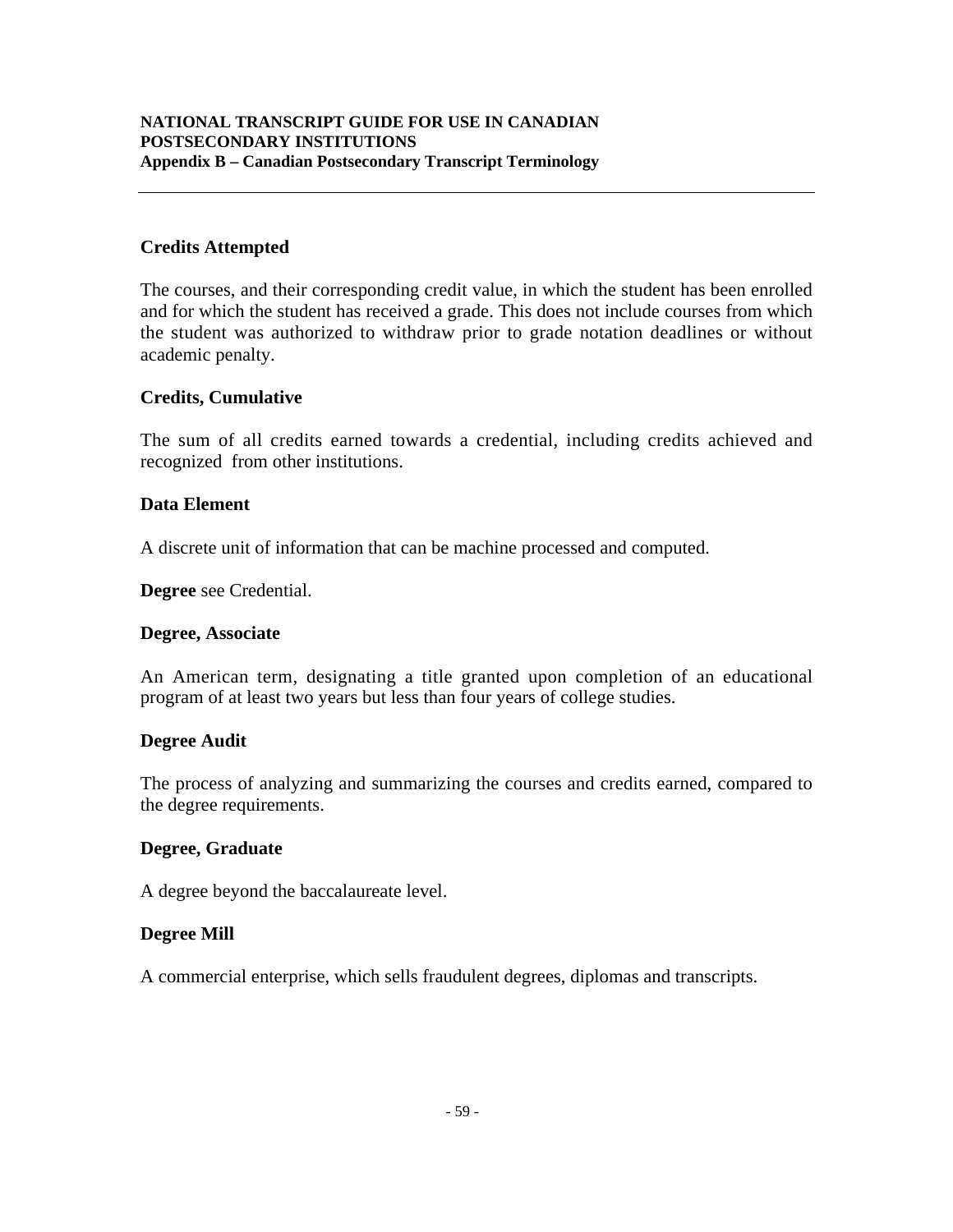**Credits Attempted**

The courses, and their corresponding credit value, in which the student has been enrolled and for which the student has received a grade. This does not include courses from which the student was authorized to withdraw prior to grade notation deadlines or without academic penalty.

**Credits, Cumulative**

The sum of all credits earned towards a credential, including credits achieved and recognized from other institutions.

**Data Element**

A discrete unit of information that can be machine processed and computed.

**Degree** see Credential.

**Degree, Associate**

An American term, designating a title granted upon completion of an educational program of at least two years but less than four years of college studies.

**Degree Audit**

The process of analyzing and summarizing the courses and credits earned, compared to the degree requirements.

**Degree, Graduate**

A degree beyond the baccalaureate level.

**Degree Mill**

A commercial enterprise, which sells fraudulent degrees, diplomas and transcripts.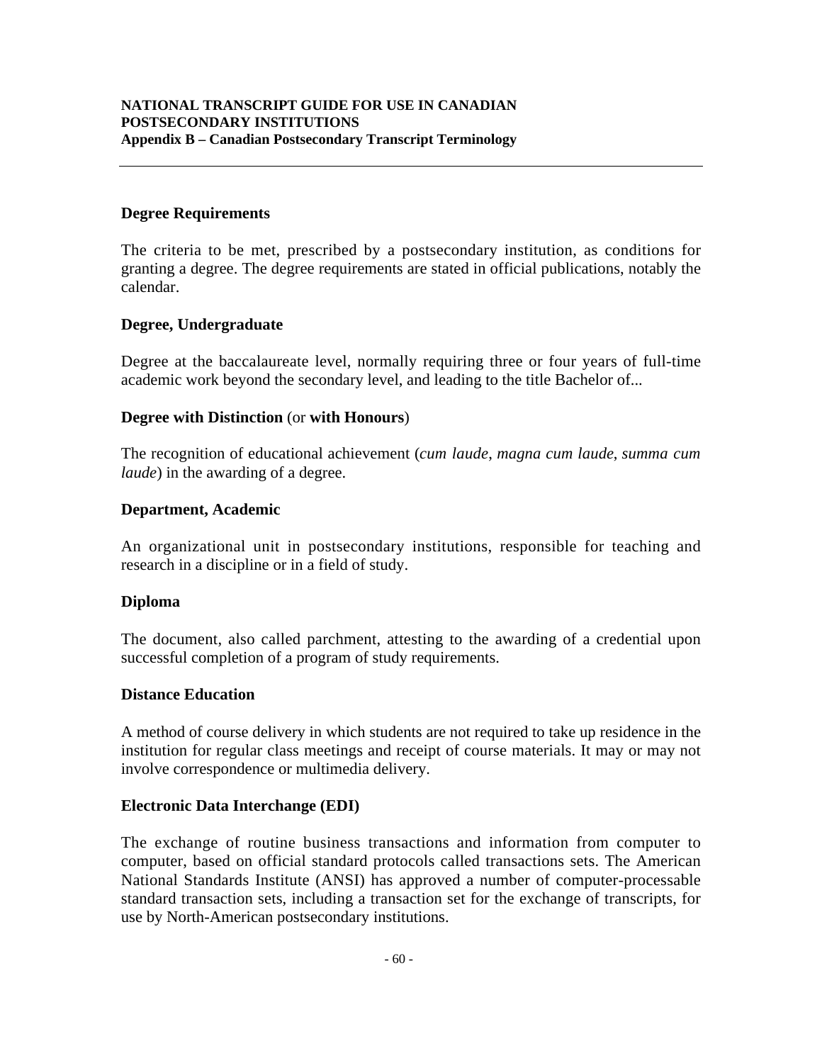### Degree Requirements

The criteria to be met, prescribed by a postsecondary institution, as conditions for granting a degree. The degree requirements are stated in official publications, notably the calendar.

### Degree, Undergraduate

Degree at the baccalaureate level, normally requiring three or four years of full-time academic work beyond the secondary level, and leading to the title Bachelor of...

### Degree with Distinction (or with Honours)

The recognition of educational achievement (*cum laude*, *magna cum laude*, *summa cum laude*) in the awarding of a degree.

### Department, Academic

An organizational unit in postsecondary institutions, responsible for teaching and research in a discipline or in a field of study.

### Diploma

The document, also called parchment, attesting to the awarding of a credential upon successful completion of a program of study requirements.

### Distance Education

A method of course delivery in which students are not required to take up residence in the institution for regular class meetings and receipt of course materials. It may or may not involve correspondence or multimedia delivery.

### Electronic Data Interchange (EDI)

The exchange of routine business transactions and information from computer to computer, based on official standard protocols called transactions sets. The American National Standards Institute (ANSI) has approved a number of computer-processable standard transaction sets, including a transaction set for the exchange of transcripts, for use by North-American postsecondary institutions.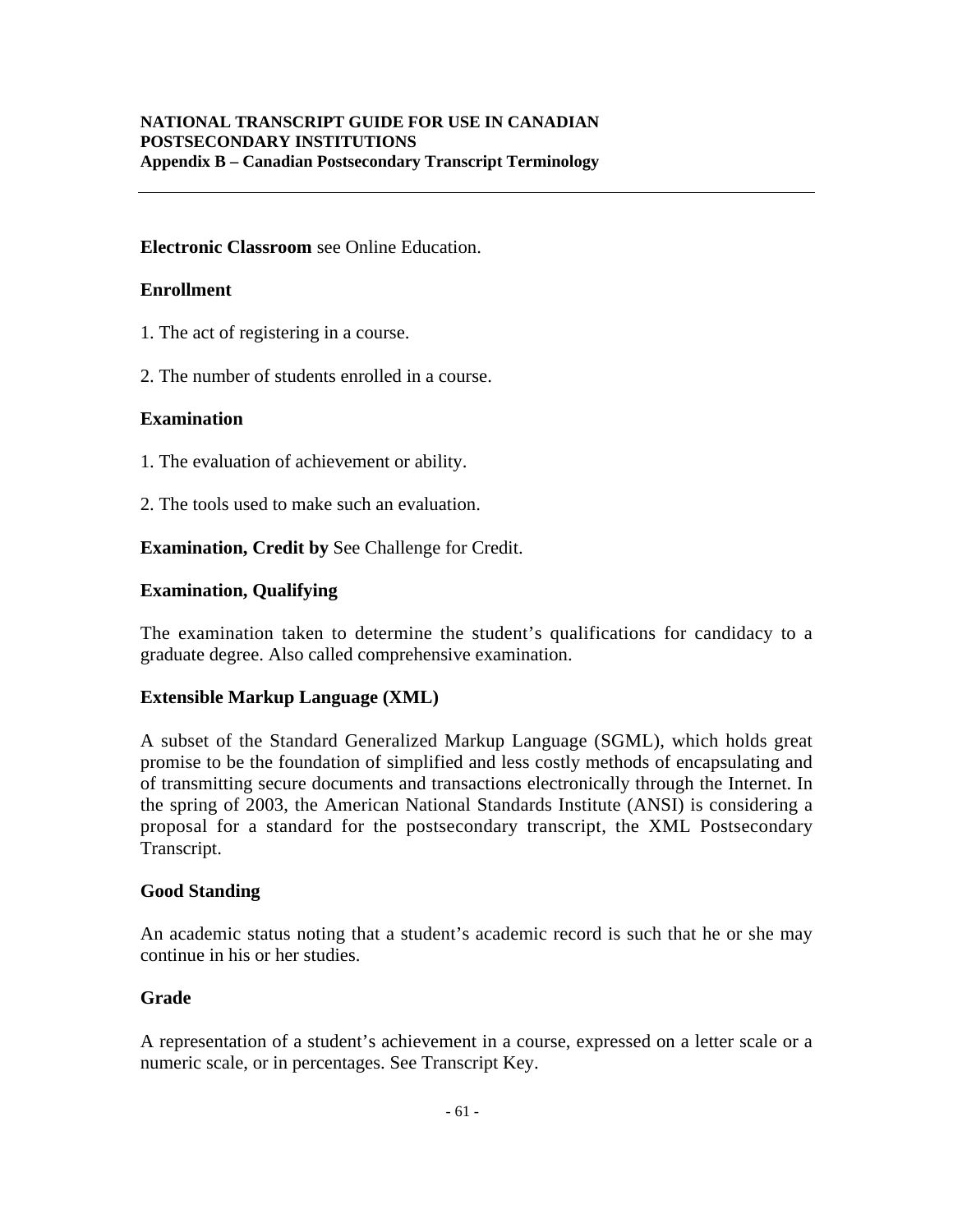**Electronic Classroom** see Online Education.

**Enrollment**

1. The act of registering in a course.

2. The number of students enrolled in a course.

**Examination**

1. The evaluation of achievement or ability.

2. The tools used to make such an evaluation.

**Examination, Credit by** See Challenge for Credit.

**Examination, Qualifying**

The examination taken to determine the student's qualifications for candidacy to a graduate degree. Also called comprehensive examination.

**Extensible Markup Language (XML)**

A subset of the Standard Generalized Markup Language (SGML), which holds great promise to be the foundation of simplified and less costly methods of encapsulating and of transmitting secure documents and transactions electronically through the Internet. In the spring of 2003, the American National Standards Institute (ANSI) is considering a proposal for a standard for the postsecondary transcript, the XML Postsecondary Transcript.

**Good Standing**

An academic status noting that a student's academic record is such that he or she may continue in his or her studies.

**Grade**

A representation of a student's achievement in a course, expressed on a letter scale or a numeric scale, or in percentages. See Transcript Key.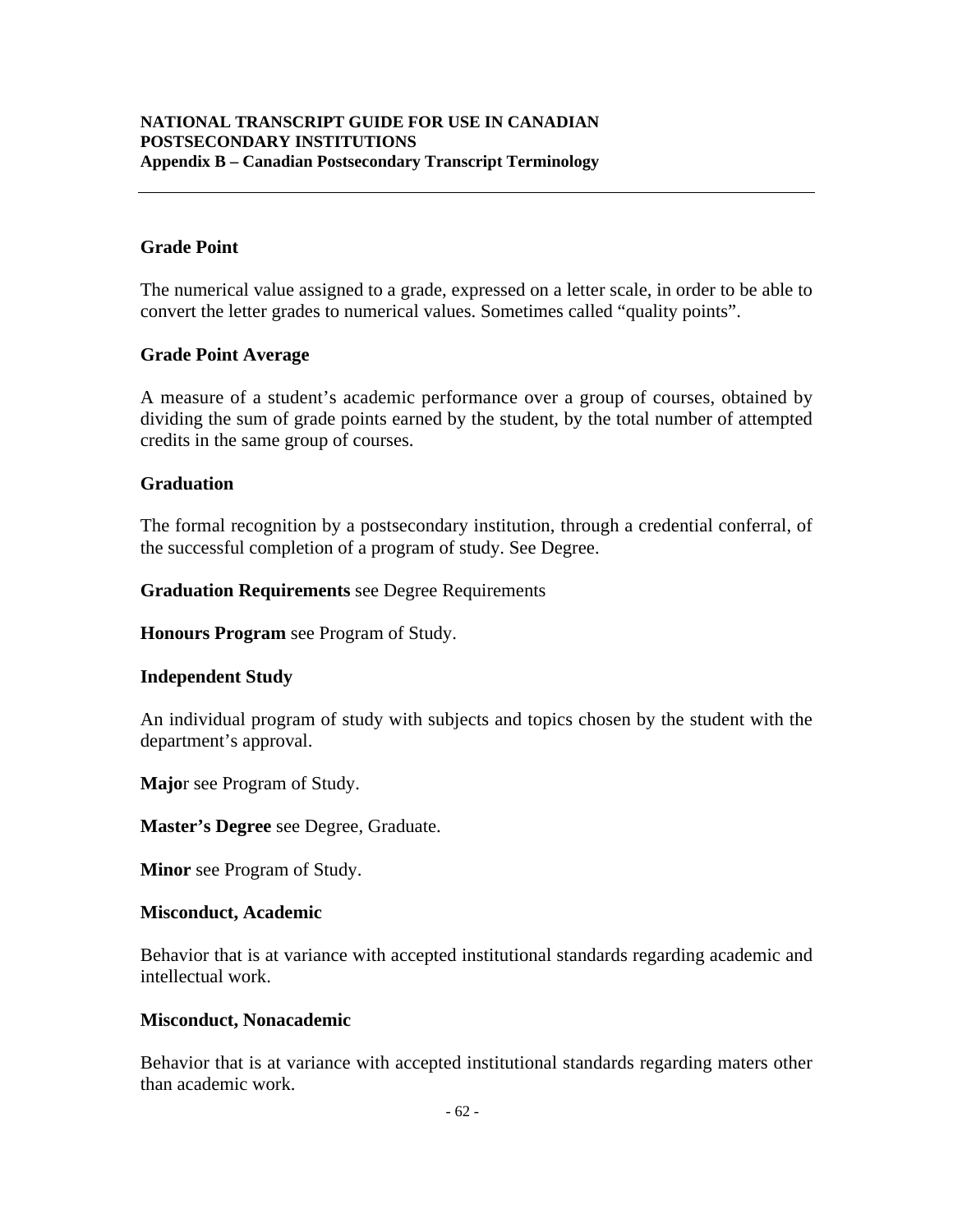**Grade Point**

The numerical value assigned to a grade, expressed on a letter scale, in order to be able to convert the letter grades to numerical values. Sometimes called "quality points".

**Grade Point Average**

A measure of a student's academic performance over a group of courses, obtained by dividing the sum of grade points earned by the student, by the total number of attempted credits in the same group of courses.

**Graduation**

The formal recognition by a postsecondary institution, through a credential conferral, of the successful completion of a program of study. See Degree.

**Graduation Requirements** see Degree Requirements

**Honours Program** see Program of Study.

**Independent Study**

An individual program of study with subjects and topics chosen by the student with the department's approval.

**Majo**r see Program of Study.

**Master's Degree** see Degree, Graduate.

**Minor** see Program of Study.

**Misconduct, Academic**

Behavior that is at variance with accepted institutional standards regarding academic and intellectual work.

**Misconduct, Nonacademic**

Behavior that is at variance with accepted institutional standards regarding maters other than academic work.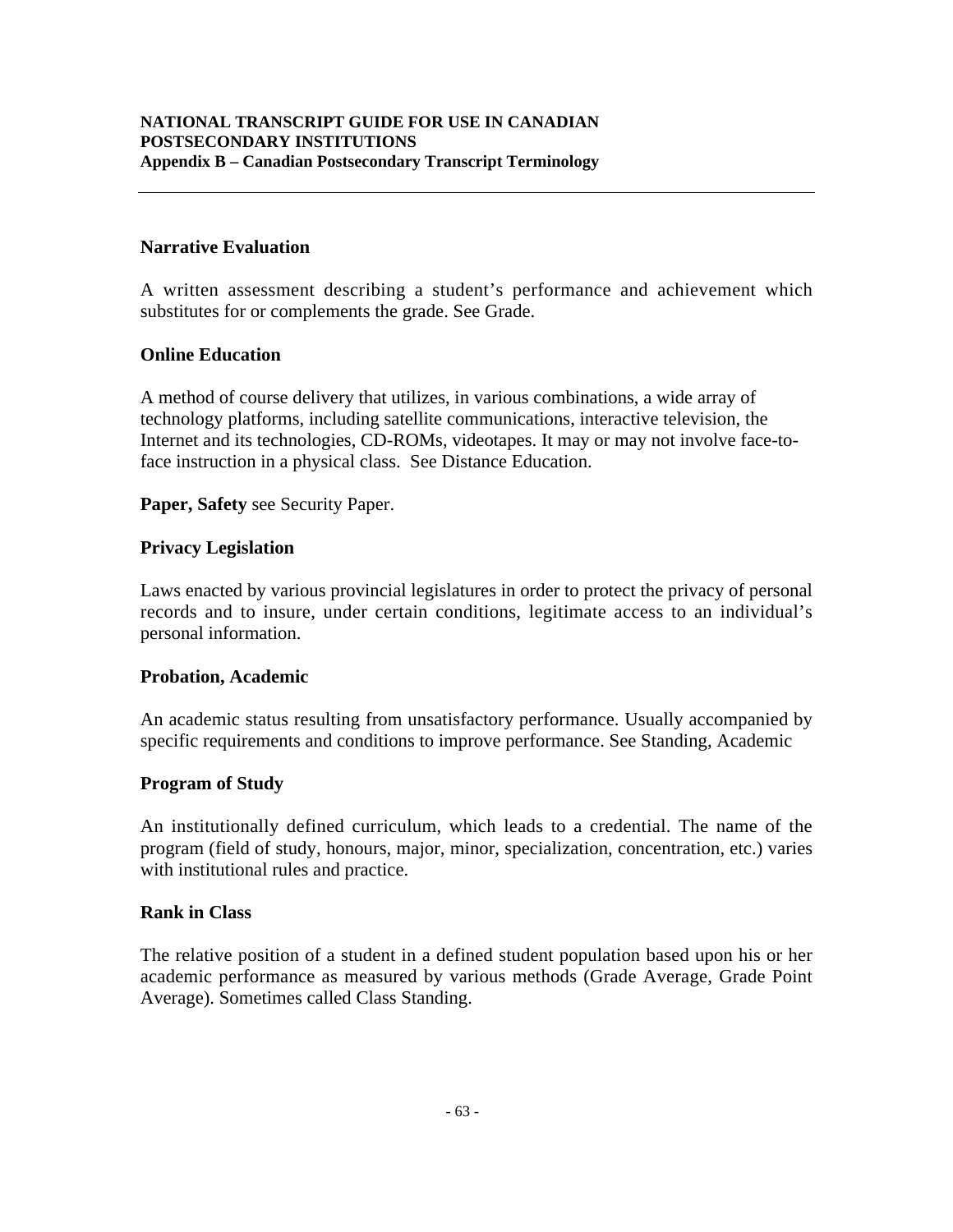**Narrative Evaluation**

A written assessment describing a student's performance and achievement which substitutes for or complements the grade. See Grade.

**Online Education**

A method of course delivery that utilizes, in various combinations, a wide array of technology platforms, including satellite communications, interactive television, the Internet and its technologies, CD-ROMs, videotapes. It may or may not involve face-to-face instruction in a physical class. See Distance Education.

**Paper, Safety** see Security Paper.

**Privacy Legislation**

Laws enacted by various provincial legislatures in order to protect the privacy of personal records and to insure, under certain conditions, legitimate access to an individual's personal information.

**Probation, Academic**

An academic status resulting from unsatisfactory performance. Usually accompanied by specific requirements and conditions to improve performance. See Standing, Academic

**Program of Study**

An institutionally defined curriculum, which leads to a credential. The name of the program (field of study, honours, major, minor, specialization, concentration, etc.) varies with institutional rules and practice.

**Rank in Class**

The relative position of a student in a defined student population based upon his or her academic performance as measured by various methods (Grade Average, Grade Point Average). Sometimes called Class Standing.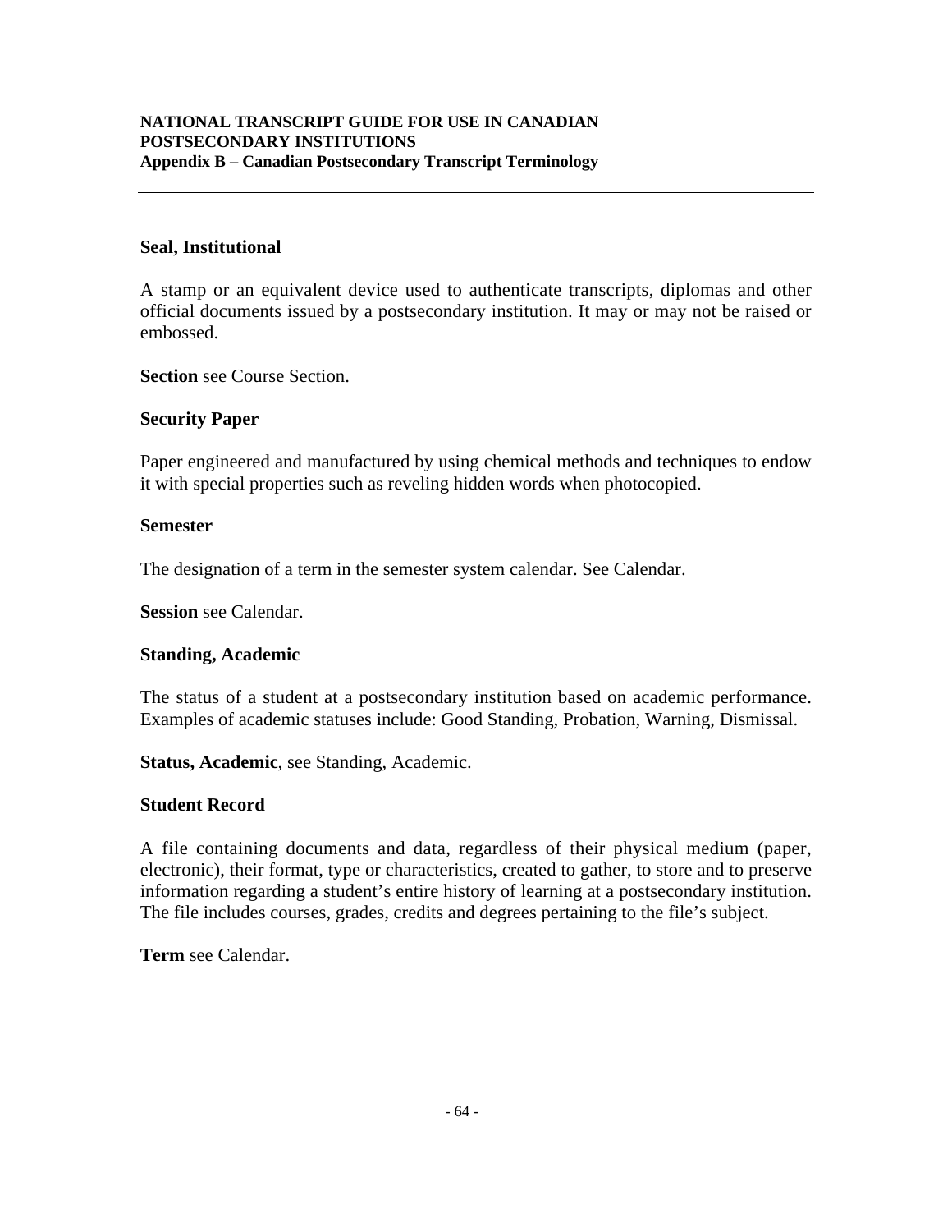**Seal, Institutional**

A stamp or an equivalent device used to authenticate transcripts, diplomas and other official documents issued by a postsecondary institution. It may or may not be raised or embossed.

**Section** see Course Section.

**Security Paper**

Paper engineered and manufactured by using chemical methods and techniques to endow it with special properties such as reveling hidden words when photocopied.

**Semester**

The designation of a term in the semester system calendar. See Calendar.

**Session** see Calendar.

**Standing, Academic**

The status of a student at a postsecondary institution based on academic performance. Examples of academic statuses include: Good Standing, Probation, Warning, Dismissal.

**Status, Academic**, see Standing, Academic.

**Student Record**

A file containing documents and data, regardless of their physical medium (paper, electronic), their format, type or characteristics, created to gather, to store and to preserve information regarding a student's entire history of learning at a postsecondary institution. The file includes courses, grades, credits and degrees pertaining to the file's subject.

**Term** see Calendar.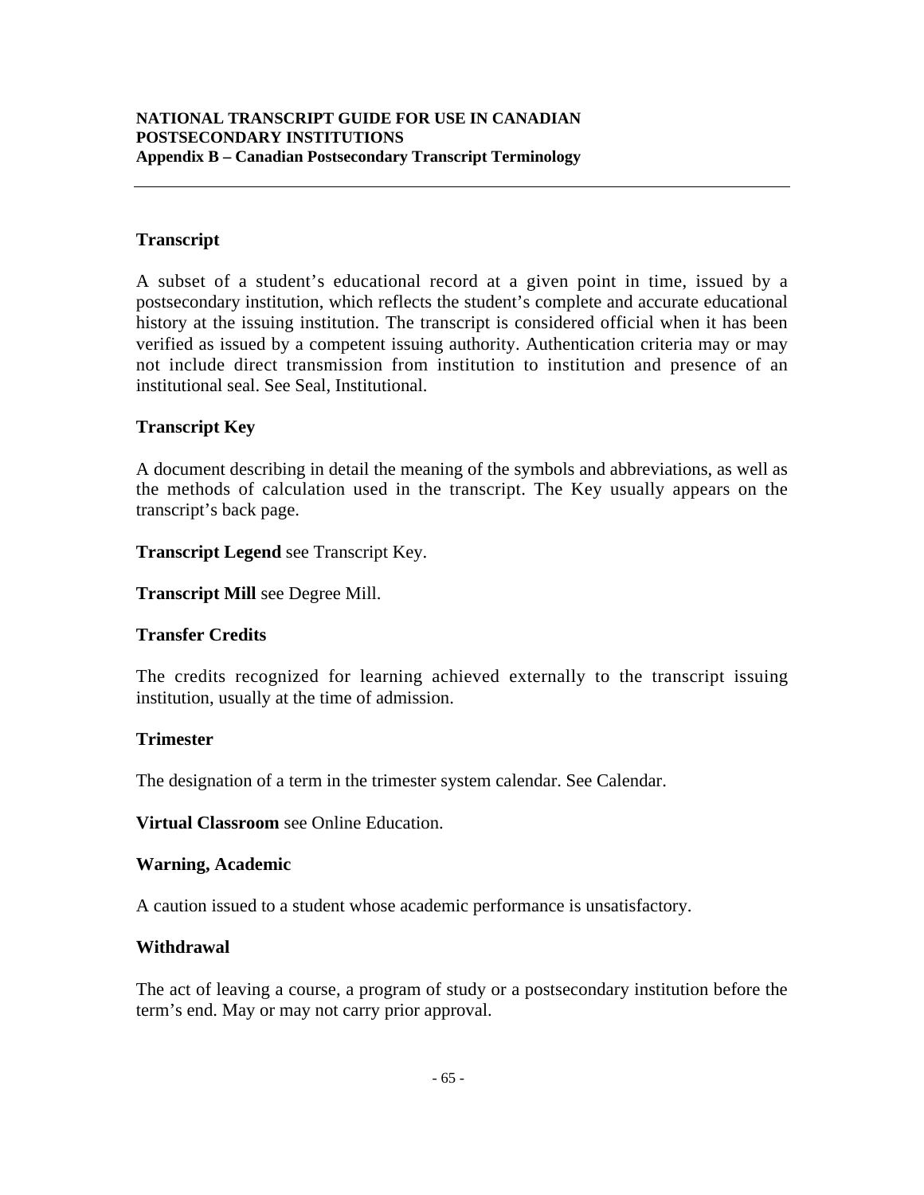### Transcript

A subset of a student's educational record at a given point in time, issued by a postsecondary institution, which reflects the student's complete and accurate educational history at the issuing institution. The transcript is considered official when it has been verified as issued by a competent issuing authority. Authentication criteria may or may not include direct transmission from institution to institution and presence of an institutional seal. See Seal, Institutional.

### Transcript Key

A document describing in detail the meaning of the symbols and abbreviations, as well as the methods of calculation used in the transcript. The Key usually appears on the transcript's back page.

**Transcript Legend** see Transcript Key.

**Transcript Mill** see Degree Mill.

### Transfer Credits

The credits recognized for learning achieved externally to the transcript issuing institution, usually at the time of admission.

### Trimester

The designation of a term in the trimester system calendar. See Calendar.

**Virtual Classroom** see Online Education.

### Warning, Academic

A caution issued to a student whose academic performance is unsatisfactory.

### Withdrawal

The act of leaving a course, a program of study or a postsecondary institution before the term's end. May or may not carry prior approval.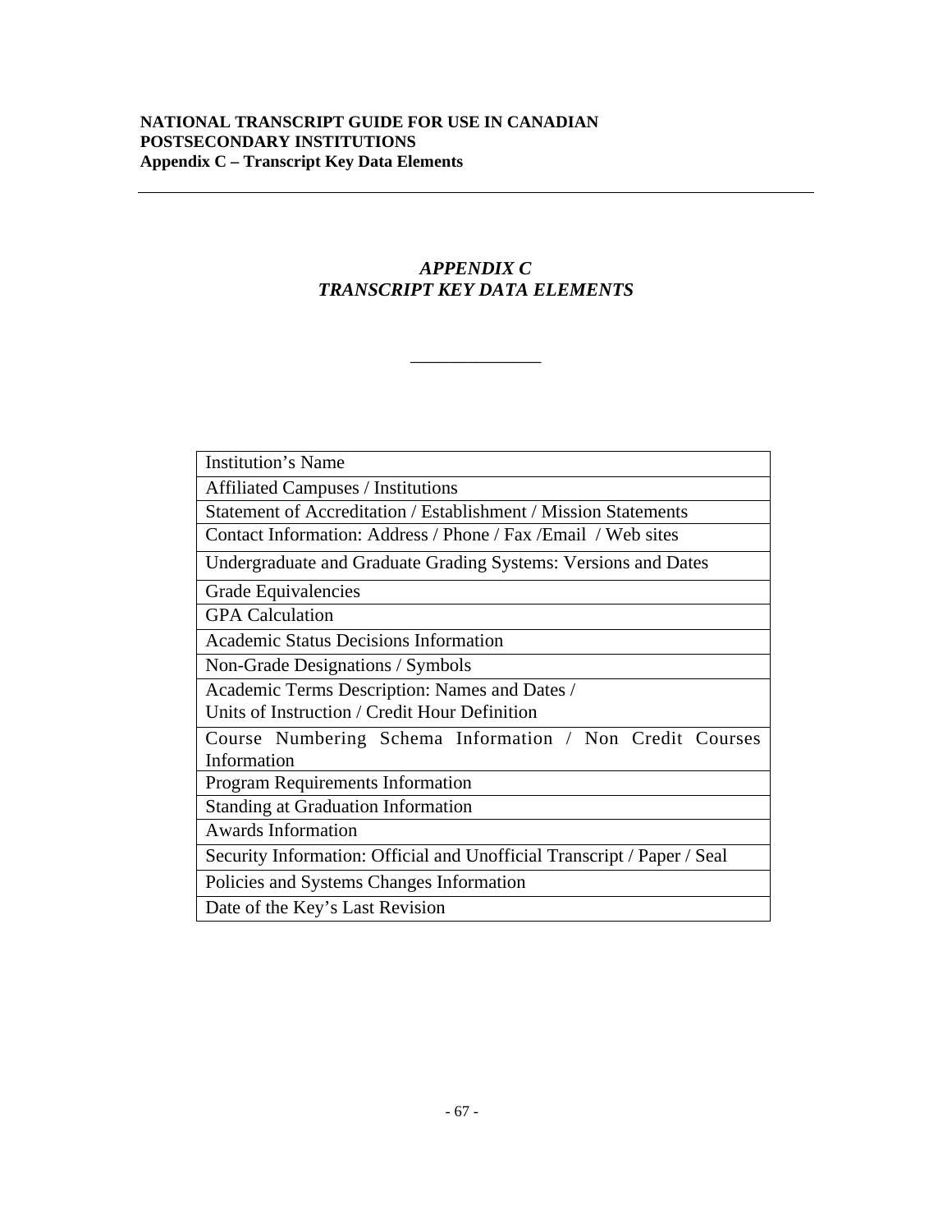# *APPENDIX C*
# *TRANSCRIPT KEY DATA ELEMENTS*

______________

| Institution's Name |
|---|
| Affiliated Campuses / Institutions |
| Statement of Accreditation / Establishment / Mission Statements |
| Contact Information: Address / Phone / Fax /Email / Web sites |
| Undergraduate and Graduate Grading Systems: Versions and Dates |
| Grade Equivalencies |
| GPA Calculation |
| Academic Status Decisions Information |
| Non-Grade Designations / Symbols |
| Academic Terms Description: Names and Dates / Units of Instruction / Credit Hour Definition |
| Course Numbering Schema Information / Non Credit Courses Information |
| Program Requirements Information |
| Standing at Graduation Information |
| Awards Information |
| Security Information: Official and Unofficial Transcript / Paper / Seal |
| Policies and Systems Changes Information |
| Date of the Key's Last Revision |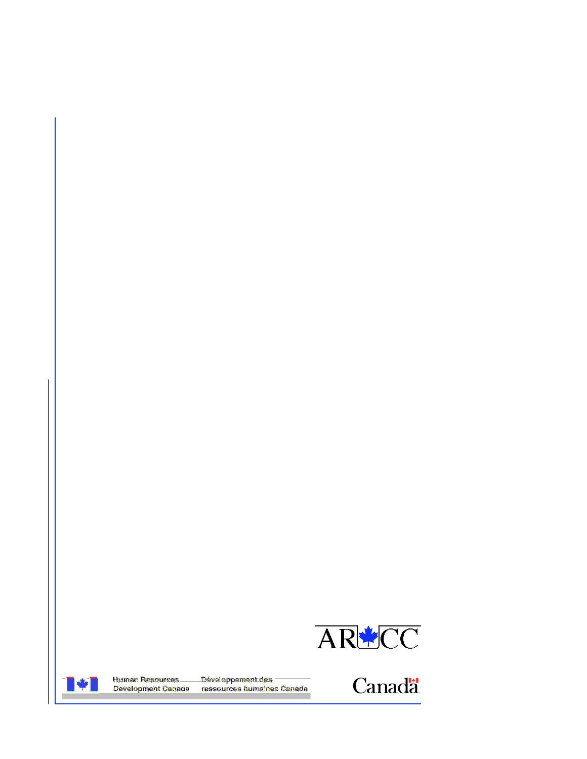AR CC

Human Resources Development Canada

Développement des ressources humaines Canada

Canada